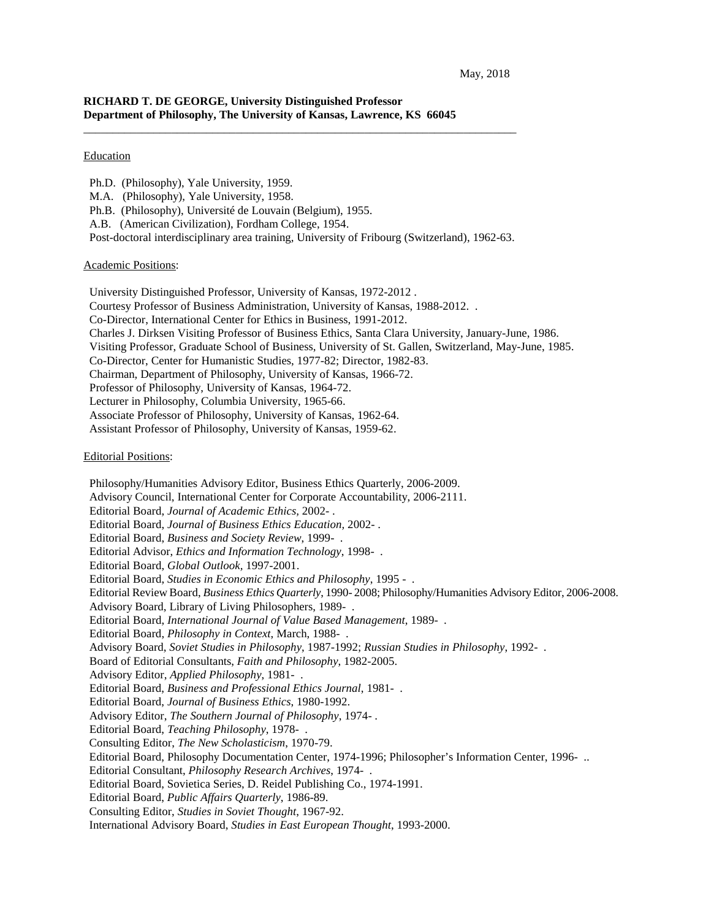May, 2018

**RICHARD T. DE GEORGE, University Distinguished Professor**
**Department of Philosophy, The University of Kansas, Lawrence, KS 66045**

---

Education

Ph.D. (Philosophy), Yale University, 1959.
M.A. (Philosophy), Yale University, 1958.
Ph.B. (Philosophy), Université de Louvain (Belgium), 1955.
A.B. (American Civilization), Fordham College, 1954.
Post-doctoral interdisciplinary area training, University of Fribourg (Switzerland), 1962-63.

Academic Positions:

University Distinguished Professor, University of Kansas, 1972-2012 .
Courtesy Professor of Business Administration, University of Kansas, 1988-2012. .
Co-Director, International Center for Ethics in Business, 1991-2012.
Charles J. Dirksen Visiting Professor of Business Ethics, Santa Clara University, January-June, 1986.
Visiting Professor, Graduate School of Business, University of St. Gallen, Switzerland, May-June, 1985.
Co-Director, Center for Humanistic Studies, 1977-82; Director, 1982-83.
Chairman, Department of Philosophy, University of Kansas, 1966-72.
Professor of Philosophy, University of Kansas, 1964-72.
Lecturer in Philosophy, Columbia University, 1965-66.
Associate Professor of Philosophy, University of Kansas, 1962-64.
Assistant Professor of Philosophy, University of Kansas, 1959-62.

Editorial Positions:

Philosophy/Humanities Advisory Editor, Business Ethics Quarterly, 2006-2009.
Advisory Council, International Center for Corporate Accountability, 2006-2111.
Editorial Board, *Journal of Academic Ethics,* 2002- .
Editorial Board, *Journal of Business Ethics Education,* 2002- .
Editorial Board, *Business and Society Review*, 1999- .
Editorial Advisor, *Ethics and Information Technology*, 1998- .
Editorial Board, *Global Outlook,* 1997-2001.
Editorial Board, *Studies in Economic Ethics and Philosophy*, 1995 - .
Editorial Review Board, *Business Ethics Quarterly*, 1990- 2008; Philosophy/Humanities Advisory Editor, 2006-2008.
Advisory Board, Library of Living Philosophers, 1989- .
Editorial Board, *International Journal of Value Based Management*, 1989- .
Editorial Board, *Philosophy in Context*, March, 1988- .
Advisory Board, *Soviet Studies in Philosophy*, 1987-1992; *Russian Studies in Philosophy*, 1992- .
Board of Editorial Consultants, *Faith and Philosophy*, 1982-2005.
Advisory Editor, *Applied Philosophy,* 1981- .
Editorial Board, *Business and Professional Ethics Journal*, 1981- .
Editorial Board, *Journal of Business Ethics*, 1980-1992.
Advisory Editor, *The Southern Journal of Philosophy*, 1974- .
Editorial Board, *Teaching Philosophy*, 1978- .
Consulting Editor, *The New Scholasticism*, 1970-79.
Editorial Board, Philosophy Documentation Center, 1974-1996; Philosopher's Information Center, 1996- ..
Editorial Consultant, *Philosophy Research Archives*, 1974- .
Editorial Board, Sovietica Series, D. Reidel Publishing Co., 1974-1991.
Editorial Board, *Public Affairs Quarterly*, 1986-89.
Consulting Editor, *Studies in Soviet Thought*, 1967-92.
International Advisory Board, *Studies in East European Thought*, 1993-2000.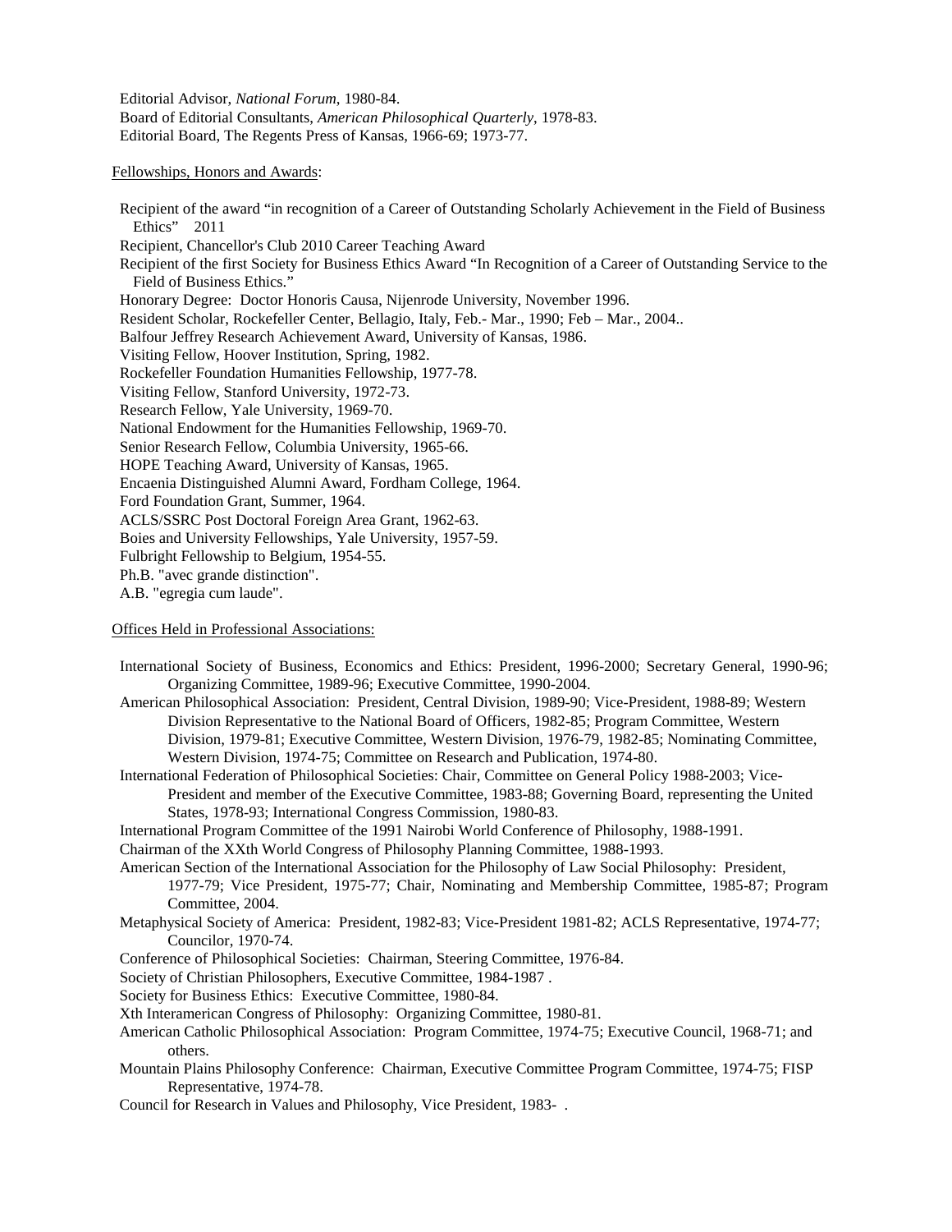Editorial Advisor, *National Forum*, 1980-84.
Board of Editorial Consultants, *American Philosophical Quarterly*, 1978-83.
Editorial Board, The Regents Press of Kansas, 1966-69; 1973-77.

Fellowships, Honors and Awards:

Recipient of the award "in recognition of a Career of Outstanding Scholarly Achievement in the Field of Business Ethics" 2011
Recipient, Chancellor's Club 2010 Career Teaching Award
Recipient of the first Society for Business Ethics Award "In Recognition of a Career of Outstanding Service to the Field of Business Ethics."
Honorary Degree: Doctor Honoris Causa, Nijenrode University, November 1996.
Resident Scholar, Rockefeller Center, Bellagio, Italy, Feb.- Mar., 1990; Feb – Mar., 2004..
Balfour Jeffrey Research Achievement Award, University of Kansas, 1986.
Visiting Fellow, Hoover Institution, Spring, 1982.
Rockefeller Foundation Humanities Fellowship, 1977-78.
Visiting Fellow, Stanford University, 1972-73.
Research Fellow, Yale University, 1969-70.
National Endowment for the Humanities Fellowship, 1969-70.
Senior Research Fellow, Columbia University, 1965-66.
HOPE Teaching Award, University of Kansas, 1965.
Encaenia Distinguished Alumni Award, Fordham College, 1964.
Ford Foundation Grant, Summer, 1964.
ACLS/SSRC Post Doctoral Foreign Area Grant, 1962-63.
Boies and University Fellowships, Yale University, 1957-59.
Fulbright Fellowship to Belgium, 1954-55.
Ph.B. "avec grande distinction".
A.B. "egregia cum laude".

Offices Held in Professional Associations:

International Society of Business, Economics and Ethics: President, 1996-2000; Secretary General, 1990-96; Organizing Committee, 1989-96; Executive Committee, 1990-2004.
American Philosophical Association: President, Central Division, 1989-90; Vice-President, 1988-89; Western Division Representative to the National Board of Officers, 1982-85; Program Committee, Western Division, 1979-81; Executive Committee, Western Division, 1976-79, 1982-85; Nominating Committee, Western Division, 1974-75; Committee on Research and Publication, 1974-80.
International Federation of Philosophical Societies: Chair, Committee on General Policy 1988-2003; Vice-President and member of the Executive Committee, 1983-88; Governing Board, representing the United States, 1978-93; International Congress Commission, 1980-83.
International Program Committee of the 1991 Nairobi World Conference of Philosophy, 1988-1991.
Chairman of the XXth World Congress of Philosophy Planning Committee, 1988-1993.
American Section of the International Association for the Philosophy of Law Social Philosophy: President, 1977-79; Vice President, 1975-77; Chair, Nominating and Membership Committee, 1985-87; Program Committee, 2004.
Metaphysical Society of America: President, 1982-83; Vice-President 1981-82; ACLS Representative, 1974-77; Councilor, 1970-74.
Conference of Philosophical Societies: Chairman, Steering Committee, 1976-84.
Society of Christian Philosophers, Executive Committee, 1984-1987 .
Society for Business Ethics: Executive Committee, 1980-84.
Xth Interamerican Congress of Philosophy: Organizing Committee, 1980-81.
American Catholic Philosophical Association: Program Committee, 1974-75; Executive Council, 1968-71; and others.
Mountain Plains Philosophy Conference: Chairman, Executive Committee Program Committee, 1974-75; FISP Representative, 1974-78.
Council for Research in Values and Philosophy, Vice President, 1983- .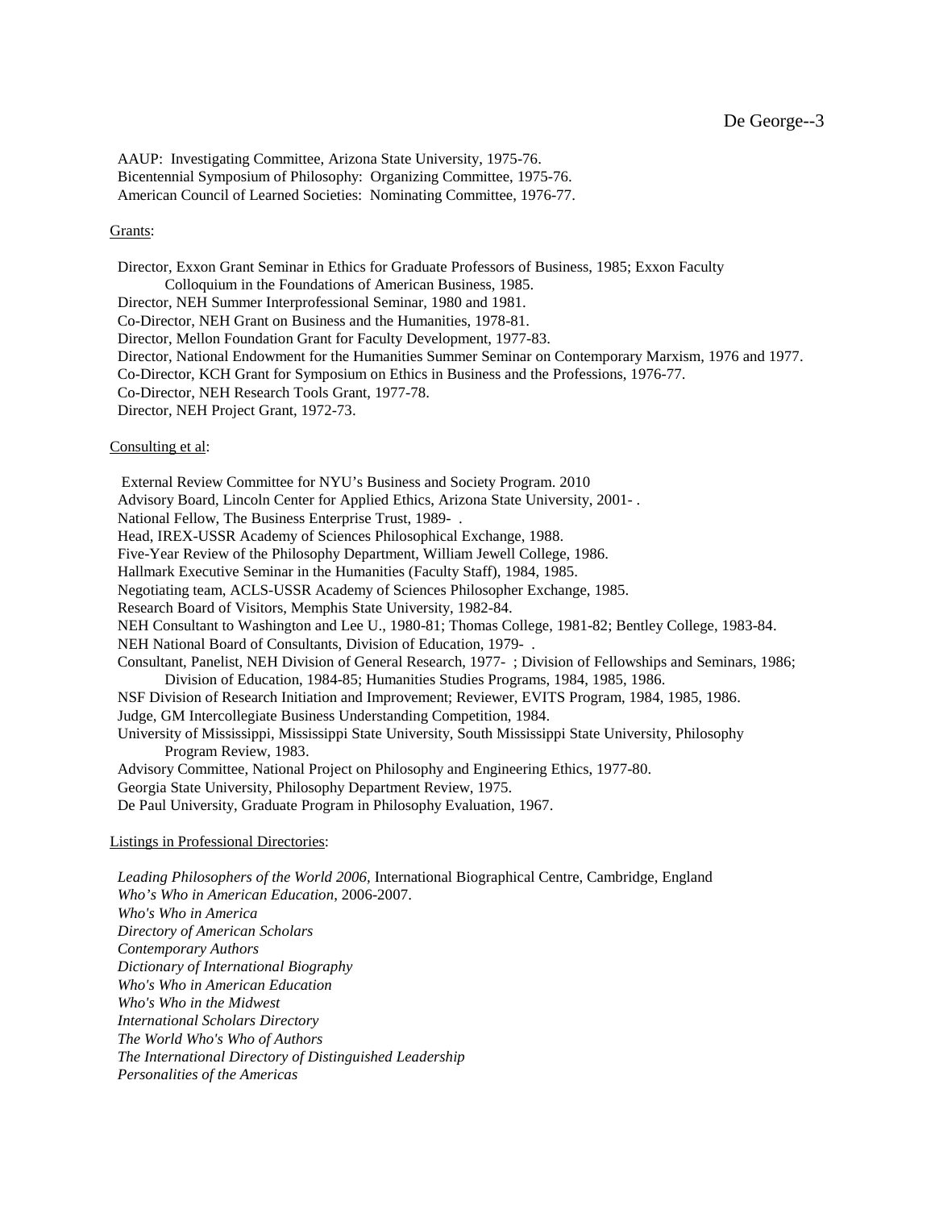AAUP: Investigating Committee, Arizona State University, 1975-76.
Bicentennial Symposium of Philosophy: Organizing Committee, 1975-76.
American Council of Learned Societies: Nominating Committee, 1976-77.

Grants:

Director, Exxon Grant Seminar in Ethics for Graduate Professors of Business, 1985; Exxon Faculty Colloquium in the Foundations of American Business, 1985.
Director, NEH Summer Interprofessional Seminar, 1980 and 1981.
Co-Director, NEH Grant on Business and the Humanities, 1978-81.
Director, Mellon Foundation Grant for Faculty Development, 1977-83.
Director, National Endowment for the Humanities Summer Seminar on Contemporary Marxism, 1976 and 1977.
Co-Director, KCH Grant for Symposium on Ethics in Business and the Professions, 1976-77.
Co-Director, NEH Research Tools Grant, 1977-78.
Director, NEH Project Grant, 1972-73.

Consulting et al:

External Review Committee for NYU's Business and Society Program. 2010
Advisory Board, Lincoln Center for Applied Ethics, Arizona State University, 2001- .
National Fellow, The Business Enterprise Trust, 1989- .
Head, IREX-USSR Academy of Sciences Philosophical Exchange, 1988.
Five-Year Review of the Philosophy Department, William Jewell College, 1986.
Hallmark Executive Seminar in the Humanities (Faculty Staff), 1984, 1985.
Negotiating team, ACLS-USSR Academy of Sciences Philosopher Exchange, 1985.
Research Board of Visitors, Memphis State University, 1982-84.
NEH Consultant to Washington and Lee U., 1980-81; Thomas College, 1981-82; Bentley College, 1983-84.
NEH National Board of Consultants, Division of Education, 1979- .
Consultant, Panelist, NEH Division of General Research, 1977- ; Division of Fellowships and Seminars, 1986; Division of Education, 1984-85; Humanities Studies Programs, 1984, 1985, 1986.
NSF Division of Research Initiation and Improvement; Reviewer, EVITS Program, 1984, 1985, 1986.
Judge, GM Intercollegiate Business Understanding Competition, 1984.
University of Mississippi, Mississippi State University, South Mississippi State University, Philosophy Program Review, 1983.
Advisory Committee, National Project on Philosophy and Engineering Ethics, 1977-80.
Georgia State University, Philosophy Department Review, 1975.
De Paul University, Graduate Program in Philosophy Evaluation, 1967.

Listings in Professional Directories:

*Leading Philosophers of the World 2006,* International Biographical Centre, Cambridge, England
*Who's Who in American Education*, 2006-2007.
*Who's Who in America*
*Directory of American Scholars*
*Contemporary Authors*
*Dictionary of International Biography*
*Who's Who in American Education*
*Who's Who in the Midwest*
*International Scholars Directory*
*The World Who's Who of Authors*
*The International Directory of Distinguished Leadership*
*Personalities of the Americas*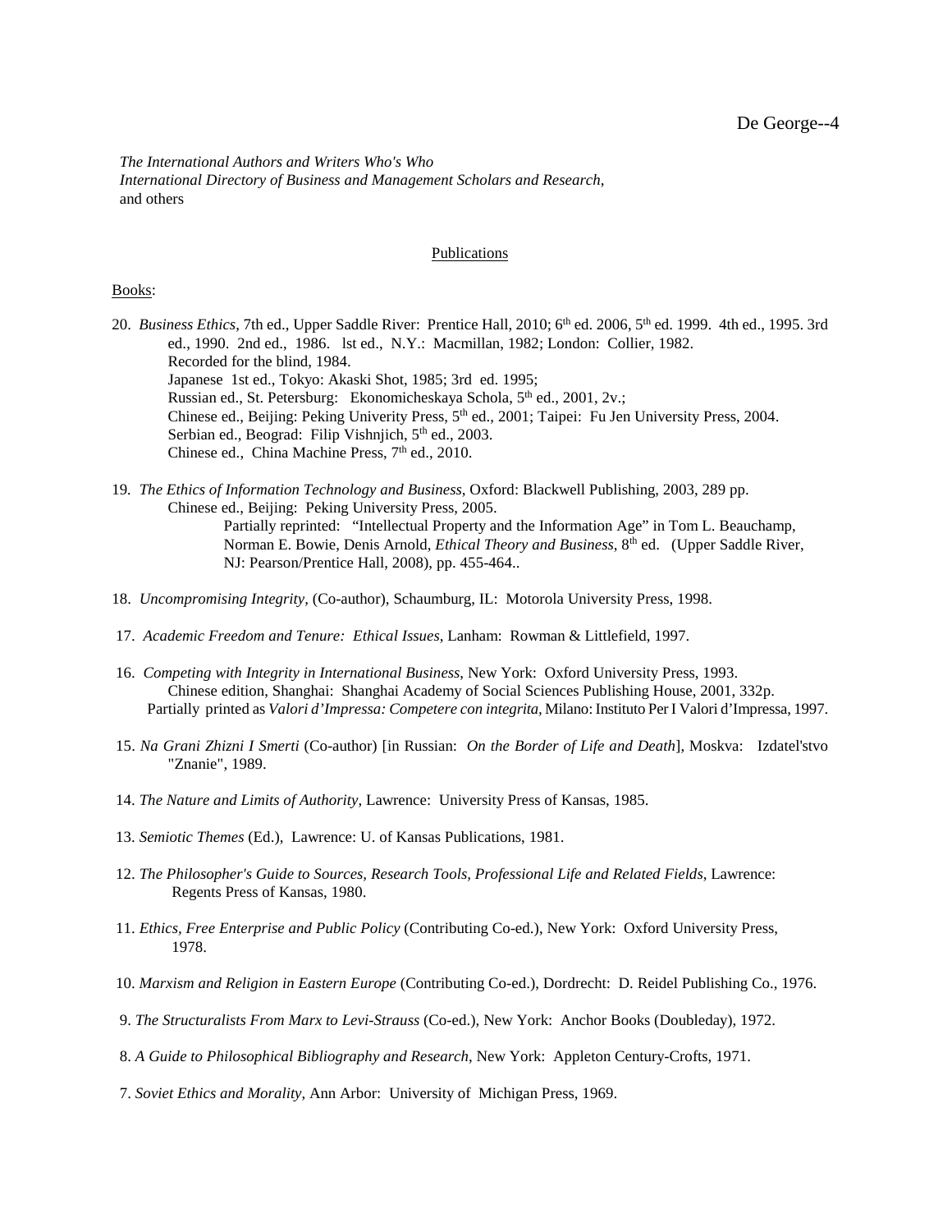*The International Authors and Writers Who's Who*
*International Directory of Business and Management Scholars and Research*,
and others

## Publications

### Books:

20. *Business Ethics*, 7th ed., Upper Saddle River: Prentice Hall, 2010; 6th ed. 2006, 5th ed. 1999. 4th ed., 1995. 3rd ed., 1990. 2nd ed., 1986. lst ed., N.Y.: Macmillan, 1982; London: Collier, 1982.
    Recorded for the blind, 1984.
    Japanese 1st ed., Tokyo: Akaski Shot, 1985; 3rd ed. 1995;
    Russian ed., St. Petersburg: Ekonomicheskaya Schola, 5th ed., 2001, 2v.;
    Chinese ed., Beijing: Peking Univerity Press, 5th ed., 2001; Taipei: Fu Jen University Press, 2004.
    Serbian ed., Beograd: Filip Vishnjich, 5th ed., 2003.
    Chinese ed., China Machine Press, 7th ed., 2010.

19. *The Ethics of Information Technology and Business*, Oxford: Blackwell Publishing, 2003, 289 pp.
    Chinese ed., Beijing: Peking University Press, 2005.
    Partially reprinted: "Intellectual Property and the Information Age" in Tom L. Beauchamp, Norman E. Bowie, Denis Arnold, *Ethical Theory and Business*, 8th ed. (Upper Saddle River, NJ: Pearson/Prentice Hall, 2008), pp. 455-464..

18. *Uncompromising Integrity*, (Co-author), Schaumburg, IL: Motorola University Press, 1998.

17. *Academic Freedom and Tenure: Ethical Issues*, Lanham: Rowman & Littlefield, 1997.

16. *Competing with Integrity in International Business*, New York: Oxford University Press, 1993.
    Chinese edition, Shanghai: Shanghai Academy of Social Sciences Publishing House, 2001, 332p.
    Partially printed as *Valori d'Impressa: Competere con integrita*, Milano: Instituto Per I Valori d'Impressa, 1997.

15. *Na Grani Zhizni I Smerti* (Co-author) [in Russian: *On the Border of Life and Death*], Moskva: Izdatel'stvo "Znanie", 1989.

14. *The Nature and Limits of Authority*, Lawrence: University Press of Kansas, 1985.

13. *Semiotic Themes* (Ed.), Lawrence: U. of Kansas Publications, 1981.

12. *The Philosopher's Guide to Sources, Research Tools, Professional Life and Related Fields*, Lawrence: Regents Press of Kansas, 1980.

11. *Ethics, Free Enterprise and Public Policy* (Contributing Co-ed.), New York: Oxford University Press, 1978.

10. *Marxism and Religion in Eastern Europe* (Contributing Co-ed.), Dordrecht: D. Reidel Publishing Co., 1976.

9. *The Structuralists From Marx to Levi-Strauss* (Co-ed.), New York: Anchor Books (Doubleday), 1972.

8. *A Guide to Philosophical Bibliography and Research*, New York: Appleton Century-Crofts, 1971.

7. *Soviet Ethics and Morality*, Ann Arbor: University of Michigan Press, 1969.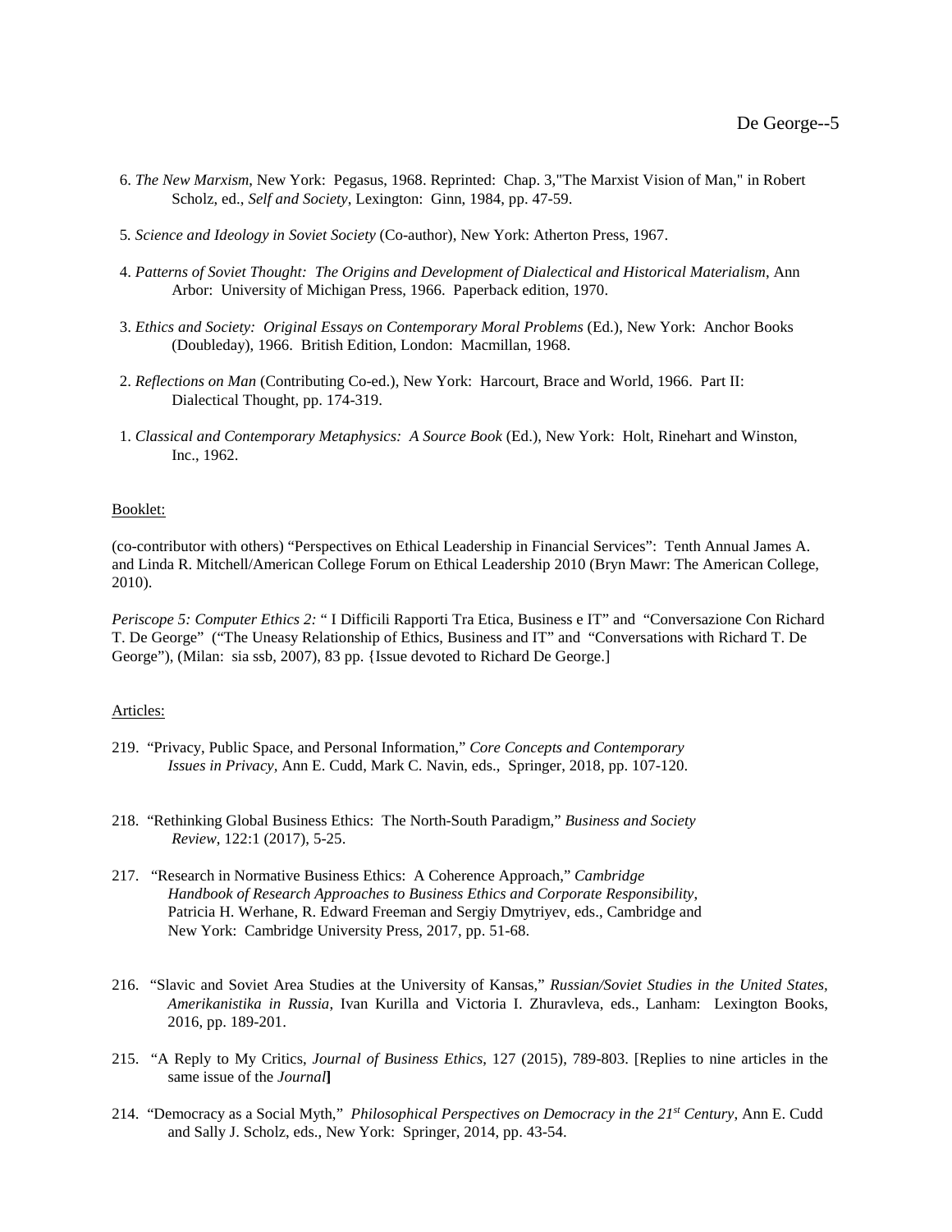6. *The New Marxism*, New York: Pegasus, 1968. Reprinted: Chap. 3,"The Marxist Vision of Man," in Robert Scholz, ed., *Self and Society*, Lexington: Ginn, 1984, pp. 47-59.

5. *Science and Ideology in Soviet Society* (Co-author), New York: Atherton Press, 1967.

4. *Patterns of Soviet Thought: The Origins and Development of Dialectical and Historical Materialism*, Ann Arbor: University of Michigan Press, 1966. Paperback edition, 1970.

3. *Ethics and Society: Original Essays on Contemporary Moral Problems* (Ed.), New York: Anchor Books (Doubleday), 1966. British Edition, London: Macmillan, 1968.

2. *Reflections on Man* (Contributing Co-ed.), New York: Harcourt, Brace and World, 1966. Part II: Dialectical Thought, pp. 174-319.

1. *Classical and Contemporary Metaphysics: A Source Book* (Ed.), New York: Holt, Rinehart and Winston, Inc., 1962.

Booklet:

(co-contributor with others) "Perspectives on Ethical Leadership in Financial Services": Tenth Annual James A. and Linda R. Mitchell/American College Forum on Ethical Leadership 2010 (Bryn Mawr: The American College, 2010).

*Periscope 5: Computer Ethics 2:* " I Difficili Rapporti Tra Etica, Business e IT" and "Conversazione Con Richard T. De George" ("The Uneasy Relationship of Ethics, Business and IT" and "Conversations with Richard T. De George"), (Milan: sia ssb, 2007), 83 pp. {Issue devoted to Richard De George.]

Articles:

219. "Privacy, Public Space, and Personal Information," *Core Concepts and Contemporary Issues in Privacy*, Ann E. Cudd, Mark C. Navin, eds., Springer, 2018, pp. 107-120.

218. "Rethinking Global Business Ethics: The North-South Paradigm," *Business and Society Review*, 122:1 (2017), 5-25.

217. "Research in Normative Business Ethics: A Coherence Approach," *Cambridge Handbook of Research Approaches to Business Ethics and Corporate Responsibility*, Patricia H. Werhane, R. Edward Freeman and Sergiy Dmytriyev, eds., Cambridge and New York: Cambridge University Press, 2017, pp. 51-68.

216. "Slavic and Soviet Area Studies at the University of Kansas," *Russian/Soviet Studies in the United States, Amerikanistika in Russia*, Ivan Kurilla and Victoria I. Zhuravleva, eds., Lanham: Lexington Books, 2016, pp. 189-201.

215. "A Reply to My Critics, *Journal of Business Ethics*, 127 (2015), 789-803. [Replies to nine articles in the same issue of the *Journal*]

214. "Democracy as a Social Myth," *Philosophical Perspectives on Democracy in the 21st Century*, Ann E. Cudd and Sally J. Scholz, eds., New York: Springer, 2014, pp. 43-54.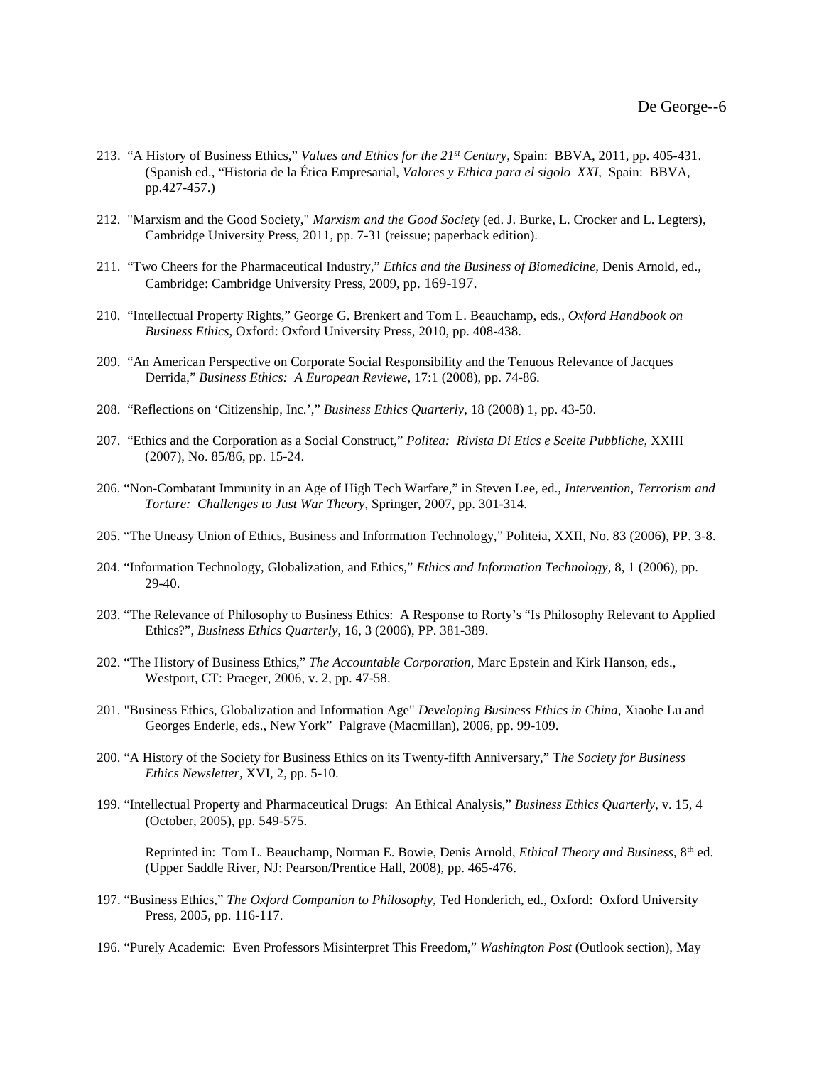213. "A History of Business Ethics," *Values and Ethics for the 21st Century*, Spain: BBVA, 2011, pp. 405-431. (Spanish ed., "Historia de la Ética Empresarial, *Valores y Ethica para el sigolo XXI*, Spain: BBVA, pp.427-457.)

212. "Marxism and the Good Society," *Marxism and the Good Society* (ed. J. Burke, L. Crocker and L. Legters), Cambridge University Press, 2011, pp. 7-31 (reissue; paperback edition).

211. "Two Cheers for the Pharmaceutical Industry," *Ethics and the Business of Biomedicine*, Denis Arnold, ed., Cambridge: Cambridge University Press, 2009, pp. 169-197.

210. "Intellectual Property Rights," George G. Brenkert and Tom L. Beauchamp, eds., *Oxford Handbook on Business Ethics*, Oxford: Oxford University Press, 2010, pp. 408-438.

209. "An American Perspective on Corporate Social Responsibility and the Tenuous Relevance of Jacques Derrida," *Business Ethics: A European Reviewe*, 17:1 (2008), pp. 74-86.

208. "Reflections on 'Citizenship, Inc.'," *Business Ethics Quarterly*, 18 (2008) 1, pp. 43-50.

207. "Ethics and the Corporation as a Social Construct," *Politea: Rivista Di Etics e Scelte Pubbliche*, XXIII (2007), No. 85/86, pp. 15-24.

206. "Non-Combatant Immunity in an Age of High Tech Warfare," in Steven Lee, ed., *Intervention, Terrorism and Torture: Challenges to Just War Theory*, Springer, 2007, pp. 301-314.

205. "The Uneasy Union of Ethics, Business and Information Technology," Politeia, XXII, No. 83 (2006), PP. 3-8.

204. "Information Technology, Globalization, and Ethics," *Ethics and Information Technology*, 8, 1 (2006), pp. 29-40.

203. "The Relevance of Philosophy to Business Ethics: A Response to Rorty's "Is Philosophy Relevant to Applied Ethics?", *Business Ethics Quarterly*, 16, 3 (2006), PP. 381-389.

202. "The History of Business Ethics," *The Accountable Corporation*, Marc Epstein and Kirk Hanson, eds., Westport, CT: Praeger, 2006, v. 2, pp. 47-58.

201. "Business Ethics, Globalization and Information Age" *Developing Business Ethics in China*, Xiaohe Lu and Georges Enderle, eds., New York" Palgrave (Macmillan), 2006, pp. 99-109.

200. "A History of the Society for Business Ethics on its Twenty-fifth Anniversary," T*he Society for Business Ethics Newsletter*, XVI, 2, pp. 5-10.

199. "Intellectual Property and Pharmaceutical Drugs: An Ethical Analysis," *Business Ethics Quarterly*, v. 15, 4 (October, 2005), pp. 549-575.

Reprinted in: Tom L. Beauchamp, Norman E. Bowie, Denis Arnold, *Ethical Theory and Business*, 8th ed. (Upper Saddle River, NJ: Pearson/Prentice Hall, 2008), pp. 465-476.

197. "Business Ethics," *The Oxford Companion to Philosophy*, Ted Honderich, ed., Oxford: Oxford University Press, 2005, pp. 116-117.

196. "Purely Academic: Even Professors Misinterpret This Freedom," *Washington Post* (Outlook section), May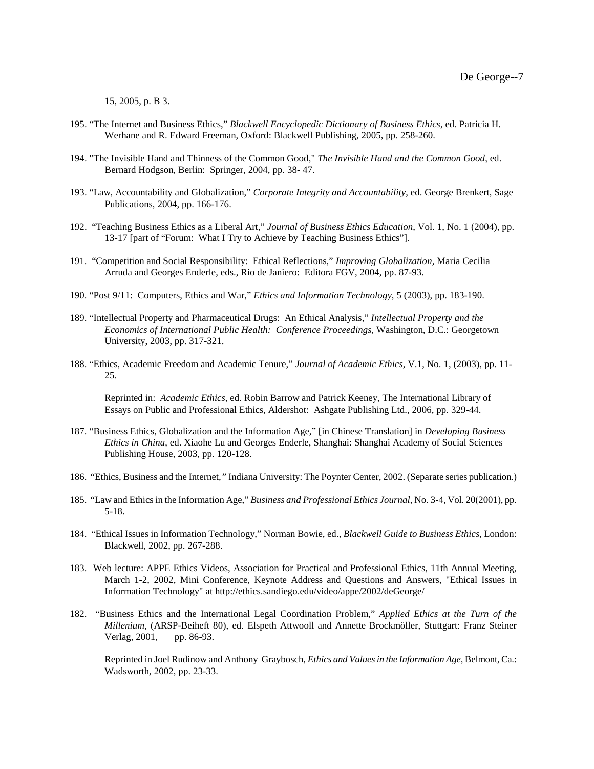15, 2005, p. B 3.

195. "The Internet and Business Ethics," *Blackwell Encyclopedic Dictionary of Business Ethics*, ed. Patricia H. Werhane and R. Edward Freeman, Oxford: Blackwell Publishing, 2005, pp. 258-260.

194. "The Invisible Hand and Thinness of the Common Good," *The Invisible Hand and the Common Good*, ed. Bernard Hodgson, Berlin: Springer, 2004, pp. 38- 47.

193. "Law, Accountability and Globalization," *Corporate Integrity and Accountability*, ed. George Brenkert, Sage Publications, 2004, pp. 166-176.

192. "Teaching Business Ethics as a Liberal Art," *Journal of Business Ethics Education*, Vol. 1, No. 1 (2004), pp. 13-17 [part of "Forum: What I Try to Achieve by Teaching Business Ethics"].

191. "Competition and Social Responsibility: Ethical Reflections," *Improving Globalization,* Maria Cecilia Arruda and Georges Enderle, eds., Rio de Janiero: Editora FGV, 2004, pp. 87-93.

190. "Post 9/11: Computers, Ethics and War," *Ethics and Information Technology*, 5 (2003), pp. 183-190.

189. "Intellectual Property and Pharmaceutical Drugs: An Ethical Analysis," *Intellectual Property and the Economics of International Public Health: Conference Proceedings,* Washington, D.C.: Georgetown University, 2003, pp. 317-321.

188. "Ethics, Academic Freedom and Academic Tenure," *Journal of Academic Ethics*, V.1, No. 1, (2003), pp. 11-25.

Reprinted in: *Academic Ethics*, ed. Robin Barrow and Patrick Keeney, The International Library of Essays on Public and Professional Ethics, Aldershot: Ashgate Publishing Ltd., 2006, pp. 329-44.

187. "Business Ethics, Globalization and the Information Age," [in Chinese Translation] in *Developing Business Ethics in China*, ed. Xiaohe Lu and Georges Enderle, Shanghai: Shanghai Academy of Social Sciences Publishing House, 2003, pp. 120-128.

186. "Ethics, Business and the Internet*,"* Indiana University: The Poynter Center, 2002. (Separate series publication.)

185. "Law and Ethics in the Information Age," *Business and Professional Ethics Journal*, No. 3-4, Vol. 20(2001), pp. 5-18.

184. "Ethical Issues in Information Technology," Norman Bowie, ed., *Blackwell Guide to Business Ethics,* London: Blackwell, 2002, pp. 267-288.

183. Web lecture: APPE Ethics Videos, Association for Practical and Professional Ethics, 11th Annual Meeting, March 1-2, 2002, Mini Conference, Keynote Address and Questions and Answers, "Ethical Issues in Information Technology" at http://ethics.sandiego.edu/video/appe/2002/deGeorge/

182. "Business Ethics and the International Legal Coordination Problem," *Applied Ethics at the Turn of the Millenium*, (ARSP-Beiheft 80), ed. Elspeth Attwooll and Annette Brockmöller, Stuttgart: Franz Steiner Verlag, 2001, pp. 86-93.

Reprinted in Joel Rudinow and Anthony Graybosch, *Ethics and Values in the Information Age,* Belmont, Ca.: Wadsworth, 2002, pp. 23-33.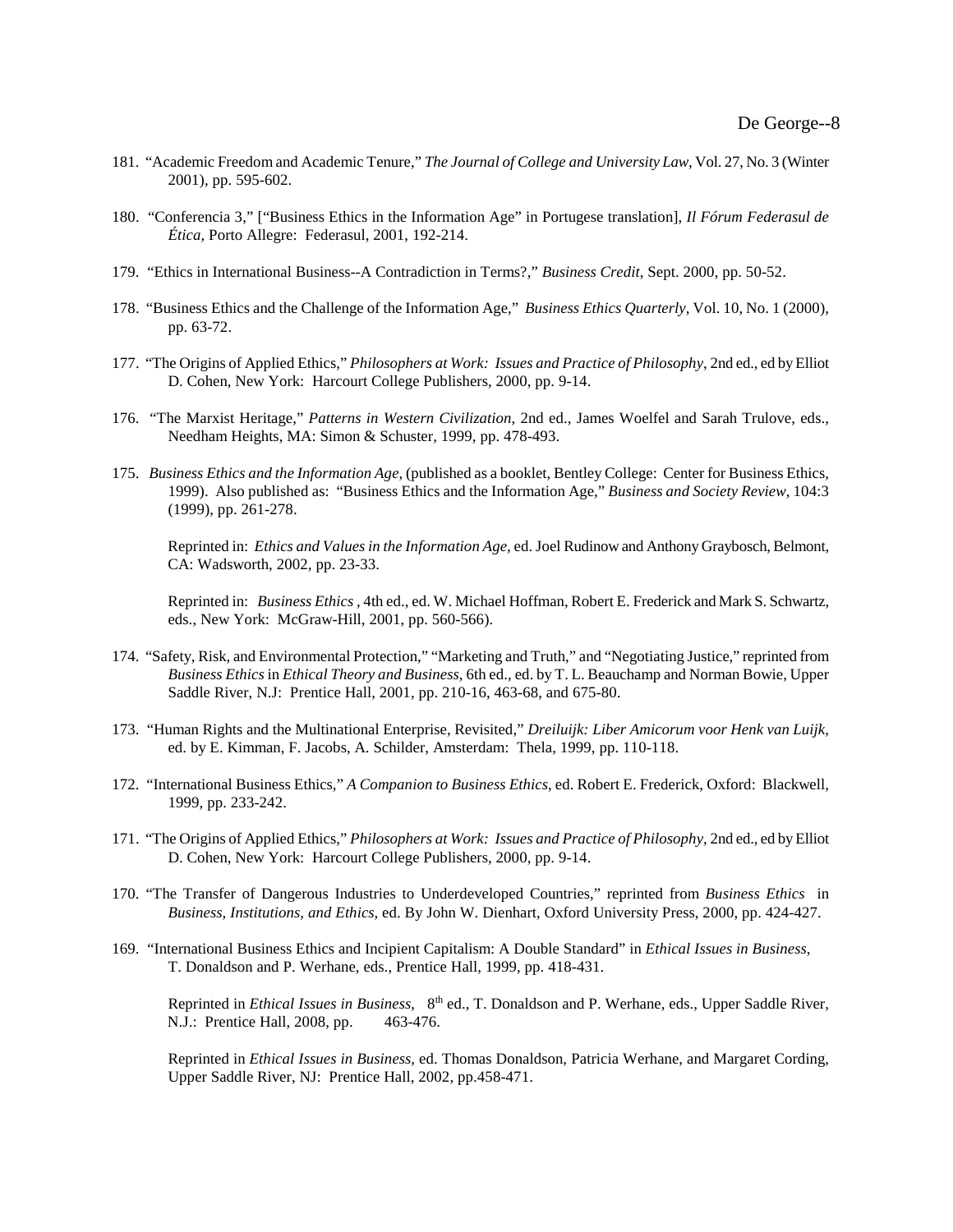181. "Academic Freedom and Academic Tenure," *The Journal of College and University Law*, Vol. 27, No. 3 (Winter 2001), pp. 595-602.

180. "Conferencia 3," ["Business Ethics in the Information Age" in Portugese translation], *Il Fórum Federasul de Ética*, Porto Allegre: Federasul, 2001, 192-214.

179. "Ethics in International Business--A Contradiction in Terms?," *Business Credit*, Sept. 2000, pp. 50-52.

178. "Business Ethics and the Challenge of the Information Age," *Business Ethics Quarterly*, Vol. 10, No. 1 (2000), pp. 63-72.

177. "The Origins of Applied Ethics," *Philosophers at Work: Issues and Practice of Philosophy*, 2nd ed., ed by Elliot D. Cohen, New York: Harcourt College Publishers, 2000, pp. 9-14.

176. "The Marxist Heritage," *Patterns in Western Civilization*, 2nd ed., James Woelfel and Sarah Trulove, eds., Needham Heights, MA: Simon & Schuster, 1999, pp. 478-493.

175. *Business Ethics and the Information Age*, (published as a booklet, Bentley College: Center for Business Ethics, 1999). Also published as: "Business Ethics and the Information Age," *Business and Society Review*, 104:3 (1999), pp. 261-278.

    Reprinted in: *Ethics and Values in the Information Age*, ed. Joel Rudinow and Anthony Graybosch, Belmont, CA: Wadsworth, 2002, pp. 23-33.

    Reprinted in: *Business Ethics* , 4th ed., ed. W. Michael Hoffman, Robert E. Frederick and Mark S. Schwartz, eds., New York: McGraw-Hill, 2001, pp. 560-566).

174. "Safety, Risk, and Environmental Protection," "Marketing and Truth," and "Negotiating Justice," reprinted from *Business Ethics* in *Ethical Theory and Business*, 6th ed., ed. by T. L. Beauchamp and Norman Bowie, Upper Saddle River, N.J: Prentice Hall, 2001, pp. 210-16, 463-68, and 675-80.

173. "Human Rights and the Multinational Enterprise, Revisited," *Dreiluijk: Liber Amicorum voor Henk van Luijk*, ed. by E. Kimman, F. Jacobs, A. Schilder, Amsterdam: Thela, 1999, pp. 110-118.

172. "International Business Ethics," *A Companion to Business Ethics*, ed. Robert E. Frederick, Oxford: Blackwell, 1999, pp. 233-242.

171. "The Origins of Applied Ethics," *Philosophers at Work: Issues and Practice of Philosophy*, 2nd ed., ed by Elliot D. Cohen, New York: Harcourt College Publishers, 2000, pp. 9-14.

170. "The Transfer of Dangerous Industries to Underdeveloped Countries," reprinted from *Business Ethics* in *Business, Institutions, and Ethics*, ed. By John W. Dienhart, Oxford University Press, 2000, pp. 424-427.

169. "International Business Ethics and Incipient Capitalism: A Double Standard" in *Ethical Issues in Business*, T. Donaldson and P. Werhane, eds., Prentice Hall, 1999, pp. 418-431.

    Reprinted in *Ethical Issues in Business*, 8th ed., T. Donaldson and P. Werhane, eds., Upper Saddle River, N.J.: Prentice Hall, 2008, pp. 463-476.

    Reprinted in *Ethical Issues in Business*, ed. Thomas Donaldson, Patricia Werhane, and Margaret Cording, Upper Saddle River, NJ: Prentice Hall, 2002, pp.458-471.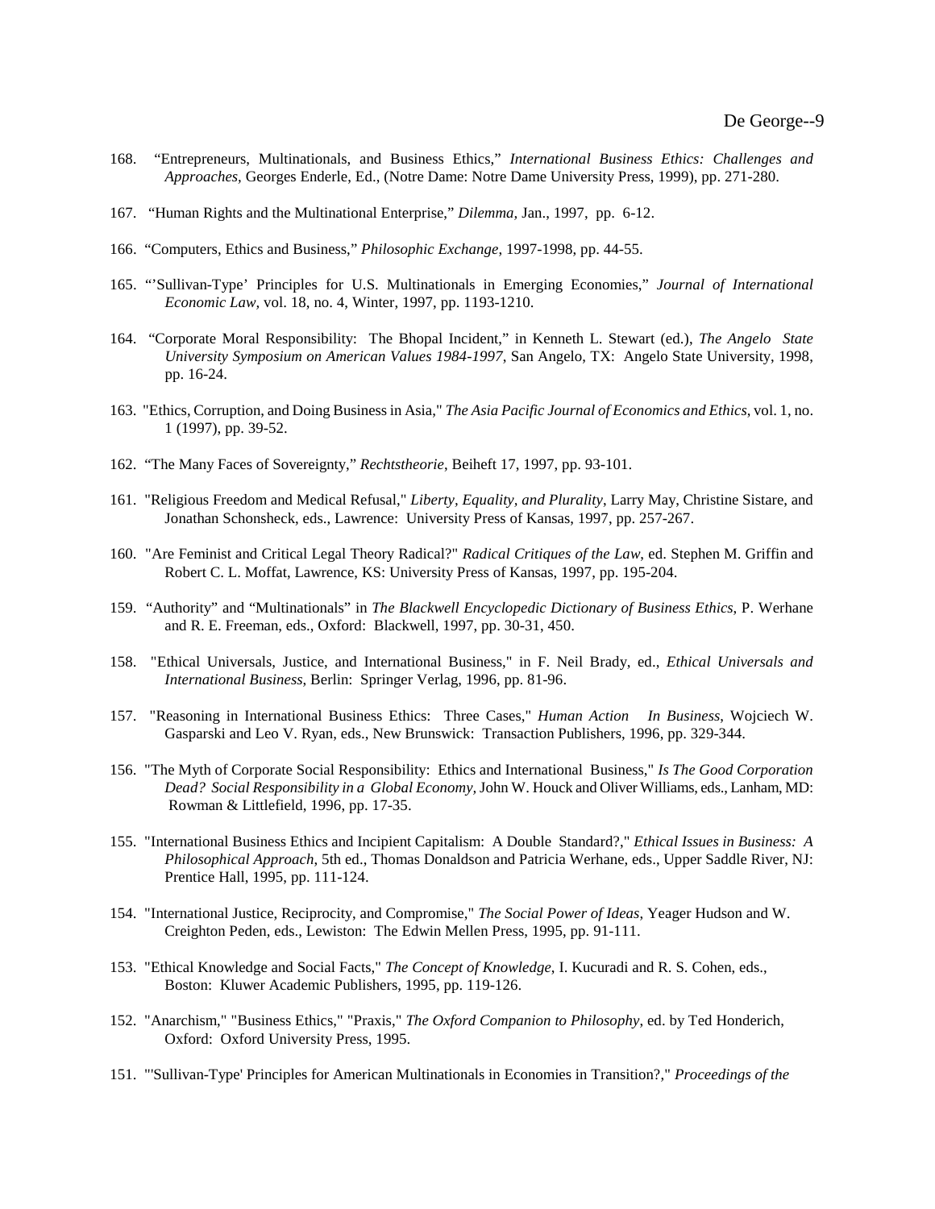168. "Entrepreneurs, Multinationals, and Business Ethics," *International Business Ethics: Challenges and Approaches,* Georges Enderle, Ed., (Notre Dame: Notre Dame University Press, 1999), pp. 271-280.

167. "Human Rights and the Multinational Enterprise," *Dilemma,* Jan., 1997, pp. 6-12.

166. "Computers, Ethics and Business," *Philosophic Exchange*, 1997-1998, pp. 44-55.

165. "'Sullivan-Type' Principles for U.S. Multinationals in Emerging Economies," *Journal of International Economic Law,* vol. 18, no. 4, Winter, 1997, pp. 1193-1210.

164. "Corporate Moral Responsibility: The Bhopal Incident," in Kenneth L. Stewart (ed.), *The Angelo State University Symposium on American Values 1984-1997*, San Angelo, TX: Angelo State University, 1998, pp. 16-24.

163. "Ethics, Corruption, and Doing Business in Asia," *The Asia Pacific Journal of Economics and Ethics*, vol. 1, no. 1 (1997), pp. 39-52.

162. "The Many Faces of Sovereignty," *Rechtstheorie*, Beiheft 17, 1997, pp. 93-101.

161. "Religious Freedom and Medical Refusal," *Liberty, Equality, and Plurality*, Larry May, Christine Sistare, and Jonathan Schonsheck, eds., Lawrence: University Press of Kansas, 1997, pp. 257-267.

160. "Are Feminist and Critical Legal Theory Radical?" *Radical Critiques of the Law,* ed. Stephen M. Griffin and Robert C. L. Moffat, Lawrence, KS: University Press of Kansas, 1997, pp. 195-204.

159. "Authority" and "Multinationals" in *The Blackwell Encyclopedic Dictionary of Business Ethics,* P. Werhane and R. E. Freeman, eds., Oxford: Blackwell, 1997, pp. 30-31, 450.

158. "Ethical Universals, Justice, and International Business," in F. Neil Brady, ed., *Ethical Universals and International Business*, Berlin: Springer Verlag, 1996, pp. 81-96.

157. "Reasoning in International Business Ethics: Three Cases," *Human Action In Business,* Wojciech W. Gasparski and Leo V. Ryan, eds., New Brunswick: Transaction Publishers, 1996, pp. 329-344.

156. "The Myth of Corporate Social Responsibility: Ethics and International Business," *Is The Good Corporation Dead? Social Responsibility in a Global Economy,* John W. Houck and Oliver Williams, eds., Lanham, MD: Rowman & Littlefield, 1996, pp. 17-35.

155. "International Business Ethics and Incipient Capitalism: A Double Standard?," *Ethical Issues in Business: A Philosophical Approach*, 5th ed., Thomas Donaldson and Patricia Werhane, eds., Upper Saddle River, NJ: Prentice Hall, 1995, pp. 111-124.

154. "International Justice, Reciprocity, and Compromise," *The Social Power of Ideas*, Yeager Hudson and W. Creighton Peden, eds., Lewiston: The Edwin Mellen Press, 1995, pp. 91-111.

153. "Ethical Knowledge and Social Facts," *The Concept of Knowledge*, I. Kucuradi and R. S. Cohen, eds., Boston: Kluwer Academic Publishers, 1995, pp. 119-126.

152. "Anarchism," "Business Ethics," "Praxis," *The Oxford Companion to Philosophy,* ed. by Ted Honderich, Oxford: Oxford University Press, 1995.

151. "'Sullivan-Type' Principles for American Multinationals in Economies in Transition?," *Proceedings of the*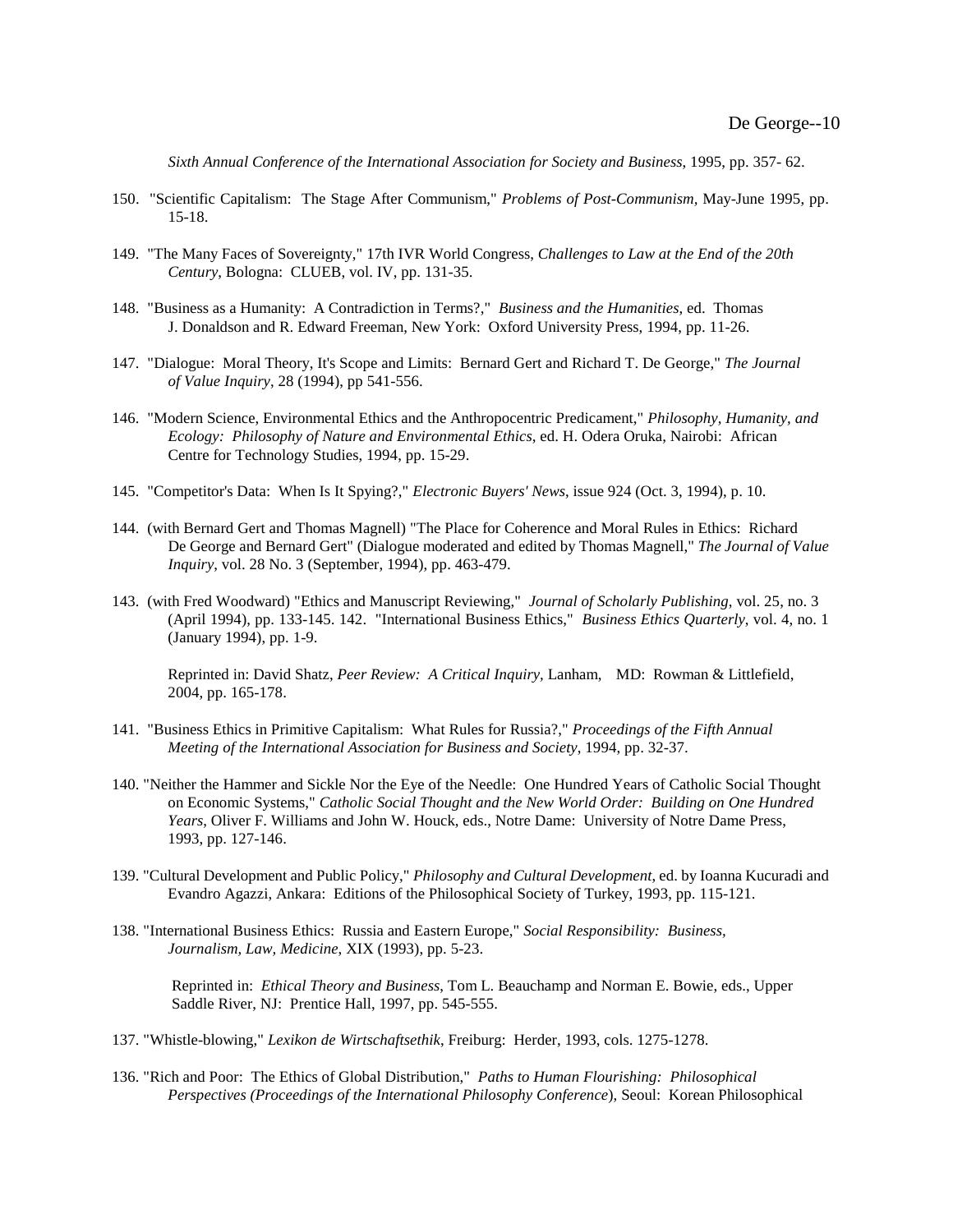*Sixth Annual Conference of the International Association for Society and Business*, 1995, pp. 357- 62.

150. "Scientific Capitalism: The Stage After Communism," *Problems of Post-Communism,* May-June 1995, pp. 15-18.

149. "The Many Faces of Sovereignty," 17th IVR World Congress, *Challenges to Law at the End of the 20th Century*, Bologna: CLUEB, vol. IV, pp. 131-35.

148. "Business as a Humanity: A Contradiction in Terms?," *Business and the Humanities*, ed. Thomas J. Donaldson and R. Edward Freeman, New York: Oxford University Press, 1994, pp. 11-26.

147. "Dialogue: Moral Theory, It's Scope and Limits: Bernard Gert and Richard T. De George," *The Journal of Value Inquiry*, 28 (1994), pp 541-556.

146. "Modern Science, Environmental Ethics and the Anthropocentric Predicament," *Philosophy, Humanity, and Ecology: Philosophy of Nature and Environmental Ethics*, ed. H. Odera Oruka, Nairobi: African Centre for Technology Studies, 1994, pp. 15-29.

145. "Competitor's Data: When Is It Spying?," *Electronic Buyers' News*, issue 924 (Oct. 3, 1994), p. 10.

144. (with Bernard Gert and Thomas Magnell) "The Place for Coherence and Moral Rules in Ethics: Richard De George and Bernard Gert" (Dialogue moderated and edited by Thomas Magnell," *The Journal of Value Inquiry*, vol. 28 No. 3 (September, 1994), pp. 463-479.

143. (with Fred Woodward) "Ethics and Manuscript Reviewing," *Journal of Scholarly Publishing*, vol. 25, no. 3 (April 1994), pp. 133-145. 142. "International Business Ethics," *Business Ethics Quarterly*, vol. 4, no. 1 (January 1994), pp. 1-9.

   Reprinted in: David Shatz, *Peer Review: A Critical Inquiry*, Lanham, MD: Rowman & Littlefield, 2004, pp. 165-178.

141. "Business Ethics in Primitive Capitalism: What Rules for Russia?," *Proceedings of the Fifth Annual Meeting of the International Association for Business and Society*, 1994, pp. 32-37.

140. "Neither the Hammer and Sickle Nor the Eye of the Needle: One Hundred Years of Catholic Social Thought on Economic Systems," *Catholic Social Thought and the New World Order: Building on One Hundred Years*, Oliver F. Williams and John W. Houck, eds., Notre Dame: University of Notre Dame Press, 1993, pp. 127-146.

139. "Cultural Development and Public Policy," *Philosophy and Cultural Development*, ed. by Ioanna Kucuradi and Evandro Agazzi, Ankara: Editions of the Philosophical Society of Turkey, 1993, pp. 115-121.

138. "International Business Ethics: Russia and Eastern Europe," *Social Responsibility: Business, Journalism, Law, Medicine*, XIX (1993), pp. 5-23.

   Reprinted in: *Ethical Theory and Business*, Tom L. Beauchamp and Norman E. Bowie, eds., Upper Saddle River, NJ: Prentice Hall, 1997, pp. 545-555.

137. "Whistle-blowing," *Lexikon de Wirtschaftsethik*, Freiburg: Herder, 1993, cols. 1275-1278.

136. "Rich and Poor: The Ethics of Global Distribution," *Paths to Human Flourishing: Philosophical Perspectives (Proceedings of the International Philosophy Conference*), Seoul: Korean Philosophical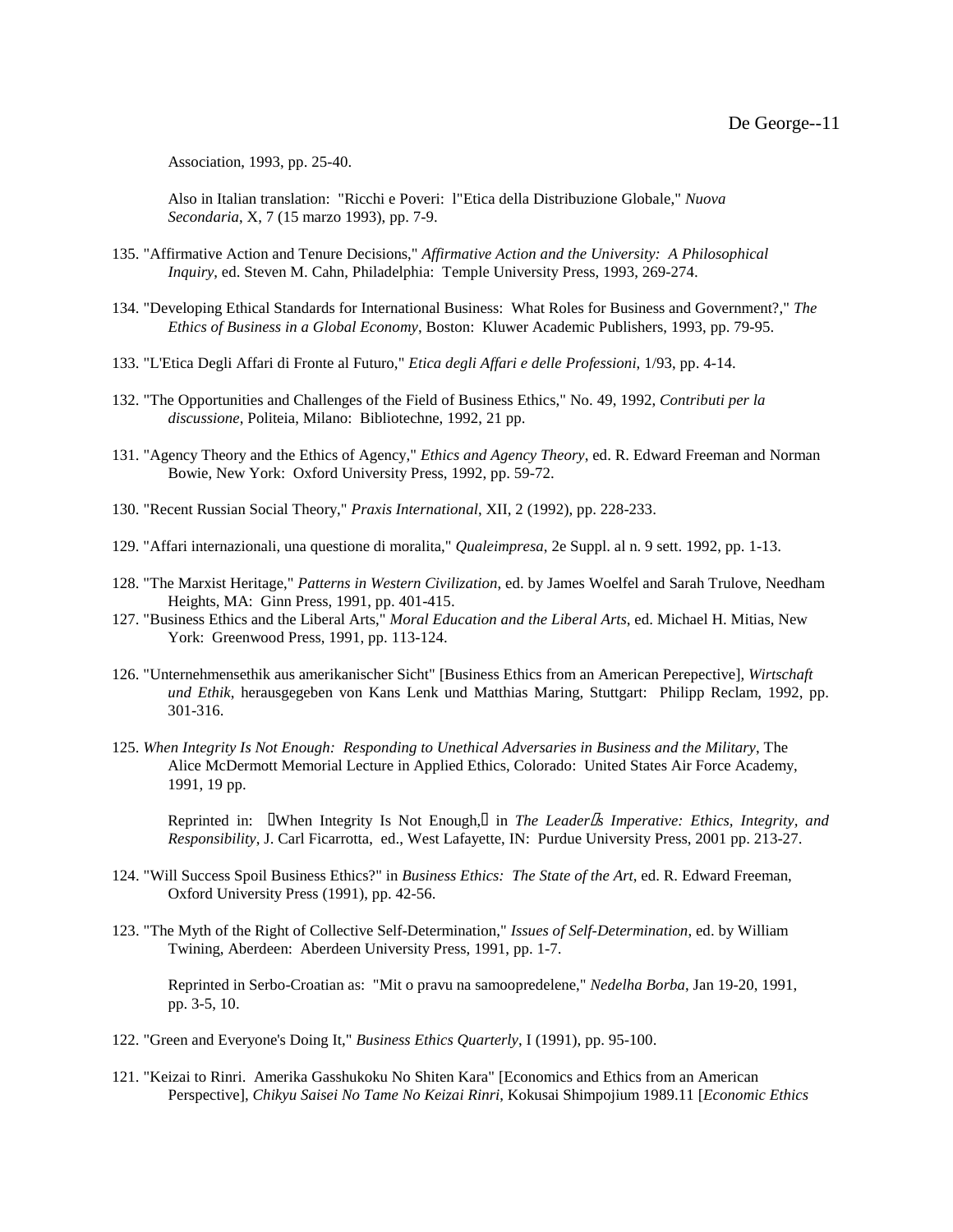Association, 1993, pp. 25-40.

Also in Italian translation: "Ricchi e Poveri: l"Etica della Distribuzione Globale," *Nuova Secondaria*, X, 7 (15 marzo 1993), pp. 7-9.

135. "Affirmative Action and Tenure Decisions," *Affirmative Action and the University: A Philosophical Inquiry*, ed. Steven M. Cahn, Philadelphia: Temple University Press, 1993, 269-274.

134. "Developing Ethical Standards for International Business: What Roles for Business and Government?," *The Ethics of Business in a Global Economy*, Boston: Kluwer Academic Publishers, 1993, pp. 79-95.

133. "L'Etica Degli Affari di Fronte al Futuro," *Etica degli Affari e delle Professioni*, 1/93, pp. 4-14.

132. "The Opportunities and Challenges of the Field of Business Ethics," No. 49, 1992, *Contributi per la discussione*, Politeia, Milano: Bibliotechne, 1992, 21 pp.

131. "Agency Theory and the Ethics of Agency," *Ethics and Agency Theory*, ed. R. Edward Freeman and Norman Bowie, New York: Oxford University Press, 1992, pp. 59-72.

130. "Recent Russian Social Theory," *Praxis International*, XII, 2 (1992), pp. 228-233.

129. "Affari internazionali, una questione di moralita," *Qualeimpresa*, 2e Suppl. al n. 9 sett. 1992, pp. 1-13.

128. "The Marxist Heritage," *Patterns in Western Civilization*, ed. by James Woelfel and Sarah Trulove, Needham Heights, MA: Ginn Press, 1991, pp. 401-415.

127. "Business Ethics and the Liberal Arts," *Moral Education and the Liberal Arts*, ed. Michael H. Mitias, New York: Greenwood Press, 1991, pp. 113-124.

126. "Unternehmensethik aus amerikanischer Sicht" [Business Ethics from an American Perepective], *Wirtschaft und Ethik*, herausgegeben von Kans Lenk und Matthias Maring, Stuttgart: Philipp Reclam, 1992, pp. 301-316.

125. *When Integrity Is Not Enough: Responding to Unethical Adversaries in Business and the Military*, The Alice McDermott Memorial Lecture in Applied Ethics, Colorado: United States Air Force Academy, 1991, 19 pp.

Reprinted in: "When Integrity Is Not Enough," in *The Leader's Imperative: Ethics, Integrity, and Responsibility*, J. Carl Ficarrotta, ed., West Lafayette, IN: Purdue University Press, 2001 pp. 213-27.

124. "Will Success Spoil Business Ethics?" in *Business Ethics: The State of the Art*, ed. R. Edward Freeman, Oxford University Press (1991), pp. 42-56.

123. "The Myth of the Right of Collective Self-Determination," *Issues of Self-Determination*, ed. by William Twining, Aberdeen: Aberdeen University Press, 1991, pp. 1-7.

Reprinted in Serbo-Croatian as: "Mit o pravu na samoopredelene," *Nedelha Borba*, Jan 19-20, 1991, pp. 3-5, 10.

122. "Green and Everyone's Doing It," *Business Ethics Quarterly*, I (1991), pp. 95-100.

121. "Keizai to Rinri. Amerika Gasshukoku No Shiten Kara" [Economics and Ethics from an American Perspective], *Chikyu Saisei No Tame No Keizai Rinri*, Kokusai Shimpojium 1989.11 [*Economic Ethics*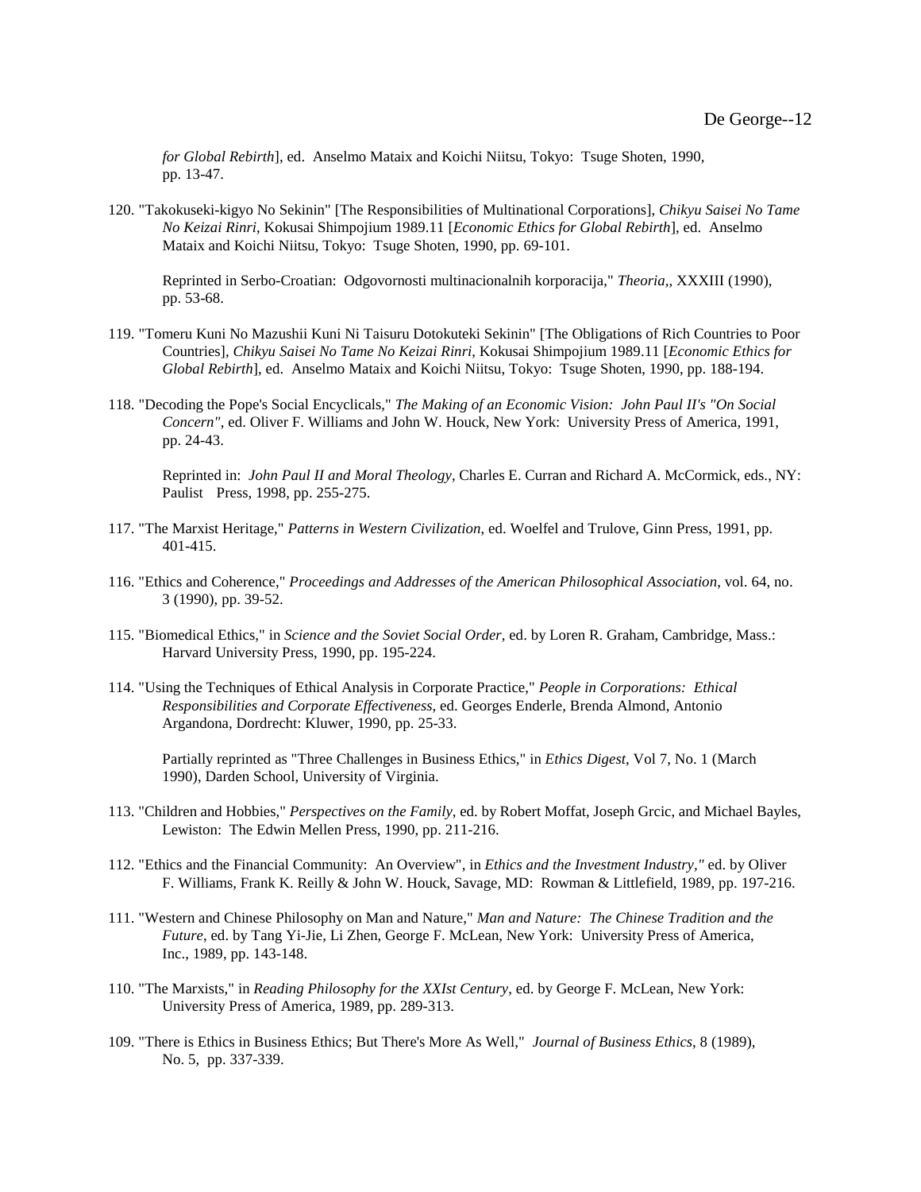*for Global Rebirth*], ed. Anselmo Mataix and Koichi Niitsu, Tokyo: Tsuge Shoten, 1990, pp. 13-47.

120. "Takokuseki-kigyo No Sekinin" [The Responsibilities of Multinational Corporations], *Chikyu Saisei No Tame No Keizai Rinri*, Kokusai Shimpojium 1989.11 [*Economic Ethics for Global Rebirth*], ed. Anselmo Mataix and Koichi Niitsu, Tokyo: Tsuge Shoten, 1990, pp. 69-101.

    Reprinted in Serbo-Croatian: Odgovornosti multinacionalnih korporacija," *Theoria*,, XXXIII (1990), pp. 53-68.

119. "Tomeru Kuni No Mazushii Kuni Ni Taisuru Dotokuteki Sekinin" [The Obligations of Rich Countries to Poor Countries], *Chikyu Saisei No Tame No Keizai Rinri*, Kokusai Shimpojium 1989.11 [*Economic Ethics for Global Rebirth*], ed. Anselmo Mataix and Koichi Niitsu, Tokyo: Tsuge Shoten, 1990, pp. 188-194.

118. "Decoding the Pope's Social Encyclicals," *The Making of an Economic Vision: John Paul II's "On Social Concern"*, ed. Oliver F. Williams and John W. Houck, New York: University Press of America, 1991, pp. 24-43.

    Reprinted in: *John Paul II and Moral Theology*, Charles E. Curran and Richard A. McCormick, eds., NY: Paulist Press, 1998, pp. 255-275.

117. "The Marxist Heritage," *Patterns in Western Civilization*, ed. Woelfel and Trulove, Ginn Press, 1991, pp. 401-415.

116. "Ethics and Coherence," *Proceedings and Addresses of the American Philosophical Association*, vol. 64, no. 3 (1990), pp. 39-52.

115. "Biomedical Ethics," in *Science and the Soviet Social Order*, ed. by Loren R. Graham, Cambridge, Mass.: Harvard University Press, 1990, pp. 195-224.

114. "Using the Techniques of Ethical Analysis in Corporate Practice," *People in Corporations: Ethical Responsibilities and Corporate Effectiveness*, ed. Georges Enderle, Brenda Almond, Antonio Argandona, Dordrecht: Kluwer, 1990, pp. 25-33.

    Partially reprinted as "Three Challenges in Business Ethics," in *Ethics Digest*, Vol 7, No. 1 (March 1990), Darden School, University of Virginia.

113. "Children and Hobbies," *Perspectives on the Family*, ed. by Robert Moffat, Joseph Grcic, and Michael Bayles, Lewiston: The Edwin Mellen Press, 1990, pp. 211-216.

112. "Ethics and the Financial Community: An Overview", in *Ethics and the Investment Industry,"* ed. by Oliver F. Williams, Frank K. Reilly & John W. Houck, Savage, MD: Rowman & Littlefield, 1989, pp. 197-216.

111. "Western and Chinese Philosophy on Man and Nature," *Man and Nature: The Chinese Tradition and the Future*, ed. by Tang Yi-Jie, Li Zhen, George F. McLean, New York: University Press of America, Inc., 1989, pp. 143-148.

110. "The Marxists," in *Reading Philosophy for the XXIst Century*, ed. by George F. McLean, New York: University Press of America, 1989, pp. 289-313.

109. "There is Ethics in Business Ethics; But There's More As Well," *Journal of Business Ethics*, 8 (1989), No. 5, pp. 337-339.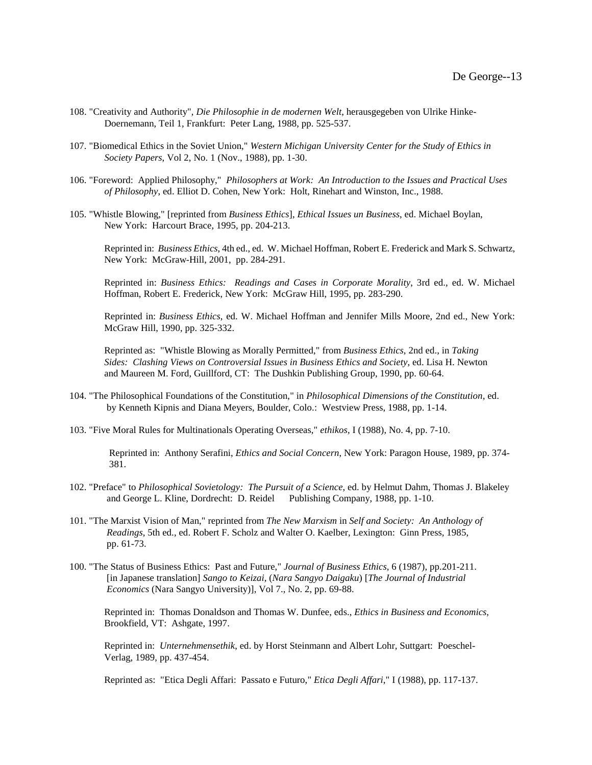108. "Creativity and Authority", *Die Philosophie in de modernen Welt*, herausgegeben von Ulrike Hinke-Doernemann, Teil 1, Frankfurt: Peter Lang, 1988, pp. 525-537.

107. "Biomedical Ethics in the Soviet Union," *Western Michigan University Center for the Study of Ethics in Society Papers*, Vol 2, No. 1 (Nov., 1988), pp. 1-30.

106. "Foreword: Applied Philosophy," *Philosophers at Work: An Introduction to the Issues and Practical Uses of Philosophy*, ed. Elliot D. Cohen, New York: Holt, Rinehart and Winston, Inc., 1988.

105. "Whistle Blowing," [reprinted from *Business Ethics*], *Ethical Issues un Business*, ed. Michael Boylan, New York: Harcourt Brace, 1995, pp. 204-213.

Reprinted in: *Business Ethics*, 4th ed., ed. W. Michael Hoffman, Robert E. Frederick and Mark S. Schwartz, New York: McGraw-Hill, 2001, pp. 284-291.

Reprinted in: *Business Ethics: Readings and Cases in Corporate Morality*, 3rd ed., ed. W. Michael Hoffman, Robert E. Frederick, New York: McGraw Hill, 1995, pp. 283-290.

Reprinted in: *Business Ethics*, ed. W. Michael Hoffman and Jennifer Mills Moore, 2nd ed., New York: McGraw Hill, 1990, pp. 325-332.

Reprinted as: "Whistle Blowing as Morally Permitted," from *Business Ethics*, 2nd ed., in *Taking Sides: Clashing Views on Controversial Issues in Business Ethics and Society*, ed. Lisa H. Newton and Maureen M. Ford, Guillford, CT: The Dushkin Publishing Group, 1990, pp. 60-64.

104. "The Philosophical Foundations of the Constitution," in *Philosophical Dimensions of the Constitution*, ed. by Kenneth Kipnis and Diana Meyers, Boulder, Colo.: Westview Press, 1988, pp. 1-14.

103. "Five Moral Rules for Multinationals Operating Overseas," *ethikos*, I (1988), No. 4, pp. 7-10.

Reprinted in: Anthony Serafini, *Ethics and Social Concern*, New York: Paragon House, 1989, pp. 374-381.

102. "Preface" to *Philosophical Sovietology: The Pursuit of a Science*, ed. by Helmut Dahm, Thomas J. Blakeley and George L. Kline, Dordrecht: D. Reidel Publishing Company, 1988, pp. 1-10.

101. "The Marxist Vision of Man," reprinted from *The New Marxism* in *Self and Society: An Anthology of Readings*, 5th ed., ed. Robert F. Scholz and Walter O. Kaelber, Lexington: Ginn Press, 1985, pp. 61-73.

100. "The Status of Business Ethics: Past and Future," *Journal of Business Ethics*, 6 (1987), pp.201-211. [in Japanese translation] *Sango to Keizai*, (*Nara Sangyo Daigaku*) [*The Journal of Industrial Economics* (Nara Sangyo University)], Vol 7., No. 2, pp. 69-88.

Reprinted in: Thomas Donaldson and Thomas W. Dunfee, eds., *Ethics in Business and Economics*, Brookfield, VT: Ashgate, 1997.

Reprinted in: *Unternehmensethik*, ed. by Horst Steinmann and Albert Lohr, Suttgart: Poeschel-Verlag, 1989, pp. 437-454.

Reprinted as: "Etica Degli Affari: Passato e Futuro," *Etica Degli Affari*," I (1988), pp. 117-137.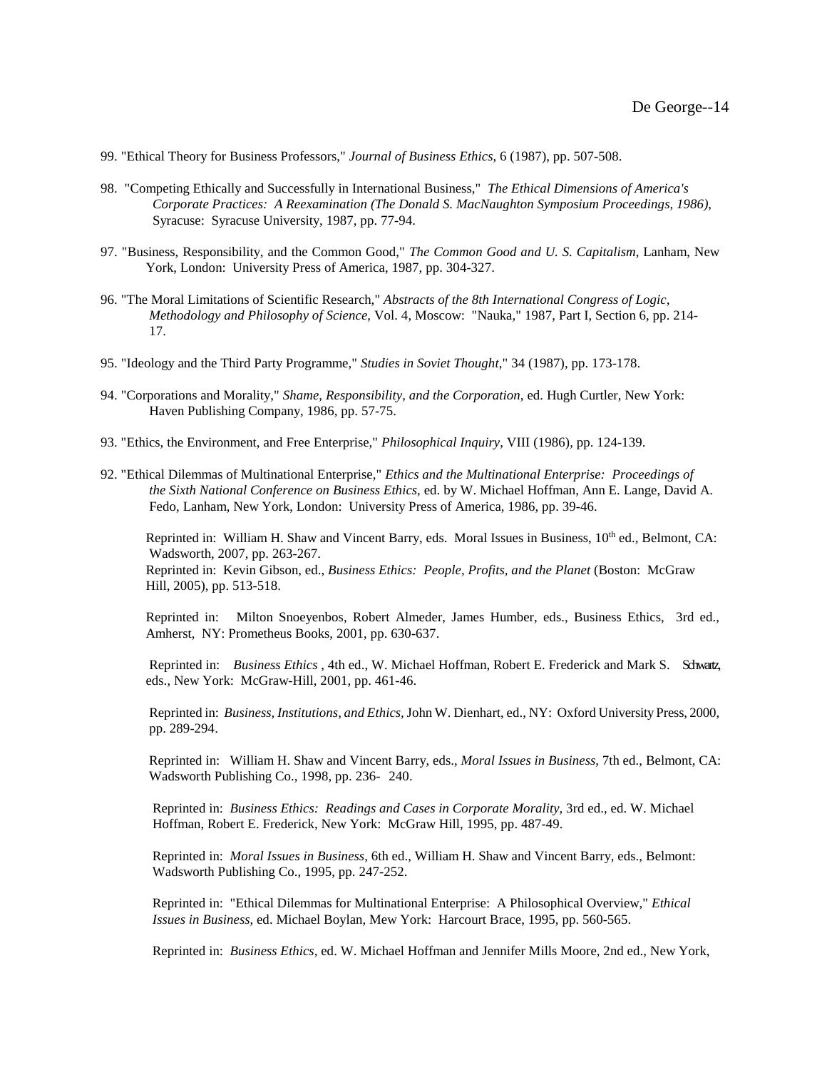99. "Ethical Theory for Business Professors," *Journal of Business Ethics*, 6 (1987), pp. 507-508.

98. "Competing Ethically and Successfully in International Business," *The Ethical Dimensions of America's Corporate Practices: A Reexamination (The Donald S. MacNaughton Symposium Proceedings, 1986)*, Syracuse: Syracuse University, 1987, pp. 77-94.

97. "Business, Responsibility, and the Common Good," *The Common Good and U. S. Capitalism*, Lanham, New York, London: University Press of America, 1987, pp. 304-327.

96. "The Moral Limitations of Scientific Research," *Abstracts of the 8th International Congress of Logic, Methodology and Philosophy of Science*, Vol. 4, Moscow: "Nauka," 1987, Part I, Section 6, pp. 214-17.

95. "Ideology and the Third Party Programme," *Studies in Soviet Thought*," 34 (1987), pp. 173-178.

94. "Corporations and Morality," *Shame, Responsibility, and the Corporation*, ed. Hugh Curtler, New York: Haven Publishing Company, 1986, pp. 57-75.

93. "Ethics, the Environment, and Free Enterprise," *Philosophical Inquiry*, VIII (1986), pp. 124-139.

92. "Ethical Dilemmas of Multinational Enterprise," *Ethics and the Multinational Enterprise: Proceedings of the Sixth National Conference on Business Ethics*, ed. by W. Michael Hoffman, Ann E. Lange, David A. Fedo, Lanham, New York, London: University Press of America, 1986, pp. 39-46.

Reprinted in: William H. Shaw and Vincent Barry, eds. Moral Issues in Business, 10th ed., Belmont, CA: Wadsworth, 2007, pp. 263-267.
Reprinted in: Kevin Gibson, ed., *Business Ethics: People, Profits, and the Planet* (Boston: McGraw Hill, 2005), pp. 513-518.

Reprinted in: Milton Snoeyenbos, Robert Almeder, James Humber, eds., Business Ethics, 3rd ed., Amherst, NY: Prometheus Books, 2001, pp. 630-637.

Reprinted in: *Business Ethics* , 4th ed., W. Michael Hoffman, Robert E. Frederick and Mark S. Schwartz, eds., New York: McGraw-Hill, 2001, pp. 461-46.

Reprinted in: *Business, Institutions, and Ethics*, John W. Dienhart, ed., NY: Oxford University Press, 2000, pp. 289-294.

Reprinted in: William H. Shaw and Vincent Barry, eds., *Moral Issues in Business*, 7th ed., Belmont, CA: Wadsworth Publishing Co., 1998, pp. 236- 240.

Reprinted in: *Business Ethics: Readings and Cases in Corporate Morality*, 3rd ed., ed. W. Michael Hoffman, Robert E. Frederick, New York: McGraw Hill, 1995, pp. 487-49.

Reprinted in: *Moral Issues in Business*, 6th ed., William H. Shaw and Vincent Barry, eds., Belmont: Wadsworth Publishing Co., 1995, pp. 247-252.

Reprinted in: "Ethical Dilemmas for Multinational Enterprise: A Philosophical Overview," *Ethical Issues in Business*, ed. Michael Boylan, Mew York: Harcourt Brace, 1995, pp. 560-565.

Reprinted in: *Business Ethics*, ed. W. Michael Hoffman and Jennifer Mills Moore, 2nd ed., New York,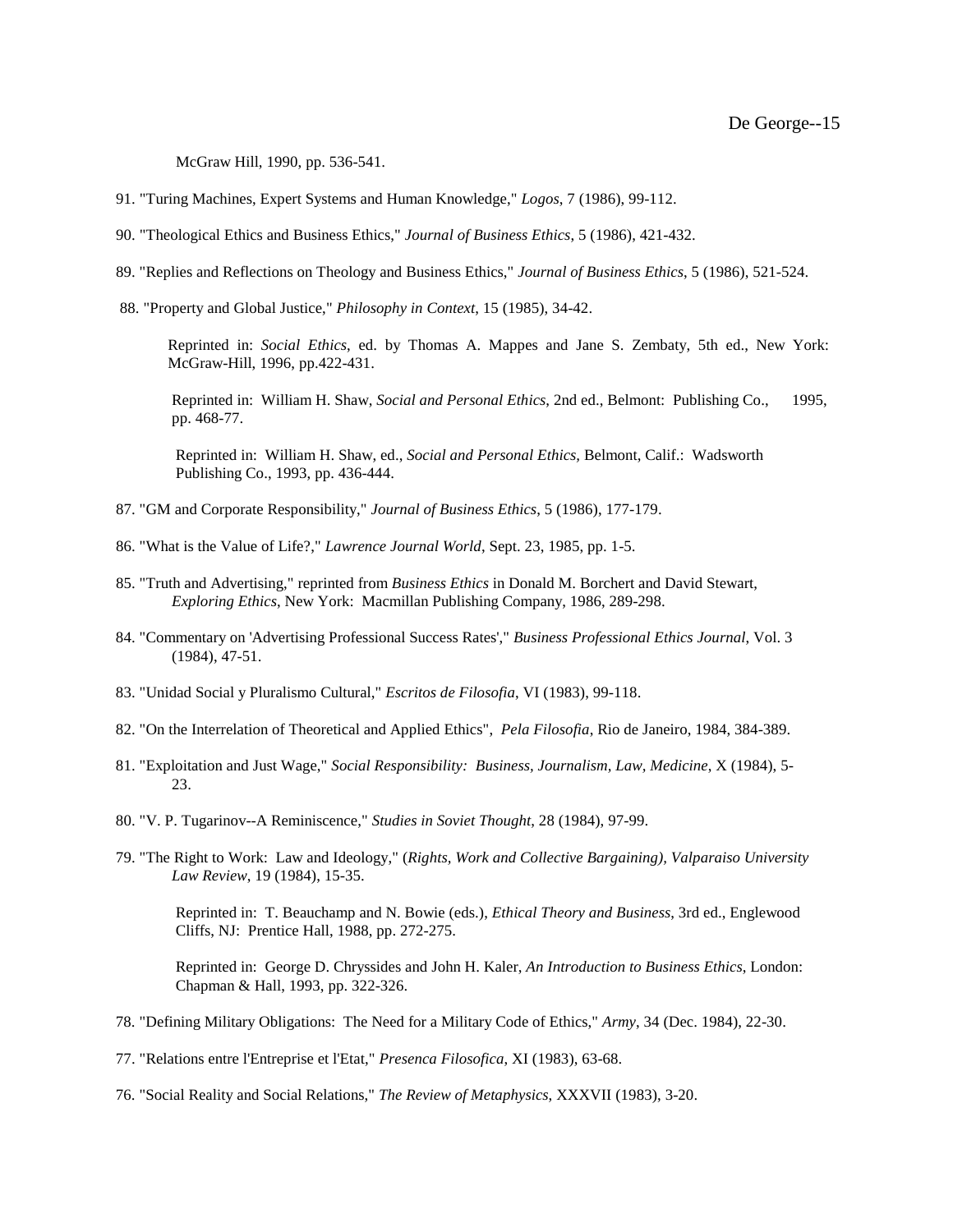McGraw Hill, 1990, pp. 536-541.

91. "Turing Machines, Expert Systems and Human Knowledge," *Logos*, 7 (1986), 99-112.

90. "Theological Ethics and Business Ethics," *Journal of Business Ethics*, 5 (1986), 421-432.

89. "Replies and Reflections on Theology and Business Ethics," *Journal of Business Ethics*, 5 (1986), 521-524.

88. "Property and Global Justice," *Philosophy in Context*, 15 (1985), 34-42.

Reprinted in: *Social Ethics*, ed. by Thomas A. Mappes and Jane S. Zembaty, 5th ed., New York: McGraw-Hill, 1996, pp.422-431.

Reprinted in: William H. Shaw, *Social and Personal Ethics*, 2nd ed., Belmont: Publishing Co., 1995, pp. 468-77.

Reprinted in: William H. Shaw, ed., *Social and Personal Ethics*, Belmont, Calif.: Wadsworth Publishing Co., 1993, pp. 436-444.

87. "GM and Corporate Responsibility," *Journal of Business Ethics*, 5 (1986), 177-179.

86. "What is the Value of Life?," *Lawrence Journal World*, Sept. 23, 1985, pp. 1-5.

85. "Truth and Advertising," reprinted from *Business Ethics* in Donald M. Borchert and David Stewart, *Exploring Ethics*, New York: Macmillan Publishing Company, 1986, 289-298.

84. "Commentary on 'Advertising Professional Success Rates'," *Business Professional Ethics Journal*, Vol. 3 (1984), 47-51.

83. "Unidad Social y Pluralismo Cultural," *Escritos de Filosofia*, VI (1983), 99-118.

82. "On the Interrelation of Theoretical and Applied Ethics", *Pela Filosofia*, Rio de Janeiro, 1984, 384-389.

81. "Exploitation and Just Wage," *Social Responsibility: Business, Journalism, Law, Medicine*, X (1984), 5-23.

80. "V. P. Tugarinov--A Reminiscence," *Studies in Soviet Thought*, 28 (1984), 97-99.

79. "The Right to Work: Law and Ideology," (*Rights, Work and Collective Bargaining), Valparaiso University Law Review*, 19 (1984), 15-35.

Reprinted in: T. Beauchamp and N. Bowie (eds.), *Ethical Theory and Business*, 3rd ed., Englewood Cliffs, NJ: Prentice Hall, 1988, pp. 272-275.

Reprinted in: George D. Chryssides and John H. Kaler, *An Introduction to Business Ethics*, London: Chapman & Hall, 1993, pp. 322-326.

78. "Defining Military Obligations: The Need for a Military Code of Ethics," *Army*, 34 (Dec. 1984), 22-30.

77. "Relations entre l'Entreprise et l'Etat," *Presenca Filosofica*, XI (1983), 63-68.

76. "Social Reality and Social Relations," *The Review of Metaphysics*, XXXVII (1983), 3-20.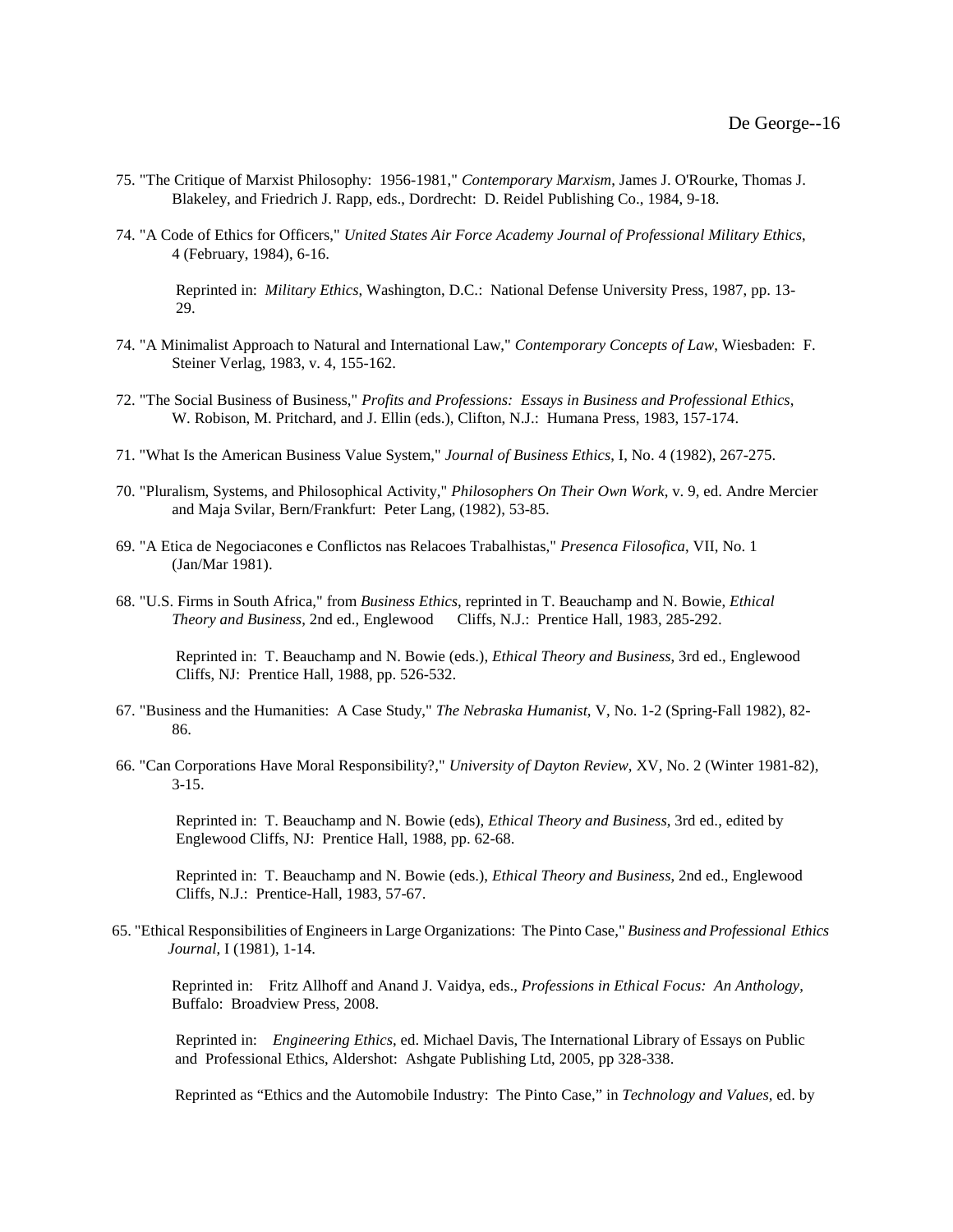75. "The Critique of Marxist Philosophy: 1956-1981," *Contemporary Marxism*, James J. O'Rourke, Thomas J. Blakeley, and Friedrich J. Rapp, eds., Dordrecht: D. Reidel Publishing Co., 1984, 9-18.

74. "A Code of Ethics for Officers," *United States Air Force Academy Journal of Professional Military Ethics*, 4 (February, 1984), 6-16.

   Reprinted in: *Military Ethics*, Washington, D.C.: National Defense University Press, 1987, pp. 13-29.

74. "A Minimalist Approach to Natural and International Law," *Contemporary Concepts of Law*, Wiesbaden: F. Steiner Verlag, 1983, v. 4, 155-162.

72. "The Social Business of Business," *Profits and Professions: Essays in Business and Professional Ethics*, W. Robison, M. Pritchard, and J. Ellin (eds.), Clifton, N.J.: Humana Press, 1983, 157-174.

71. "What Is the American Business Value System," *Journal of Business Ethics*, I, No. 4 (1982), 267-275.

70. "Pluralism, Systems, and Philosophical Activity," *Philosophers On Their Own Work*, v. 9, ed. Andre Mercier and Maja Svilar, Bern/Frankfurt: Peter Lang, (1982), 53-85.

69. "A Etica de Negociacones e Conflictos nas Relacoes Trabalhistas," *Presenca Filosofica*, VII, No. 1 (Jan/Mar 1981).

68. "U.S. Firms in South Africa," from *Business Ethics*, reprinted in T. Beauchamp and N. Bowie, *Ethical Theory and Business*, 2nd ed., Englewood Cliffs, N.J.: Prentice Hall, 1983, 285-292.

   Reprinted in: T. Beauchamp and N. Bowie (eds.), *Ethical Theory and Business*, 3rd ed., Englewood Cliffs, NJ: Prentice Hall, 1988, pp. 526-532.

67. "Business and the Humanities: A Case Study," *The Nebraska Humanist*, V, No. 1-2 (Spring-Fall 1982), 82-86.

66. "Can Corporations Have Moral Responsibility?," *University of Dayton Review*, XV, No. 2 (Winter 1981-82), 3-15.

   Reprinted in: T. Beauchamp and N. Bowie (eds), *Ethical Theory and Business*, 3rd ed., edited by Englewood Cliffs, NJ: Prentice Hall, 1988, pp. 62-68.

   Reprinted in: T. Beauchamp and N. Bowie (eds.), *Ethical Theory and Business*, 2nd ed., Englewood Cliffs, N.J.: Prentice-Hall, 1983, 57-67.

65. "Ethical Responsibilities of Engineers in Large Organizations: The Pinto Case," *Business and Professional Ethics Journal*, I (1981), 1-14.

   Reprinted in: Fritz Allhoff and Anand J. Vaidya, eds., *Professions in Ethical Focus: An Anthology*, Buffalo: Broadview Press, 2008.

   Reprinted in: *Engineering Ethics*, ed. Michael Davis, The International Library of Essays on Public and Professional Ethics, Aldershot: Ashgate Publishing Ltd, 2005, pp 328-338.

   Reprinted as "Ethics and the Automobile Industry: The Pinto Case," in *Technology and Values*, ed. by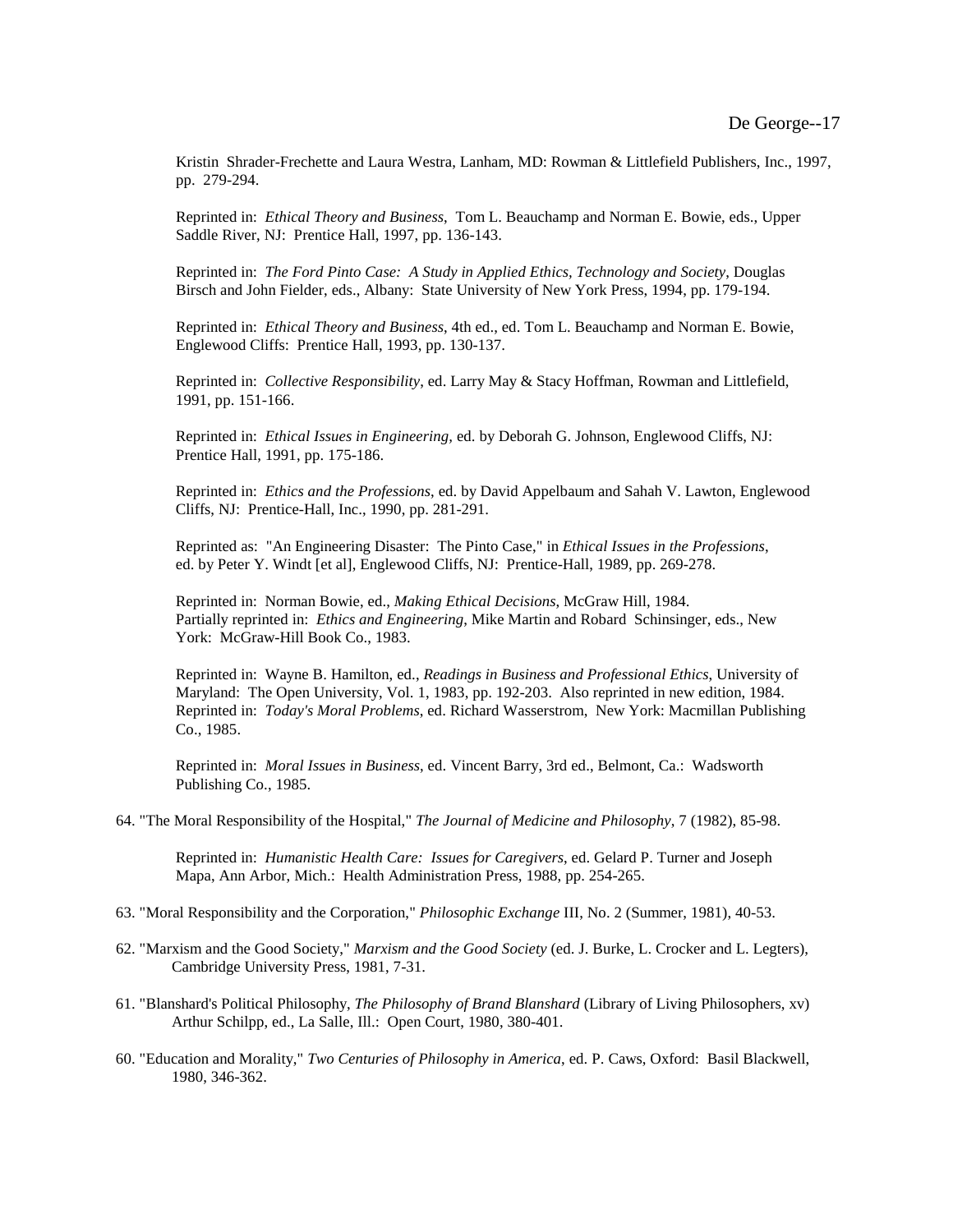Kristin Shrader-Frechette and Laura Westra, Lanham, MD: Rowman & Littlefield Publishers, Inc., 1997, pp. 279-294.

Reprinted in: *Ethical Theory and Business*, Tom L. Beauchamp and Norman E. Bowie, eds., Upper Saddle River, NJ: Prentice Hall, 1997, pp. 136-143.

Reprinted in: *The Ford Pinto Case: A Study in Applied Ethics, Technology and Society*, Douglas Birsch and John Fielder, eds., Albany: State University of New York Press, 1994, pp. 179-194.

Reprinted in: *Ethical Theory and Business*, 4th ed., ed. Tom L. Beauchamp and Norman E. Bowie, Englewood Cliffs: Prentice Hall, 1993, pp. 130-137.

Reprinted in: *Collective Responsibility*, ed. Larry May & Stacy Hoffman, Rowman and Littlefield, 1991, pp. 151-166.

Reprinted in: *Ethical Issues in Engineering,* ed. by Deborah G. Johnson, Englewood Cliffs, NJ: Prentice Hall, 1991, pp. 175-186.

Reprinted in: *Ethics and the Professions*, ed. by David Appelbaum and Sahah V. Lawton, Englewood Cliffs, NJ: Prentice-Hall, Inc., 1990, pp. 281-291.

Reprinted as: "An Engineering Disaster: The Pinto Case," in *Ethical Issues in the Professions*, ed. by Peter Y. Windt [et al], Englewood Cliffs, NJ: Prentice-Hall, 1989, pp. 269-278.

Reprinted in: Norman Bowie, ed., *Making Ethical Decisions*, McGraw Hill, 1984.
Partially reprinted in: *Ethics and Engineering*, Mike Martin and Robard Schinsinger, eds., New York: McGraw-Hill Book Co., 1983.

Reprinted in: Wayne B. Hamilton, ed., *Readings in Business and Professional Ethics*, University of Maryland: The Open University, Vol. 1, 1983, pp. 192-203. Also reprinted in new edition, 1984.
Reprinted in: *Today's Moral Problems*, ed. Richard Wasserstrom, New York: Macmillan Publishing Co., 1985.

Reprinted in: *Moral Issues in Business*, ed. Vincent Barry, 3rd ed., Belmont, Ca.: Wadsworth Publishing Co., 1985.

64. "The Moral Responsibility of the Hospital," *The Journal of Medicine and Philosophy*, 7 (1982), 85-98.

Reprinted in: *Humanistic Health Care: Issues for Caregivers*, ed. Gelard P. Turner and Joseph Mapa, Ann Arbor, Mich.: Health Administration Press, 1988, pp. 254-265.

63. "Moral Responsibility and the Corporation," *Philosophic Exchange* III, No. 2 (Summer, 1981), 40-53.

62. "Marxism and the Good Society," *Marxism and the Good Society* (ed. J. Burke, L. Crocker and L. Legters), Cambridge University Press, 1981, 7-31.

61. "Blanshard's Political Philosophy, *The Philosophy of Brand Blanshard* (Library of Living Philosophers, xv) Arthur Schilpp, ed., La Salle, Ill.: Open Court, 1980, 380-401.

60. "Education and Morality," *Two Centuries of Philosophy in America*, ed. P. Caws, Oxford: Basil Blackwell, 1980, 346-362.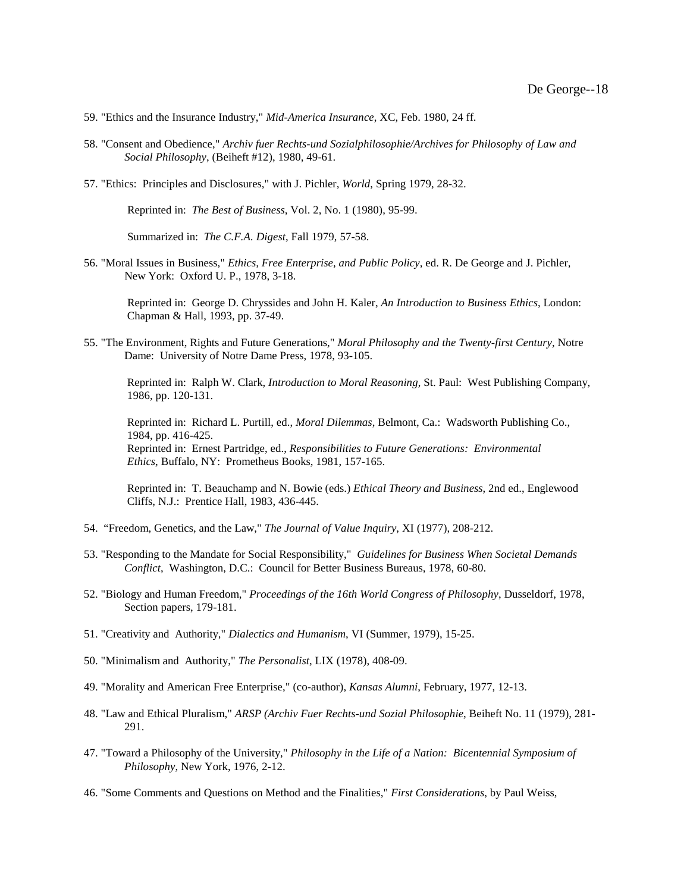59. "Ethics and the Insurance Industry," *Mid-America Insurance*, XC, Feb. 1980, 24 ff.

58. "Consent and Obedience," *Archiv fuer Rechts-und Sozialphilosophie/Archives for Philosophy of Law and Social Philosophy*, (Beiheft #12), 1980, 49-61.

57. "Ethics: Principles and Disclosures," with J. Pichler, *World*, Spring 1979, 28-32.

   Reprinted in: *The Best of Business*, Vol. 2, No. 1 (1980), 95-99.

   Summarized in: *The C.F.A. Digest*, Fall 1979, 57-58.

56. "Moral Issues in Business," *Ethics, Free Enterprise, and Public Policy*, ed. R. De George and J. Pichler, New York: Oxford U. P., 1978, 3-18.

   Reprinted in: George D. Chryssides and John H. Kaler, *An Introduction to Business Ethics*, London: Chapman & Hall, 1993, pp. 37-49.

55. "The Environment, Rights and Future Generations," *Moral Philosophy and the Twenty-first Century*, Notre Dame: University of Notre Dame Press, 1978, 93-105.

   Reprinted in: Ralph W. Clark, *Introduction to Moral Reasoning*, St. Paul: West Publishing Company, 1986, pp. 120-131.

   Reprinted in: Richard L. Purtill, ed., *Moral Dilemmas*, Belmont, Ca.: Wadsworth Publishing Co., 1984, pp. 416-425.
   Reprinted in: Ernest Partridge, ed., *Responsibilities to Future Generations: Environmental Ethics*, Buffalo, NY: Prometheus Books, 1981, 157-165.

   Reprinted in: T. Beauchamp and N. Bowie (eds.) *Ethical Theory and Business*, 2nd ed., Englewood Cliffs, N.J.: Prentice Hall, 1983, 436-445.

54. "Freedom, Genetics, and the Law," *The Journal of Value Inquiry*, XI (1977), 208-212.

53. "Responding to the Mandate for Social Responsibility," *Guidelines for Business When Societal Demands Conflict*, Washington, D.C.: Council for Better Business Bureaus, 1978, 60-80.

52. "Biology and Human Freedom," *Proceedings of the 16th World Congress of Philosophy*, Dusseldorf, 1978, Section papers, 179-181.

51. "Creativity and Authority," *Dialectics and Humanism*, VI (Summer, 1979), 15-25.

50. "Minimalism and Authority," *The Personalist*, LIX (1978), 408-09.

49. "Morality and American Free Enterprise," (co-author), *Kansas Alumni*, February, 1977, 12-13.

48. "Law and Ethical Pluralism," *ARSP (Archiv Fuer Rechts-und Sozial Philosophie*, Beiheft No. 11 (1979), 281-291.

47. "Toward a Philosophy of the University," *Philosophy in the Life of a Nation: Bicentennial Symposium of Philosophy*, New York, 1976, 2-12.

46. "Some Comments and Questions on Method and the Finalities," *First Considerations*, by Paul Weiss,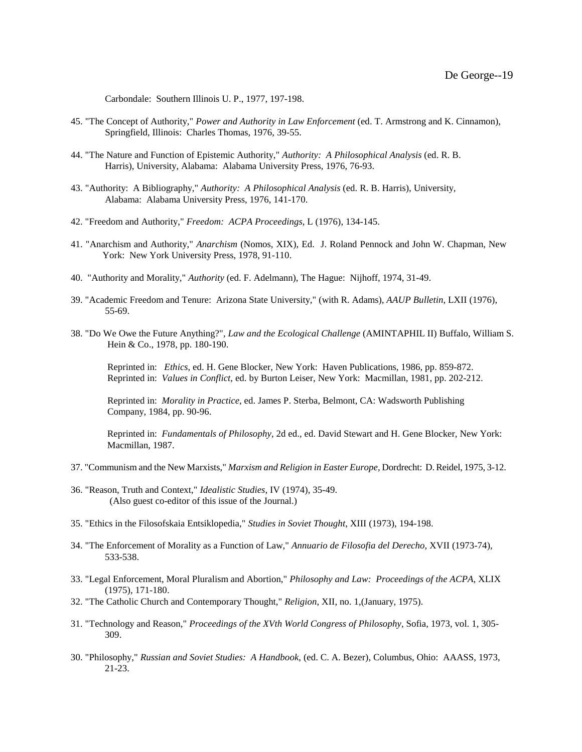Carbondale: Southern Illinois U. P., 1977, 197-198.

45. "The Concept of Authority," *Power and Authority in Law Enforcement* (ed. T. Armstrong and K. Cinnamon), Springfield, Illinois: Charles Thomas, 1976, 39-55.

44. "The Nature and Function of Epistemic Authority," *Authority: A Philosophical Analysis* (ed. R. B. Harris), University, Alabama: Alabama University Press, 1976, 76-93.

43. "Authority: A Bibliography," *Authority: A Philosophical Analysis* (ed. R. B. Harris), University, Alabama: Alabama University Press, 1976, 141-170.

42. "Freedom and Authority," *Freedom: ACPA Proceedings*, L (1976), 134-145.

41. "Anarchism and Authority," *Anarchism* (Nomos, XIX), Ed. J. Roland Pennock and John W. Chapman, New York: New York University Press, 1978, 91-110.

40. "Authority and Morality," *Authority* (ed. F. Adelmann), The Hague: Nijhoff, 1974, 31-49.

39. "Academic Freedom and Tenure: Arizona State University," (with R. Adams), *AAUP Bulletin*, LXII (1976), 55-69.

38. "Do We Owe the Future Anything?", *Law and the Ecological Challenge* (AMINTAPHIL II) Buffalo, William S. Hein & Co., 1978, pp. 180-190.

Reprinted in: *Ethics*, ed. H. Gene Blocker, New York: Haven Publications, 1986, pp. 859-872.
Reprinted in: *Values in Conflict*, ed. by Burton Leiser, New York: Macmillan, 1981, pp. 202-212.

Reprinted in: *Morality in Practice*, ed. James P. Sterba, Belmont, CA: Wadsworth Publishing Company, 1984, pp. 90-96.

Reprinted in: *Fundamentals of Philosophy*, 2d ed., ed. David Stewart and H. Gene Blocker, New York: Macmillan, 1987.

37. "Communism and the New Marxists," *Marxism and Religion in Easter Europe*, Dordrecht: D. Reidel, 1975, 3-12.

36. "Reason, Truth and Context," *Idealistic Studies*, IV (1974), 35-49.
(Also guest co-editor of this issue of the Journal.)

35. "Ethics in the Filosofskaia Entsiklopedia," *Studies in Soviet Thought*, XIII (1973), 194-198.

34. "The Enforcement of Morality as a Function of Law," *Annuario de Filosofia del Derecho*, XVII (1973-74), 533-538.

33. "Legal Enforcement, Moral Pluralism and Abortion," *Philosophy and Law: Proceedings of the ACPA*, XLIX (1975), 171-180.

32. "The Catholic Church and Contemporary Thought," *Religion*, XII, no. 1,(January, 1975).

31. "Technology and Reason," *Proceedings of the XVth World Congress of Philosophy*, Sofia, 1973, vol. 1, 305-309.

30. "Philosophy," *Russian and Soviet Studies: A Handbook*, (ed. C. A. Bezer), Columbus, Ohio: AAASS, 1973, 21-23.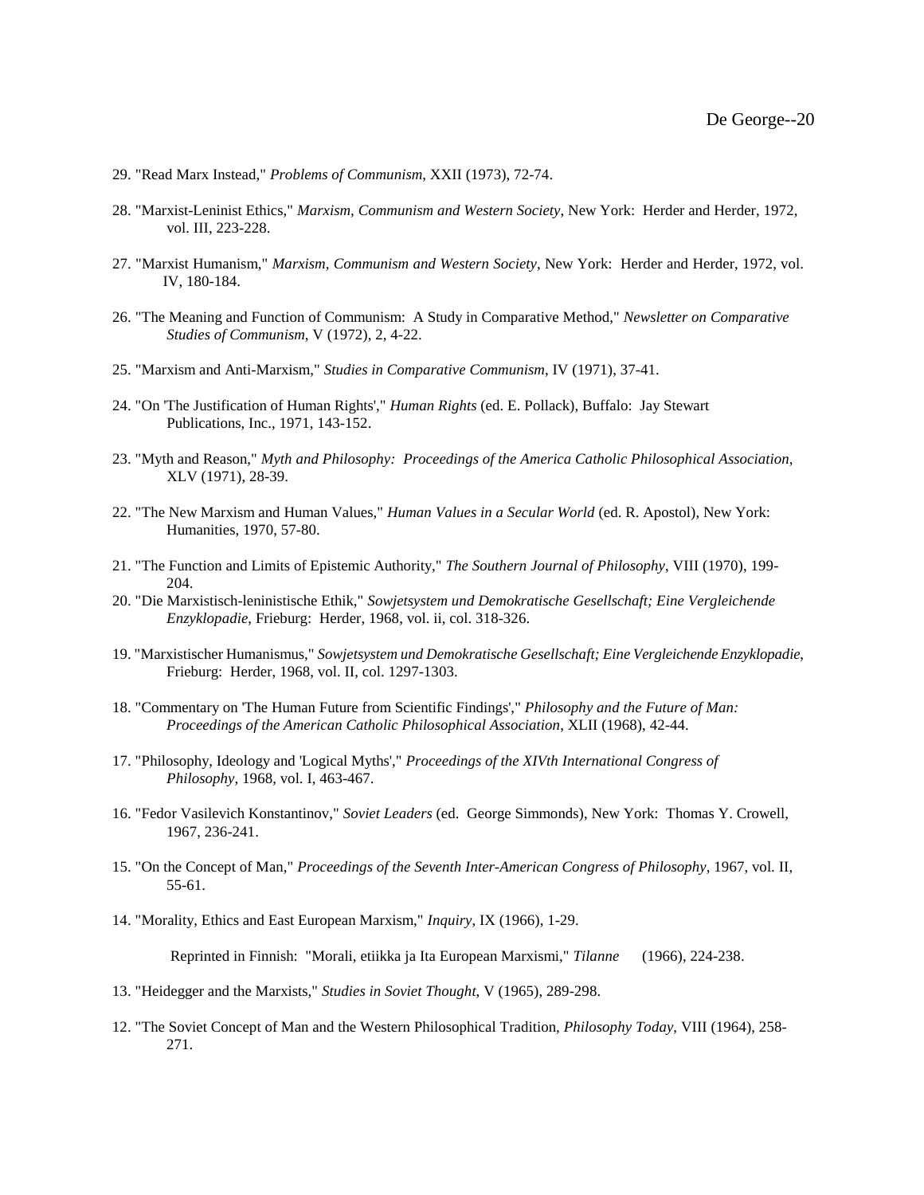29. "Read Marx Instead," *Problems of Communism*, XXII (1973), 72-74.

28. "Marxist-Leninist Ethics," *Marxism, Communism and Western Society*, New York: Herder and Herder, 1972, vol. III, 223-228.

27. "Marxist Humanism," *Marxism, Communism and Western Society*, New York: Herder and Herder, 1972, vol. IV, 180-184.

26. "The Meaning and Function of Communism: A Study in Comparative Method," *Newsletter on Comparative Studies of Communism*, V (1972), 2, 4-22.

25. "Marxism and Anti-Marxism," *Studies in Comparative Communism*, IV (1971), 37-41.

24. "On 'The Justification of Human Rights'," *Human Rights* (ed. E. Pollack), Buffalo: Jay Stewart Publications, Inc., 1971, 143-152.

23. "Myth and Reason," *Myth and Philosophy: Proceedings of the America Catholic Philosophical Association*, XLV (1971), 28-39.

22. "The New Marxism and Human Values," *Human Values in a Secular World* (ed. R. Apostol), New York: Humanities, 1970, 57-80.

21. "The Function and Limits of Epistemic Authority," *The Southern Journal of Philosophy*, VIII (1970), 199-204.

20. "Die Marxistisch-leninistische Ethik," *Sowjetsystem und Demokratische Gesellschaft; Eine Vergleichende Enzyklopadie*, Frieburg: Herder, 1968, vol. ii, col. 318-326.

19. "Marxistischer Humanismus," *Sowjetsystem und Demokratische Gesellschaft; Eine Vergleichende Enzyklopadie*, Frieburg: Herder, 1968, vol. II, col. 1297-1303.

18. "Commentary on 'The Human Future from Scientific Findings'," *Philosophy and the Future of Man: Proceedings of the American Catholic Philosophical Association*, XLII (1968), 42-44.

17. "Philosophy, Ideology and 'Logical Myths'," *Proceedings of the XIVth International Congress of Philosophy*, 1968, vol. I, 463-467.

16. "Fedor Vasilevich Konstantinov," *Soviet Leaders* (ed. George Simmonds), New York: Thomas Y. Crowell, 1967, 236-241.

15. "On the Concept of Man," *Proceedings of the Seventh Inter-American Congress of Philosophy*, 1967, vol. II, 55-61.

14. "Morality, Ethics and East European Marxism," *Inquiry*, IX (1966), 1-29.

    Reprinted in Finnish: "Morali, etiikka ja Ita European Marxismi," *Tilanne* (1966), 224-238.

13. "Heidegger and the Marxists," *Studies in Soviet Thought*, V (1965), 289-298.

12. "The Soviet Concept of Man and the Western Philosophical Tradition, *Philosophy Today*, VIII (1964), 258-271.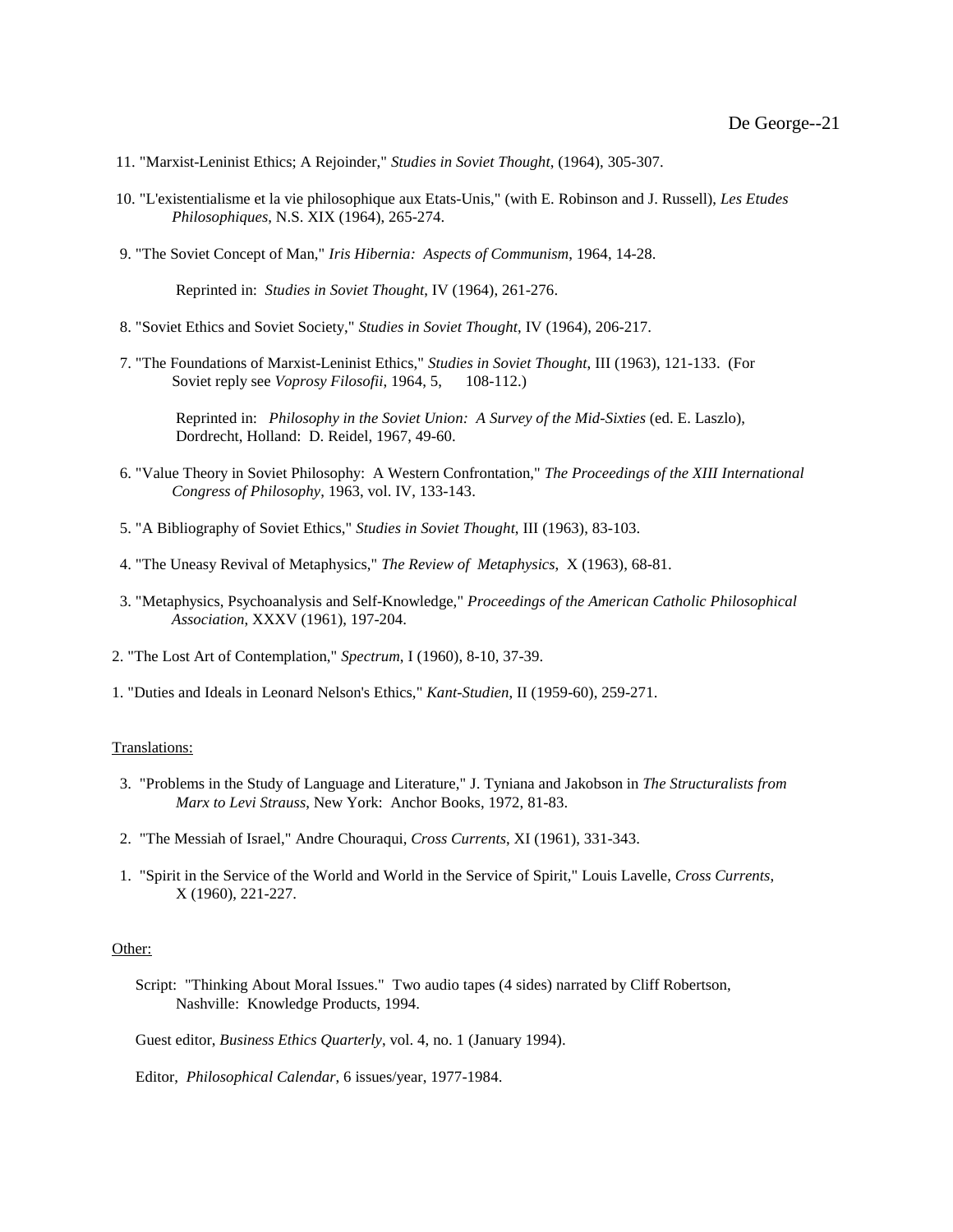11. "Marxist-Leninist Ethics; A Rejoinder," *Studies in Soviet Thought*, (1964), 305-307.

10. "L'existentialisme et la vie philosophique aux Etats-Unis," (with E. Robinson and J. Russell), *Les Etudes Philosophiques*, N.S. XIX (1964), 265-274.

9. "The Soviet Concept of Man," *Iris Hibernia: Aspects of Communism*, 1964, 14-28.

   Reprinted in: *Studies in Soviet Thought*, IV (1964), 261-276.

8. "Soviet Ethics and Soviet Society," *Studies in Soviet Thought*, IV (1964), 206-217.

7. "The Foundations of Marxist-Leninist Ethics," *Studies in Soviet Thought*, III (1963), 121-133. (For Soviet reply see *Voprosy Filosofii*, 1964, 5, 108-112.)

   Reprinted in: *Philosophy in the Soviet Union: A Survey of the Mid-Sixties* (ed. E. Laszlo), Dordrecht, Holland: D. Reidel, 1967, 49-60.

6. "Value Theory in Soviet Philosophy: A Western Confrontation," *The Proceedings of the XIII International Congress of Philosophy*, 1963, vol. IV, 133-143.

5. "A Bibliography of Soviet Ethics," *Studies in Soviet Thought*, III (1963), 83-103.

4. "The Uneasy Revival of Metaphysics," *The Review of Metaphysics*, X (1963), 68-81.

3. "Metaphysics, Psychoanalysis and Self-Knowledge," *Proceedings of the American Catholic Philosophical Association*, XXXV (1961), 197-204.

2. "The Lost Art of Contemplation," *Spectrum*, I (1960), 8-10, 37-39.

1. "Duties and Ideals in Leonard Nelson's Ethics," *Kant-Studien*, II (1959-60), 259-271.

<u>Translations:</u>

3. "Problems in the Study of Language and Literature," J. Tyniana and Jakobson in *The Structuralists from Marx to Levi Strauss*, New York: Anchor Books, 1972, 81-83.

2. "The Messiah of Israel," Andre Chouraqui, *Cross Currents*, XI (1961), 331-343.

1. "Spirit in the Service of the World and World in the Service of Spirit," Louis Lavelle, *Cross Currents*, X (1960), 221-227.

<u>Other:</u>

Script: "Thinking About Moral Issues." Two audio tapes (4 sides) narrated by Cliff Robertson, Nashville: Knowledge Products, 1994.

Guest editor, *Business Ethics Quarterly*, vol. 4, no. 1 (January 1994).

Editor, *Philosophical Calendar*, 6 issues/year, 1977-1984.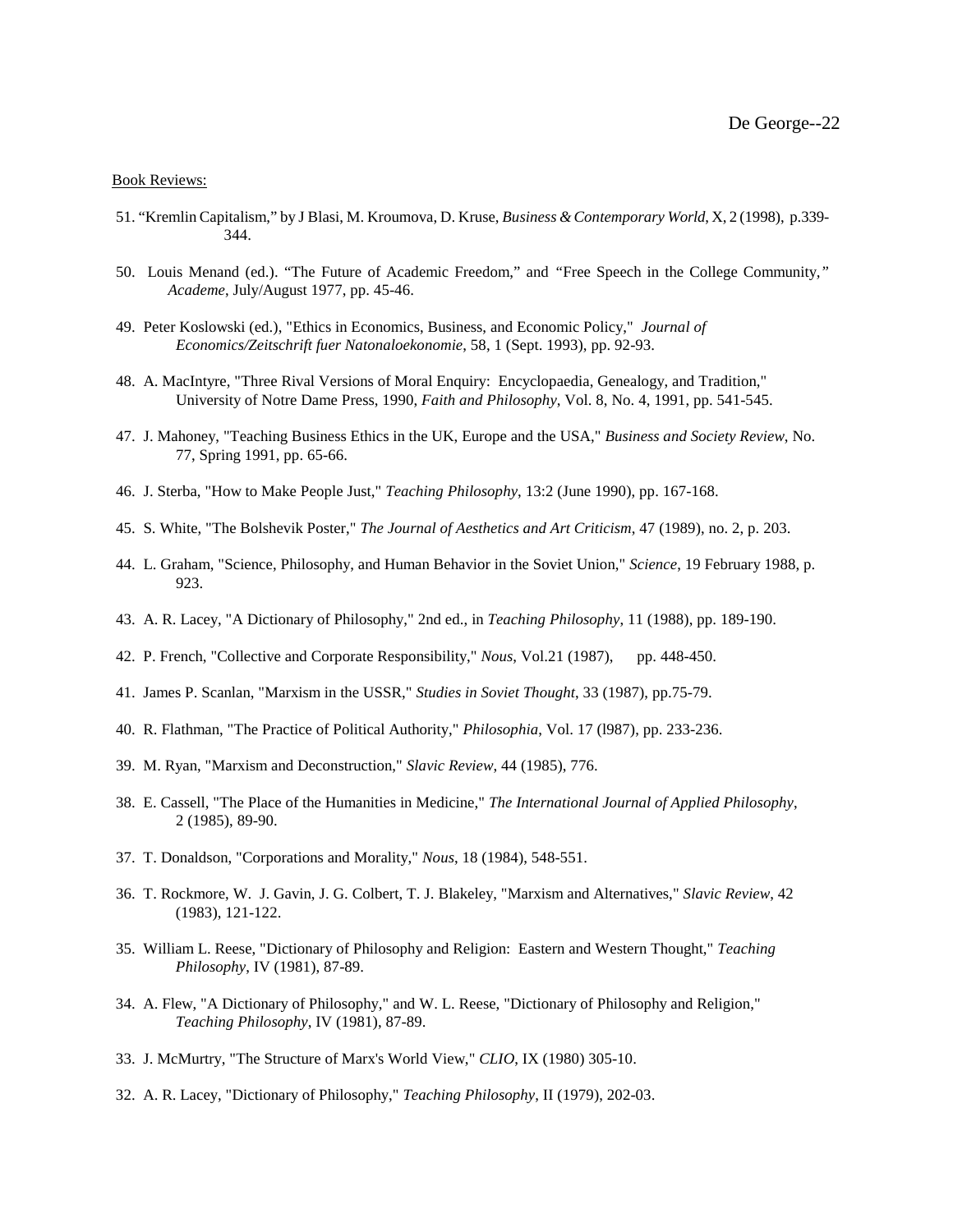Book Reviews:

51. "Kremlin Capitalism," by J Blasi, M. Kroumova, D. Kruse, *Business & Contemporary World*, X, 2 (1998), p.339-344.

50. Louis Menand (ed.). "The Future of Academic Freedom," and "Free Speech in the College Community," *Academe*, July/August 1977, pp. 45-46.

49. Peter Koslowski (ed.), "Ethics in Economics, Business, and Economic Policy," *Journal of Economics/Zeitschrift fuer Natonaloekonomie*, 58, 1 (Sept. 1993), pp. 92-93.

48. A. MacIntyre, "Three Rival Versions of Moral Enquiry: Encyclopaedia, Genealogy, and Tradition," University of Notre Dame Press, 1990, *Faith and Philosophy*, Vol. 8, No. 4, 1991, pp. 541-545.

47. J. Mahoney, "Teaching Business Ethics in the UK, Europe and the USA," *Business and Society Review*, No. 77, Spring 1991, pp. 65-66.

46. J. Sterba, "How to Make People Just," *Teaching Philosophy*, 13:2 (June 1990), pp. 167-168.

45. S. White, "The Bolshevik Poster," *The Journal of Aesthetics and Art Criticism*, 47 (1989), no. 2, p. 203.

44. L. Graham, "Science, Philosophy, and Human Behavior in the Soviet Union," *Science*, 19 February 1988, p. 923.

43. A. R. Lacey, "A Dictionary of Philosophy," 2nd ed., in *Teaching Philosophy*, 11 (1988), pp. 189-190.

42. P. French, "Collective and Corporate Responsibility," *Nous*, Vol.21 (1987), pp. 448-450.

41. James P. Scanlan, "Marxism in the USSR," *Studies in Soviet Thought*, 33 (1987), pp.75-79.

40. R. Flathman, "The Practice of Political Authority," *Philosophia*, Vol. 17 (l987), pp. 233-236.

39. M. Ryan, "Marxism and Deconstruction," *Slavic Review*, 44 (1985), 776.

38. E. Cassell, "The Place of the Humanities in Medicine," *The International Journal of Applied Philosophy*, 2 (1985), 89-90.

37. T. Donaldson, "Corporations and Morality," *Nous*, 18 (1984), 548-551.

36. T. Rockmore, W. J. Gavin, J. G. Colbert, T. J. Blakeley, "Marxism and Alternatives," *Slavic Review*, 42 (1983), 121-122.

35. William L. Reese, "Dictionary of Philosophy and Religion: Eastern and Western Thought," *Teaching Philosophy*, IV (1981), 87-89.

34. A. Flew, "A Dictionary of Philosophy," and W. L. Reese, "Dictionary of Philosophy and Religion," *Teaching Philosophy*, IV (1981), 87-89.

33. J. McMurtry, "The Structure of Marx's World View," *CLIO*, IX (1980) 305-10.

32. A. R. Lacey, "Dictionary of Philosophy," *Teaching Philosophy*, II (1979), 202-03.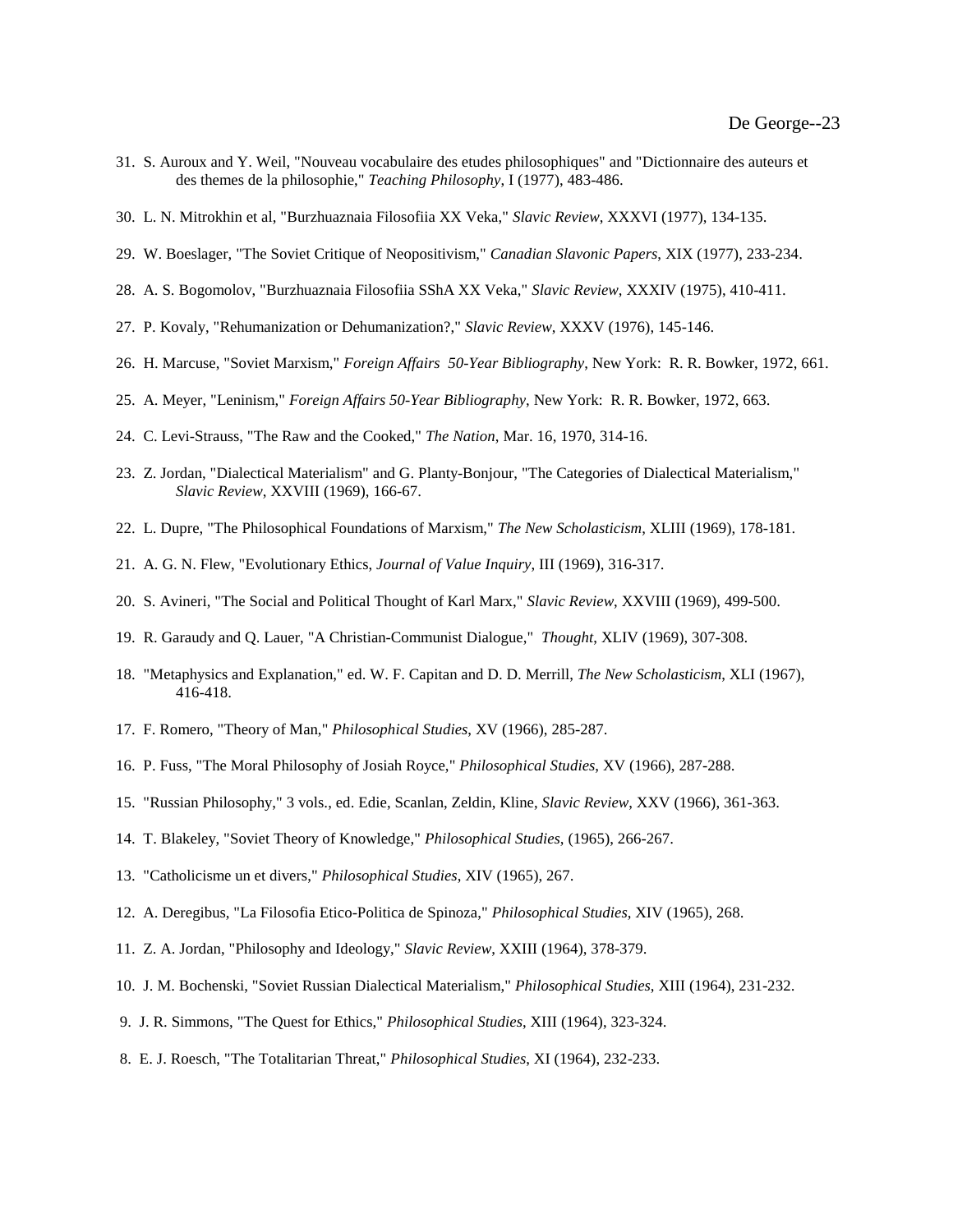31. S. Auroux and Y. Weil, "Nouveau vocabulaire des etudes philosophiques" and "Dictionnaire des auteurs et des themes de la philosophie," *Teaching Philosophy*, I (1977), 483-486.

30. L. N. Mitrokhin et al, "Burzhuaznaia Filosofiia XX Veka," *Slavic Review*, XXXVI (1977), 134-135.

29. W. Boeslager, "The Soviet Critique of Neopositivism," *Canadian Slavonic Papers*, XIX (1977), 233-234.

28. A. S. Bogomolov, "Burzhuaznaia Filosofiia SShA XX Veka," *Slavic Review*, XXXIV (1975), 410-411.

27. P. Kovaly, "Rehumanization or Dehumanization?," *Slavic Review*, XXXV (1976), 145-146.

26. H. Marcuse, "Soviet Marxism," *Foreign Affairs 50-Year Bibliography*, New York: R. R. Bowker, 1972, 661.

25. A. Meyer, "Leninism," *Foreign Affairs 50-Year Bibliography*, New York: R. R. Bowker, 1972, 663.

24. C. Levi-Strauss, "The Raw and the Cooked," *The Nation*, Mar. 16, 1970, 314-16.

23. Z. Jordan, "Dialectical Materialism" and G. Planty-Bonjour, "The Categories of Dialectical Materialism," *Slavic Review*, XXVIII (1969), 166-67.

22. L. Dupre, "The Philosophical Foundations of Marxism," *The New Scholasticism*, XLIII (1969), 178-181.

21. A. G. N. Flew, "Evolutionary Ethics, *Journal of Value Inquiry*, III (1969), 316-317.

20. S. Avineri, "The Social and Political Thought of Karl Marx," *Slavic Review*, XXVIII (1969), 499-500.

19. R. Garaudy and Q. Lauer, "A Christian-Communist Dialogue," *Thought*, XLIV (1969), 307-308.

18. "Metaphysics and Explanation," ed. W. F. Capitan and D. D. Merrill, *The New Scholasticism*, XLI (1967), 416-418.

17. F. Romero, "Theory of Man," *Philosophical Studies*, XV (1966), 285-287.

16. P. Fuss, "The Moral Philosophy of Josiah Royce," *Philosophical Studies*, XV (1966), 287-288.

15. "Russian Philosophy," 3 vols., ed. Edie, Scanlan, Zeldin, Kline, *Slavic Review*, XXV (1966), 361-363.

14. T. Blakeley, "Soviet Theory of Knowledge," *Philosophical Studies*, (1965), 266-267.

13. "Catholicisme un et divers," *Philosophical Studies*, XIV (1965), 267.

12. A. Deregibus, "La Filosofia Etico-Politica de Spinoza," *Philosophical Studies*, XIV (1965), 268.

11. Z. A. Jordan, "Philosophy and Ideology," *Slavic Review*, XXIII (1964), 378-379.

10. J. M. Bochenski, "Soviet Russian Dialectical Materialism," *Philosophical Studies*, XIII (1964), 231-232.

9. J. R. Simmons, "The Quest for Ethics," *Philosophical Studies*, XIII (1964), 323-324.

8. E. J. Roesch, "The Totalitarian Threat," *Philosophical Studies*, XI (1964), 232-233.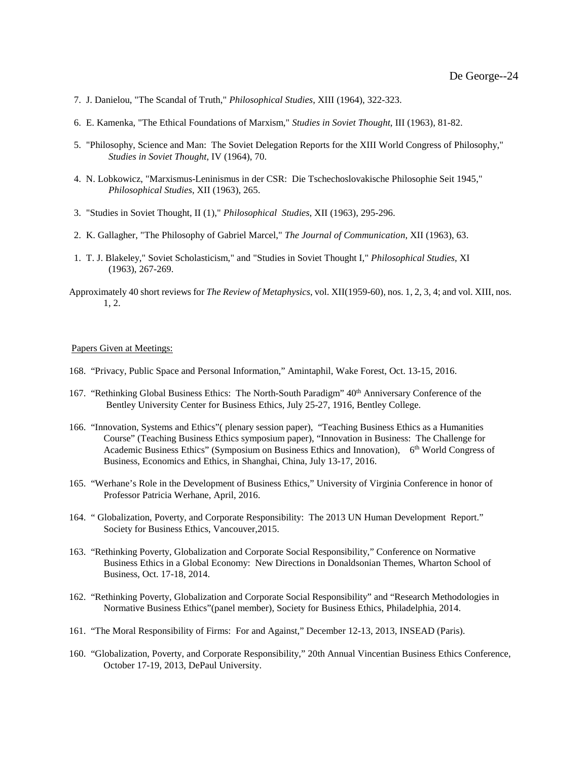7. J. Danielou, "The Scandal of Truth," *Philosophical Studies*, XIII (1964), 322-323.

6. E. Kamenka, "The Ethical Foundations of Marxism," *Studies in Soviet Thought*, III (1963), 81-82.

5. "Philosophy, Science and Man: The Soviet Delegation Reports for the XIII World Congress of Philosophy," *Studies in Soviet Thought*, IV (1964), 70.

4. N. Lobkowicz, "Marxismus-Leninismus in der CSR: Die Tschechoslovakische Philosophie Seit 1945," *Philosophical Studies*, XII (1963), 265.

3. "Studies in Soviet Thought, II (1)," *Philosophical Studies*, XII (1963), 295-296.

2. K. Gallagher, "The Philosophy of Gabriel Marcel," *The Journal of Communication*, XII (1963), 63.

1. T. J. Blakeley," Soviet Scholasticism," and "Studies in Soviet Thought I," *Philosophical Studies*, XI (1963), 267-269.

Approximately 40 short reviews for *The Review of Metaphysics*, vol. XII(1959-60), nos. 1, 2, 3, 4; and vol. XIII, nos. 1, 2.

Papers Given at Meetings:

168. "Privacy, Public Space and Personal Information," Amintaphil, Wake Forest, Oct. 13-15, 2016.

167. "Rethinking Global Business Ethics: The North-South Paradigm" 40th Anniversary Conference of the Bentley University Center for Business Ethics, July 25-27, 1916, Bentley College.

166. "Innovation, Systems and Ethics"( plenary session paper), "Teaching Business Ethics as a Humanities Course" (Teaching Business Ethics symposium paper), "Innovation in Business: The Challenge for Academic Business Ethics" (Symposium on Business Ethics and Innovation), 6th World Congress of Business, Economics and Ethics, in Shanghai, China, July 13-17, 2016.

165. "Werhane's Role in the Development of Business Ethics," University of Virginia Conference in honor of Professor Patricia Werhane, April, 2016.

164. " Globalization, Poverty, and Corporate Responsibility: The 2013 UN Human Development Report." Society for Business Ethics, Vancouver,2015.

163. "Rethinking Poverty, Globalization and Corporate Social Responsibility," Conference on Normative Business Ethics in a Global Economy: New Directions in Donaldsonian Themes, Wharton School of Business, Oct. 17-18, 2014.

162. "Rethinking Poverty, Globalization and Corporate Social Responsibility" and "Research Methodologies in Normative Business Ethics"(panel member), Society for Business Ethics, Philadelphia, 2014.

161. "The Moral Responsibility of Firms: For and Against," December 12-13, 2013, INSEAD (Paris).

160. "Globalization, Poverty, and Corporate Responsibility," 20th Annual Vincentian Business Ethics Conference, October 17-19, 2013, DePaul University.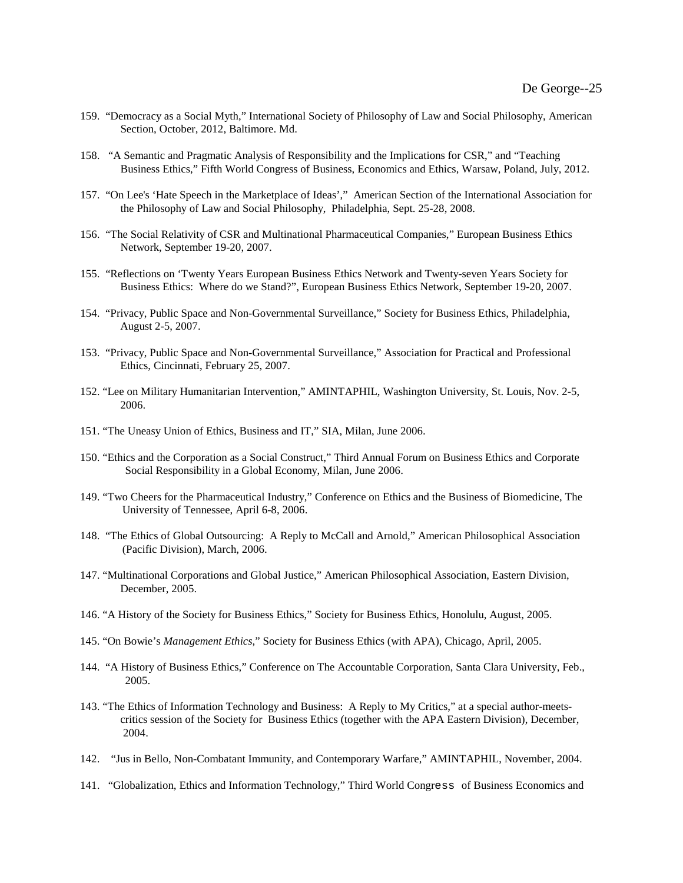159. "Democracy as a Social Myth," International Society of Philosophy of Law and Social Philosophy, American Section, October, 2012, Baltimore. Md.

158. "A Semantic and Pragmatic Analysis of Responsibility and the Implications for CSR," and "Teaching Business Ethics," Fifth World Congress of Business, Economics and Ethics, Warsaw, Poland, July, 2012.

157. "On Lee's 'Hate Speech in the Marketplace of Ideas'," American Section of the International Association for the Philosophy of Law and Social Philosophy, Philadelphia, Sept. 25-28, 2008.

156. "The Social Relativity of CSR and Multinational Pharmaceutical Companies," European Business Ethics Network, September 19-20, 2007.

155. "Reflections on 'Twenty Years European Business Ethics Network and Twenty-seven Years Society for Business Ethics: Where do we Stand?", European Business Ethics Network, September 19-20, 2007.

154. "Privacy, Public Space and Non-Governmental Surveillance," Society for Business Ethics, Philadelphia, August 2-5, 2007.

153. "Privacy, Public Space and Non-Governmental Surveillance," Association for Practical and Professional Ethics, Cincinnati, February 25, 2007.

152. "Lee on Military Humanitarian Intervention," AMINTAPHIL, Washington University, St. Louis, Nov. 2-5, 2006.

151. "The Uneasy Union of Ethics, Business and IT," SIA, Milan, June 2006.

150. "Ethics and the Corporation as a Social Construct," Third Annual Forum on Business Ethics and Corporate Social Responsibility in a Global Economy, Milan, June 2006.

149. "Two Cheers for the Pharmaceutical Industry," Conference on Ethics and the Business of Biomedicine, The University of Tennessee, April 6-8, 2006.

148. "The Ethics of Global Outsourcing: A Reply to McCall and Arnold," American Philosophical Association (Pacific Division), March, 2006.

147. "Multinational Corporations and Global Justice," American Philosophical Association, Eastern Division, December, 2005.

146. "A History of the Society for Business Ethics," Society for Business Ethics, Honolulu, August, 2005.

145. "On Bowie's *Management Ethics*," Society for Business Ethics (with APA), Chicago, April, 2005.

144. "A History of Business Ethics," Conference on The Accountable Corporation, Santa Clara University, Feb., 2005.

143. "The Ethics of Information Technology and Business: A Reply to My Critics," at a special author-meets-critics session of the Society for Business Ethics (together with the APA Eastern Division), December, 2004.

142. "Jus in Bello, Non-Combatant Immunity, and Contemporary Warfare," AMINTAPHIL, November, 2004.

141. "Globalization, Ethics and Information Technology," Third World Congress of Business Economics and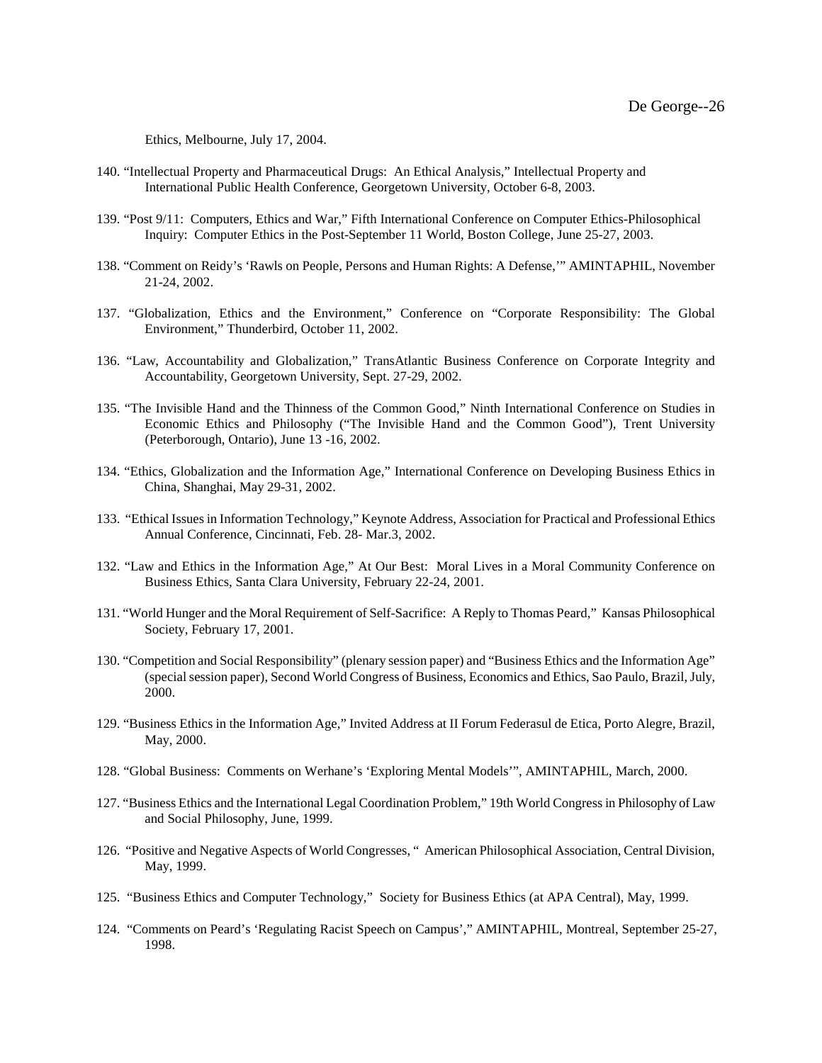Ethics, Melbourne, July 17, 2004.

140. "Intellectual Property and Pharmaceutical Drugs: An Ethical Analysis," Intellectual Property and International Public Health Conference, Georgetown University, October 6-8, 2003.

139. "Post 9/11: Computers, Ethics and War," Fifth International Conference on Computer Ethics-Philosophical Inquiry: Computer Ethics in the Post-September 11 World, Boston College, June 25-27, 2003.

138. "Comment on Reidy's 'Rawls on People, Persons and Human Rights: A Defense,'" AMINTAPHIL, November 21-24, 2002.

137. "Globalization, Ethics and the Environment," Conference on "Corporate Responsibility: The Global Environment," Thunderbird, October 11, 2002.

136. "Law, Accountability and Globalization," TransAtlantic Business Conference on Corporate Integrity and Accountability, Georgetown University, Sept. 27-29, 2002.

135. "The Invisible Hand and the Thinness of the Common Good," Ninth International Conference on Studies in Economic Ethics and Philosophy ("The Invisible Hand and the Common Good"), Trent University (Peterborough, Ontario), June 13 -16, 2002.

134. "Ethics, Globalization and the Information Age," International Conference on Developing Business Ethics in China, Shanghai, May 29-31, 2002.

133. "Ethical Issues in Information Technology," Keynote Address, Association for Practical and Professional Ethics Annual Conference, Cincinnati, Feb. 28- Mar.3, 2002.

132. "Law and Ethics in the Information Age," At Our Best: Moral Lives in a Moral Community Conference on Business Ethics, Santa Clara University, February 22-24, 2001.

131. "World Hunger and the Moral Requirement of Self-Sacrifice: A Reply to Thomas Peard," Kansas Philosophical Society, February 17, 2001.

130. "Competition and Social Responsibility" (plenary session paper) and "Business Ethics and the Information Age" (special session paper), Second World Congress of Business, Economics and Ethics, Sao Paulo, Brazil, July, 2000.

129. "Business Ethics in the Information Age," Invited Address at II Forum Federasul de Etica, Porto Alegre, Brazil, May, 2000.

128. "Global Business: Comments on Werhane's 'Exploring Mental Models'", AMINTAPHIL, March, 2000.

127. "Business Ethics and the International Legal Coordination Problem," 19th World Congress in Philosophy of Law and Social Philosophy, June, 1999.

126. "Positive and Negative Aspects of World Congresses, " American Philosophical Association, Central Division, May, 1999.

125. "Business Ethics and Computer Technology," Society for Business Ethics (at APA Central), May, 1999.

124. "Comments on Peard's 'Regulating Racist Speech on Campus'," AMINTAPHIL, Montreal, September 25-27, 1998.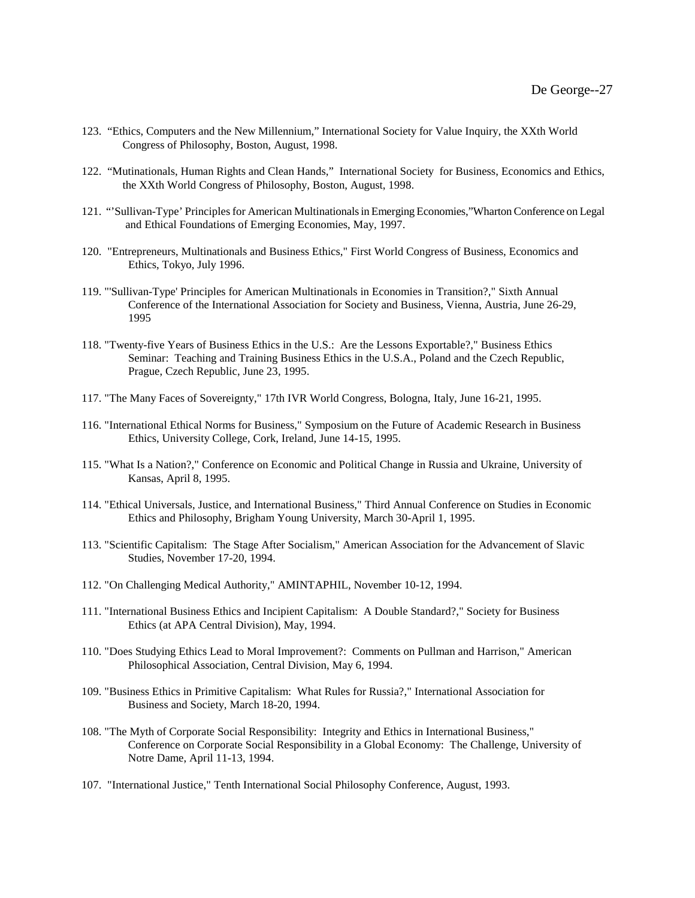123. "Ethics, Computers and the New Millennium," International Society for Value Inquiry, the XXth World Congress of Philosophy, Boston, August, 1998.

122. "Mutinationals, Human Rights and Clean Hands," International Society for Business, Economics and Ethics, the XXth World Congress of Philosophy, Boston, August, 1998.

121. "'Sullivan-Type' Principles for American Multinationals in Emerging Economies,"Wharton Conference on Legal and Ethical Foundations of Emerging Economies, May, 1997.

120. "Entrepreneurs, Multinationals and Business Ethics," First World Congress of Business, Economics and Ethics, Tokyo, July 1996.

119. "'Sullivan-Type' Principles for American Multinationals in Economies in Transition?," Sixth Annual Conference of the International Association for Society and Business, Vienna, Austria, June 26-29, 1995

118. "Twenty-five Years of Business Ethics in the U.S.: Are the Lessons Exportable?," Business Ethics Seminar: Teaching and Training Business Ethics in the U.S.A., Poland and the Czech Republic, Prague, Czech Republic, June 23, 1995.

117. "The Many Faces of Sovereignty," 17th IVR World Congress, Bologna, Italy, June 16-21, 1995.

116. "International Ethical Norms for Business," Symposium on the Future of Academic Research in Business Ethics, University College, Cork, Ireland, June 14-15, 1995.

115. "What Is a Nation?," Conference on Economic and Political Change in Russia and Ukraine, University of Kansas, April 8, 1995.

114. "Ethical Universals, Justice, and International Business," Third Annual Conference on Studies in Economic Ethics and Philosophy, Brigham Young University, March 30-April 1, 1995.

113. "Scientific Capitalism: The Stage After Socialism," American Association for the Advancement of Slavic Studies, November 17-20, 1994.

112. "On Challenging Medical Authority," AMINTAPHIL, November 10-12, 1994.

111. "International Business Ethics and Incipient Capitalism: A Double Standard?," Society for Business Ethics (at APA Central Division), May, 1994.

110. "Does Studying Ethics Lead to Moral Improvement?: Comments on Pullman and Harrison," American Philosophical Association, Central Division, May 6, 1994.

109. "Business Ethics in Primitive Capitalism: What Rules for Russia?," International Association for Business and Society, March 18-20, 1994.

108. "The Myth of Corporate Social Responsibility: Integrity and Ethics in International Business," Conference on Corporate Social Responsibility in a Global Economy: The Challenge, University of Notre Dame, April 11-13, 1994.

107. "International Justice," Tenth International Social Philosophy Conference, August, 1993.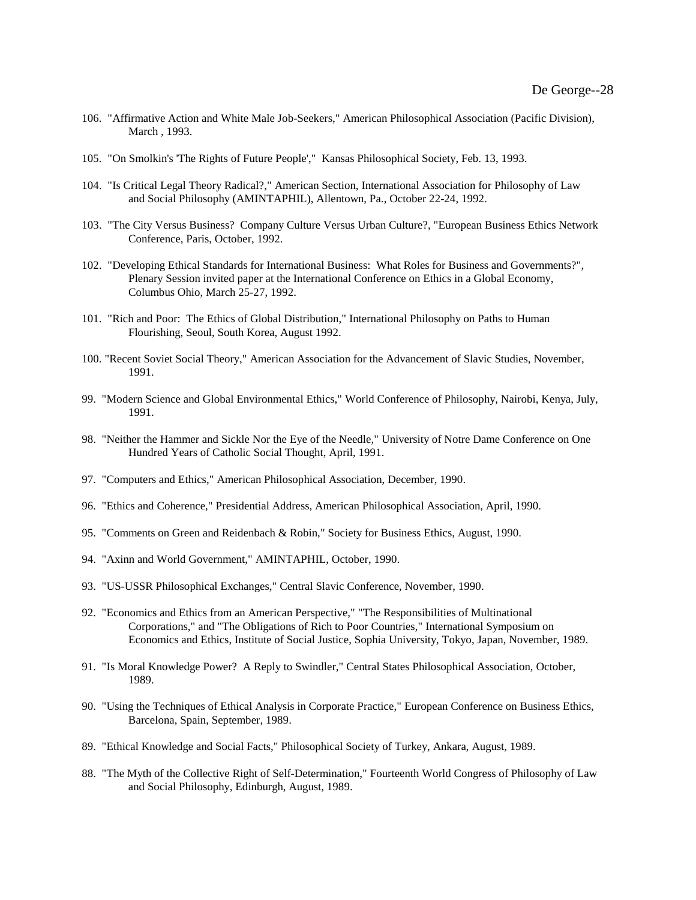106. "Affirmative Action and White Male Job-Seekers," American Philosophical Association (Pacific Division), March , 1993.

105. "On Smolkin's 'The Rights of Future People'," Kansas Philosophical Society, Feb. 13, 1993.

104. "Is Critical Legal Theory Radical?," American Section, International Association for Philosophy of Law and Social Philosophy (AMINTAPHIL), Allentown, Pa., October 22-24, 1992.

103. "The City Versus Business? Company Culture Versus Urban Culture?, "European Business Ethics Network Conference, Paris, October, 1992.

102. "Developing Ethical Standards for International Business: What Roles for Business and Governments?", Plenary Session invited paper at the International Conference on Ethics in a Global Economy, Columbus Ohio, March 25-27, 1992.

101. "Rich and Poor: The Ethics of Global Distribution," International Philosophy on Paths to Human Flourishing, Seoul, South Korea, August 1992.

100. "Recent Soviet Social Theory," American Association for the Advancement of Slavic Studies, November, 1991.

99. "Modern Science and Global Environmental Ethics," World Conference of Philosophy, Nairobi, Kenya, July, 1991.

98. "Neither the Hammer and Sickle Nor the Eye of the Needle," University of Notre Dame Conference on One Hundred Years of Catholic Social Thought, April, 1991.

97. "Computers and Ethics," American Philosophical Association, December, 1990.

96. "Ethics and Coherence," Presidential Address, American Philosophical Association, April, 1990.

95. "Comments on Green and Reidenbach & Robin," Society for Business Ethics, August, 1990.

94. "Axinn and World Government," AMINTAPHIL, October, 1990.

93. "US-USSR Philosophical Exchanges," Central Slavic Conference, November, 1990.

92. "Economics and Ethics from an American Perspective," "The Responsibilities of Multinational Corporations," and "The Obligations of Rich to Poor Countries," International Symposium on Economics and Ethics, Institute of Social Justice, Sophia University, Tokyo, Japan, November, 1989.

91. "Is Moral Knowledge Power? A Reply to Swindler," Central States Philosophical Association, October, 1989.

90. "Using the Techniques of Ethical Analysis in Corporate Practice," European Conference on Business Ethics, Barcelona, Spain, September, 1989.

89. "Ethical Knowledge and Social Facts," Philosophical Society of Turkey, Ankara, August, 1989.

88. "The Myth of the Collective Right of Self-Determination," Fourteenth World Congress of Philosophy of Law and Social Philosophy, Edinburgh, August, 1989.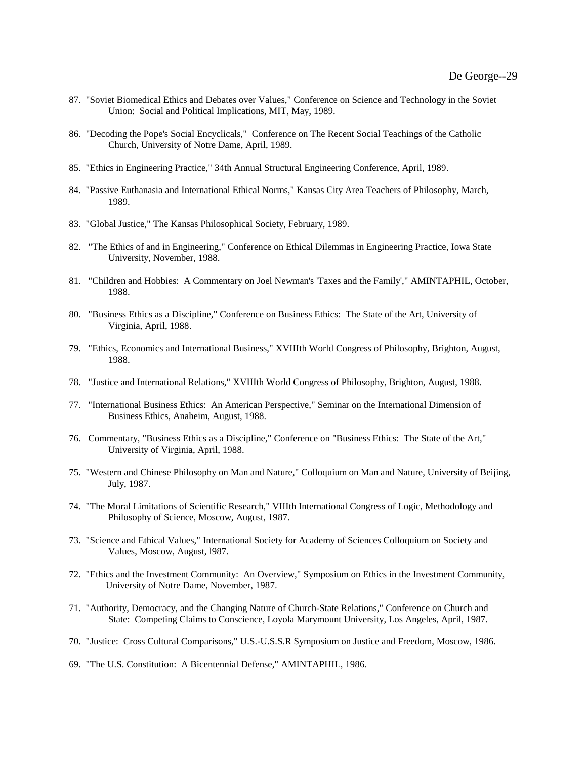87. "Soviet Biomedical Ethics and Debates over Values," Conference on Science and Technology in the Soviet Union: Social and Political Implications, MIT, May, 1989.

86. "Decoding the Pope's Social Encyclicals," Conference on The Recent Social Teachings of the Catholic Church, University of Notre Dame, April, 1989.

85. "Ethics in Engineering Practice," 34th Annual Structural Engineering Conference, April, 1989.

84. "Passive Euthanasia and International Ethical Norms," Kansas City Area Teachers of Philosophy, March, 1989.

83. "Global Justice," The Kansas Philosophical Society, February, 1989.

82. "The Ethics of and in Engineering," Conference on Ethical Dilemmas in Engineering Practice, Iowa State University, November, 1988.

81. "Children and Hobbies: A Commentary on Joel Newman's 'Taxes and the Family'," AMINTAPHIL, October, 1988.

80. "Business Ethics as a Discipline," Conference on Business Ethics: The State of the Art, University of Virginia, April, 1988.

79. "Ethics, Economics and International Business," XVIIIth World Congress of Philosophy, Brighton, August, 1988.

78. "Justice and International Relations," XVIIIth World Congress of Philosophy, Brighton, August, 1988.

77. "International Business Ethics: An American Perspective," Seminar on the International Dimension of Business Ethics, Anaheim, August, 1988.

76. Commentary, "Business Ethics as a Discipline," Conference on "Business Ethics: The State of the Art," University of Virginia, April, 1988.

75. "Western and Chinese Philosophy on Man and Nature," Colloquium on Man and Nature, University of Beijing, July, 1987.

74. "The Moral Limitations of Scientific Research," VIIIth International Congress of Logic, Methodology and Philosophy of Science, Moscow, August, 1987.

73. "Science and Ethical Values," International Society for Academy of Sciences Colloquium on Society and Values, Moscow, August, l987.

72. "Ethics and the Investment Community: An Overview," Symposium on Ethics in the Investment Community, University of Notre Dame, November, 1987.

71. "Authority, Democracy, and the Changing Nature of Church-State Relations," Conference on Church and State: Competing Claims to Conscience, Loyola Marymount University, Los Angeles, April, 1987.

70. "Justice: Cross Cultural Comparisons," U.S.-U.S.S.R Symposium on Justice and Freedom, Moscow, 1986.

69. "The U.S. Constitution: A Bicentennial Defense," AMINTAPHIL, 1986.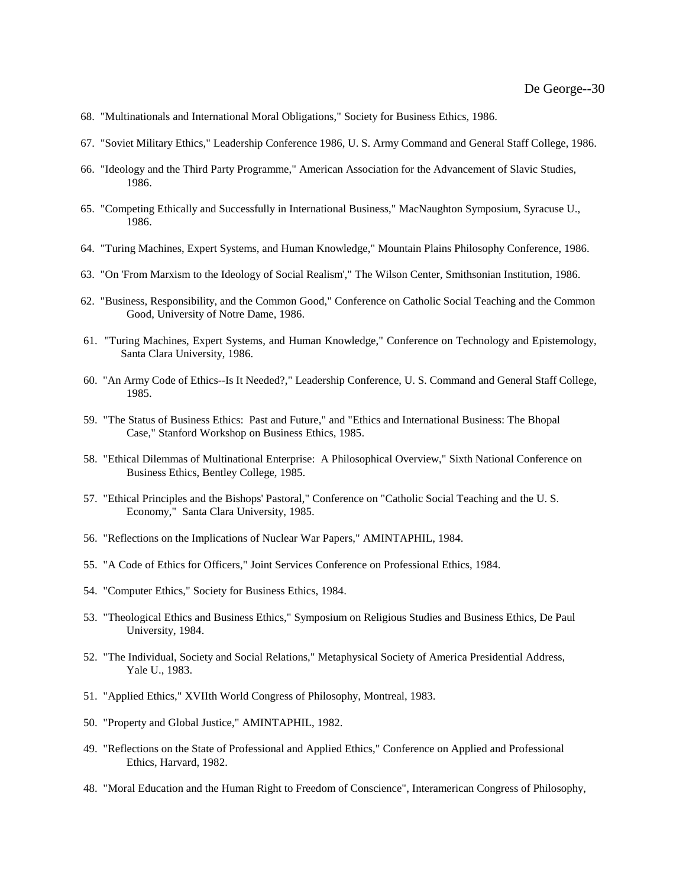68. "Multinationals and International Moral Obligations," Society for Business Ethics, 1986.

67. "Soviet Military Ethics," Leadership Conference 1986, U. S. Army Command and General Staff College, 1986.

66. "Ideology and the Third Party Programme," American Association for the Advancement of Slavic Studies, 1986.

65. "Competing Ethically and Successfully in International Business," MacNaughton Symposium, Syracuse U., 1986.

64. "Turing Machines, Expert Systems, and Human Knowledge," Mountain Plains Philosophy Conference, 1986.

63. "On 'From Marxism to the Ideology of Social Realism'," The Wilson Center, Smithsonian Institution, 1986.

62. "Business, Responsibility, and the Common Good," Conference on Catholic Social Teaching and the Common Good, University of Notre Dame, 1986.

61. "Turing Machines, Expert Systems, and Human Knowledge," Conference on Technology and Epistemology, Santa Clara University, 1986.

60. "An Army Code of Ethics--Is It Needed?," Leadership Conference, U. S. Command and General Staff College, 1985.

59. "The Status of Business Ethics: Past and Future," and "Ethics and International Business: The Bhopal Case," Stanford Workshop on Business Ethics, 1985.

58. "Ethical Dilemmas of Multinational Enterprise: A Philosophical Overview," Sixth National Conference on Business Ethics, Bentley College, 1985.

57. "Ethical Principles and the Bishops' Pastoral," Conference on "Catholic Social Teaching and the U. S. Economy," Santa Clara University, 1985.

56. "Reflections on the Implications of Nuclear War Papers," AMINTAPHIL, 1984.

55. "A Code of Ethics for Officers," Joint Services Conference on Professional Ethics, 1984.

54. "Computer Ethics," Society for Business Ethics, 1984.

53. "Theological Ethics and Business Ethics," Symposium on Religious Studies and Business Ethics, De Paul University, 1984.

52. "The Individual, Society and Social Relations," Metaphysical Society of America Presidential Address, Yale U., 1983.

51. "Applied Ethics," XVIIth World Congress of Philosophy, Montreal, 1983.

50. "Property and Global Justice," AMINTAPHIL, 1982.

49. "Reflections on the State of Professional and Applied Ethics," Conference on Applied and Professional Ethics, Harvard, 1982.

48. "Moral Education and the Human Right to Freedom of Conscience", Interamerican Congress of Philosophy,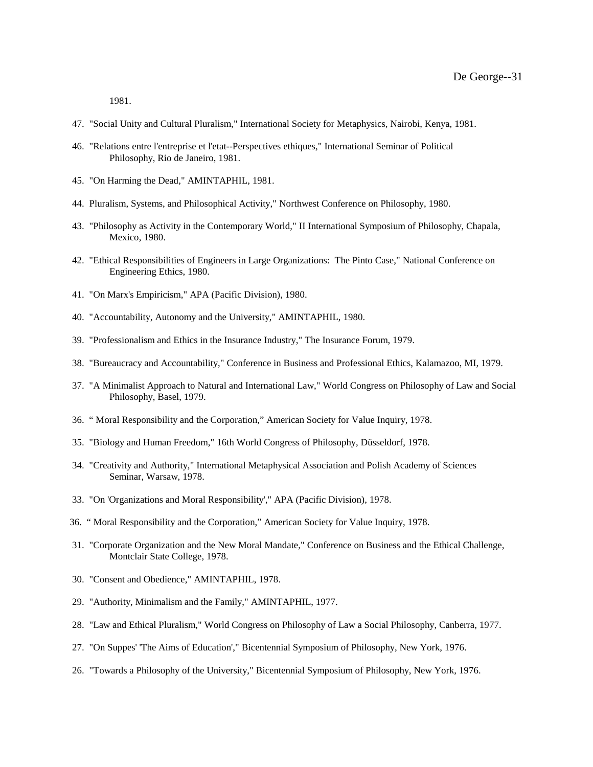1981.

47. "Social Unity and Cultural Pluralism," International Society for Metaphysics, Nairobi, Kenya, 1981.

46. "Relations entre l'entreprise et l'etat--Perspectives ethiques," International Seminar of Political Philosophy, Rio de Janeiro, 1981.

45. "On Harming the Dead," AMINTAPHIL, 1981.

44. Pluralism, Systems, and Philosophical Activity," Northwest Conference on Philosophy, 1980.

43. "Philosophy as Activity in the Contemporary World," II International Symposium of Philosophy, Chapala, Mexico, 1980.

42. "Ethical Responsibilities of Engineers in Large Organizations: The Pinto Case," National Conference on Engineering Ethics, 1980.

41. "On Marx's Empiricism," APA (Pacific Division), 1980.

40. "Accountability, Autonomy and the University," AMINTAPHIL, 1980.

39. "Professionalism and Ethics in the Insurance Industry," The Insurance Forum, 1979.

38. "Bureaucracy and Accountability," Conference in Business and Professional Ethics, Kalamazoo, MI, 1979.

37. "A Minimalist Approach to Natural and International Law," World Congress on Philosophy of Law and Social Philosophy, Basel, 1979.

36. " Moral Responsibility and the Corporation," American Society for Value Inquiry, 1978.

35. "Biology and Human Freedom," 16th World Congress of Philosophy, Düsseldorf, 1978.

34. "Creativity and Authority," International Metaphysical Association and Polish Academy of Sciences Seminar, Warsaw, 1978.

33. "On 'Organizations and Moral Responsibility'," APA (Pacific Division), 1978.

36. " Moral Responsibility and the Corporation," American Society for Value Inquiry, 1978.

31. "Corporate Organization and the New Moral Mandate," Conference on Business and the Ethical Challenge, Montclair State College, 1978.

30. "Consent and Obedience," AMINTAPHIL, 1978.

29. "Authority, Minimalism and the Family," AMINTAPHIL, 1977.

28. "Law and Ethical Pluralism," World Congress on Philosophy of Law a Social Philosophy, Canberra, 1977.

27. "On Suppes' 'The Aims of Education'," Bicentennial Symposium of Philosophy, New York, 1976.

26. "Towards a Philosophy of the University," Bicentennial Symposium of Philosophy, New York, 1976.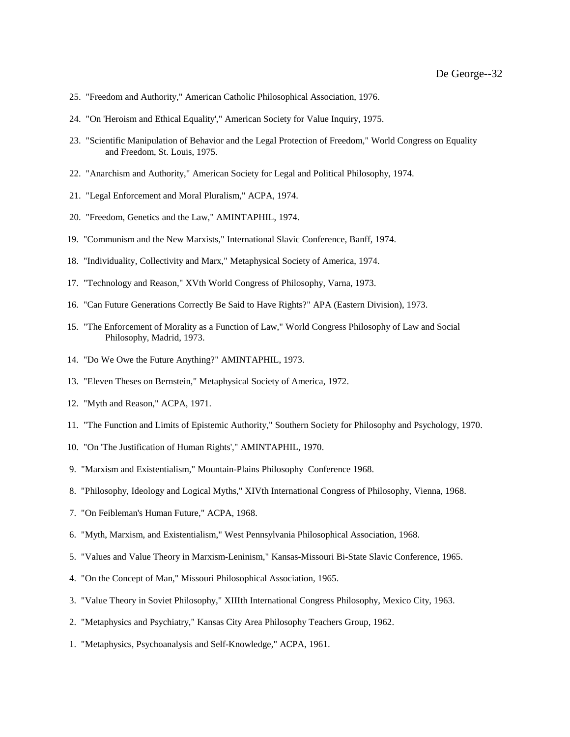25. "Freedom and Authority," American Catholic Philosophical Association, 1976.

24. "On 'Heroism and Ethical Equality'," American Society for Value Inquiry, 1975.

23. "Scientific Manipulation of Behavior and the Legal Protection of Freedom," World Congress on Equality and Freedom, St. Louis, 1975.

22. "Anarchism and Authority," American Society for Legal and Political Philosophy, 1974.

21. "Legal Enforcement and Moral Pluralism," ACPA, 1974.

20. "Freedom, Genetics and the Law," AMINTAPHIL, 1974.

19. "Communism and the New Marxists," International Slavic Conference, Banff, 1974.

18. "Individuality, Collectivity and Marx," Metaphysical Society of America, 1974.

17. "Technology and Reason," XVth World Congress of Philosophy, Varna, 1973.

16. "Can Future Generations Correctly Be Said to Have Rights?" APA (Eastern Division), 1973.

15. "The Enforcement of Morality as a Function of Law," World Congress Philosophy of Law and Social Philosophy, Madrid, 1973.

14. "Do We Owe the Future Anything?" AMINTAPHIL, 1973.

13. "Eleven Theses on Bernstein," Metaphysical Society of America, 1972.

12. "Myth and Reason," ACPA, 1971.

11. "The Function and Limits of Epistemic Authority," Southern Society for Philosophy and Psychology, 1970.

10. "On 'The Justification of Human Rights'," AMINTAPHIL, 1970.

9. "Marxism and Existentialism," Mountain-Plains Philosophy Conference 1968.

8. "Philosophy, Ideology and Logical Myths," XIVth International Congress of Philosophy, Vienna, 1968.

7. "On Feibleman's Human Future," ACPA, 1968.

6. "Myth, Marxism, and Existentialism," West Pennsylvania Philosophical Association, 1968.

5. "Values and Value Theory in Marxism-Leninism," Kansas-Missouri Bi-State Slavic Conference, 1965.

4. "On the Concept of Man," Missouri Philosophical Association, 1965.

3. "Value Theory in Soviet Philosophy," XIIIth International Congress Philosophy, Mexico City, 1963.

2. "Metaphysics and Psychiatry," Kansas City Area Philosophy Teachers Group, 1962.

1. "Metaphysics, Psychoanalysis and Self-Knowledge," ACPA, 1961.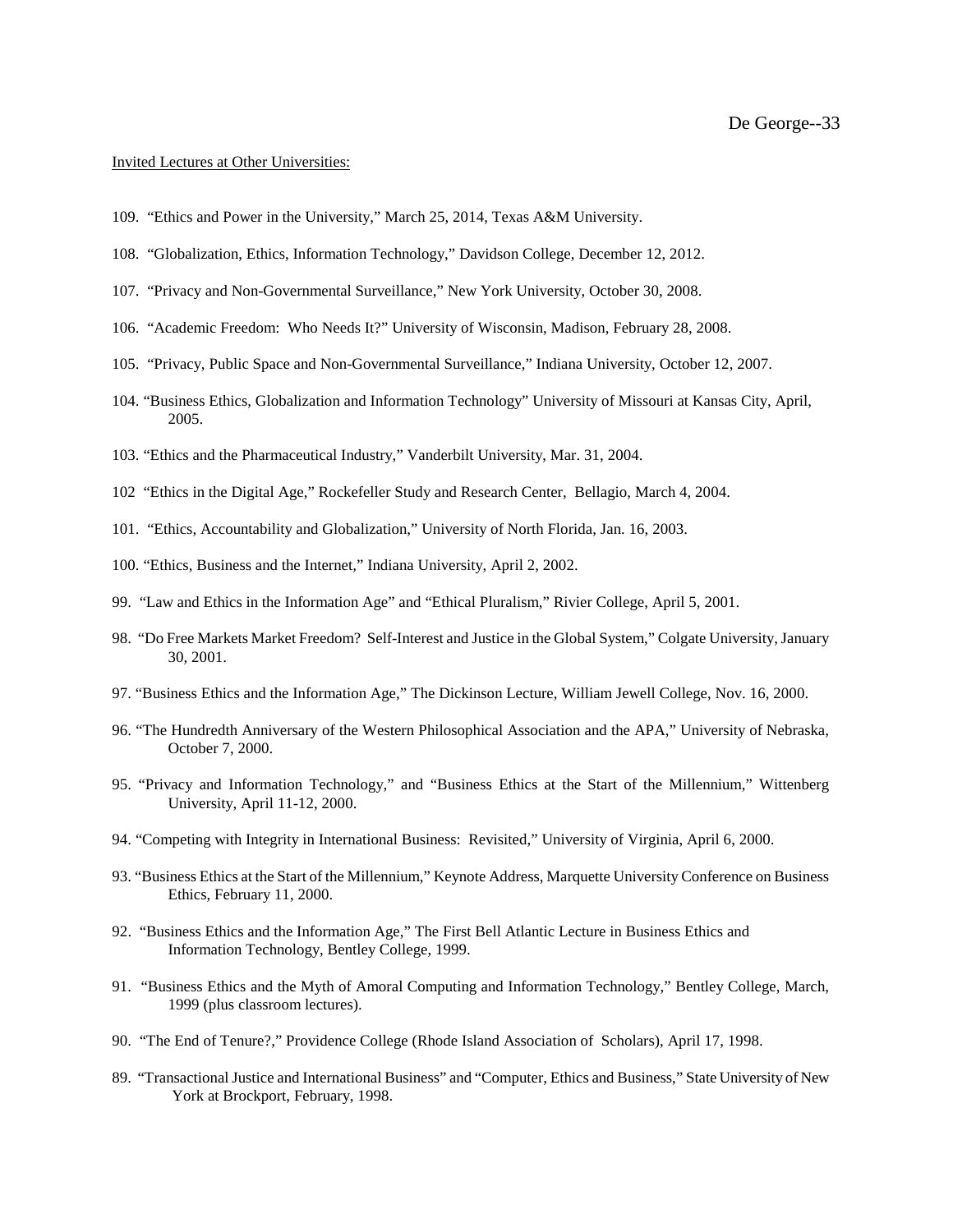Invited Lectures at Other Universities:

109. "Ethics and Power in the University," March 25, 2014, Texas A&M University.

108. "Globalization, Ethics, Information Technology," Davidson College, December 12, 2012.

107. "Privacy and Non-Governmental Surveillance," New York University, October 30, 2008.

106. "Academic Freedom: Who Needs It?" University of Wisconsin, Madison, February 28, 2008.

105. "Privacy, Public Space and Non-Governmental Surveillance," Indiana University, October 12, 2007.

104. "Business Ethics, Globalization and Information Technology" University of Missouri at Kansas City, April, 2005.

103. "Ethics and the Pharmaceutical Industry," Vanderbilt University, Mar. 31, 2004.

102 "Ethics in the Digital Age," Rockefeller Study and Research Center, Bellagio, March 4, 2004.

101. "Ethics, Accountability and Globalization," University of North Florida, Jan. 16, 2003.

100. "Ethics, Business and the Internet," Indiana University, April 2, 2002.

99. "Law and Ethics in the Information Age" and "Ethical Pluralism," Rivier College, April 5, 2001.

98. "Do Free Markets Market Freedom? Self-Interest and Justice in the Global System," Colgate University, January 30, 2001.

97. "Business Ethics and the Information Age," The Dickinson Lecture, William Jewell College, Nov. 16, 2000.

96. "The Hundredth Anniversary of the Western Philosophical Association and the APA," University of Nebraska, October 7, 2000.

95. "Privacy and Information Technology," and "Business Ethics at the Start of the Millennium," Wittenberg University, April 11-12, 2000.

94. "Competing with Integrity in International Business: Revisited," University of Virginia, April 6, 2000.

93. "Business Ethics at the Start of the Millennium," Keynote Address, Marquette University Conference on Business Ethics, February 11, 2000.

92. "Business Ethics and the Information Age," The First Bell Atlantic Lecture in Business Ethics and Information Technology, Bentley College, 1999.

91. "Business Ethics and the Myth of Amoral Computing and Information Technology," Bentley College, March, 1999 (plus classroom lectures).

90. "The End of Tenure?," Providence College (Rhode Island Association of Scholars), April 17, 1998.

89. "Transactional Justice and International Business" and "Computer, Ethics and Business," State University of New York at Brockport, February, 1998.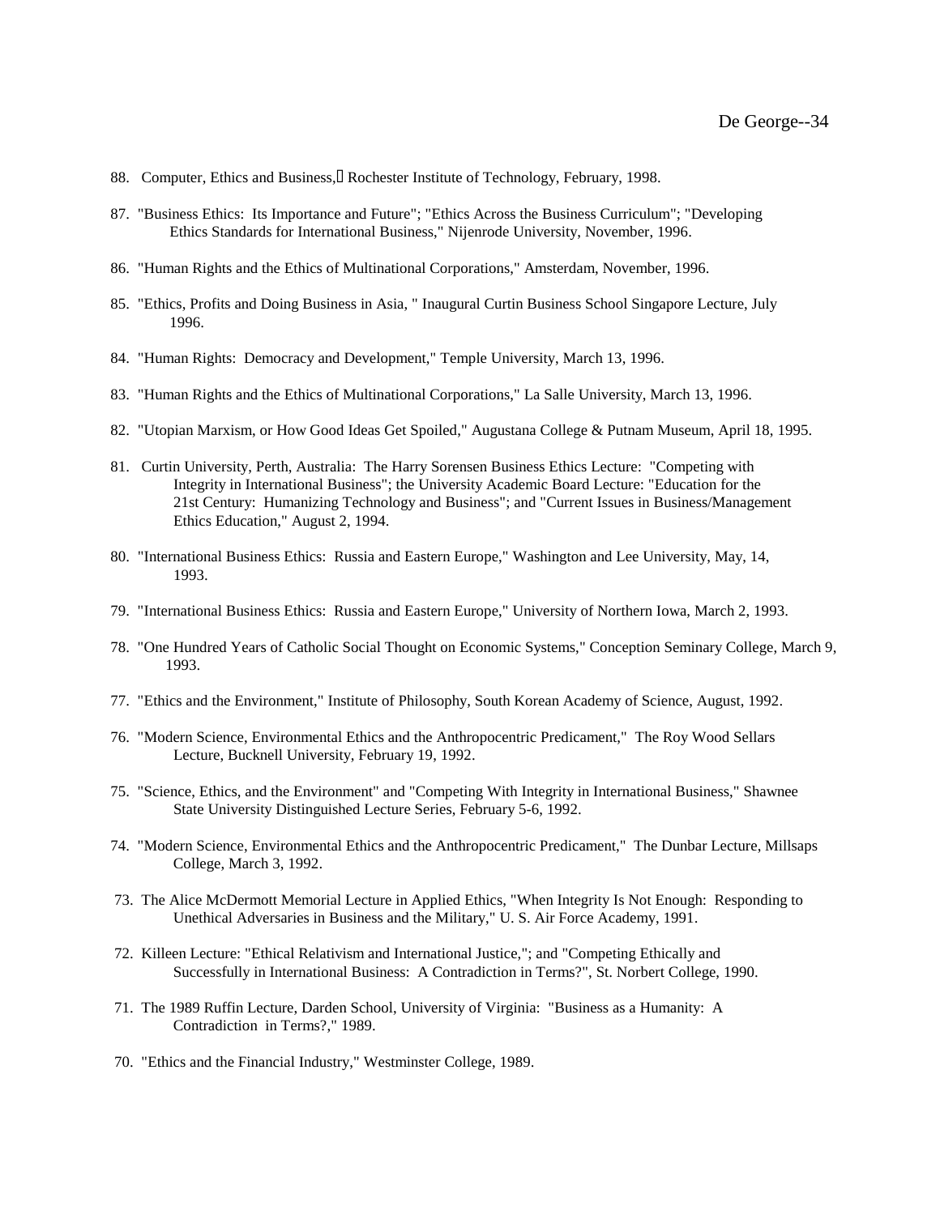88. Computer, Ethics and Business, Rochester Institute of Technology, February, 1998.

87. "Business Ethics: Its Importance and Future"; "Ethics Across the Business Curriculum"; "Developing Ethics Standards for International Business," Nijenrode University, November, 1996.

86. "Human Rights and the Ethics of Multinational Corporations," Amsterdam, November, 1996.

85. "Ethics, Profits and Doing Business in Asia, " Inaugural Curtin Business School Singapore Lecture, July 1996.

84. "Human Rights: Democracy and Development," Temple University, March 13, 1996.

83. "Human Rights and the Ethics of Multinational Corporations," La Salle University, March 13, 1996.

82. "Utopian Marxism, or How Good Ideas Get Spoiled," Augustana College & Putnam Museum, April 18, 1995.

81. Curtin University, Perth, Australia: The Harry Sorensen Business Ethics Lecture: "Competing with Integrity in International Business"; the University Academic Board Lecture: "Education for the 21st Century: Humanizing Technology and Business"; and "Current Issues in Business/Management Ethics Education," August 2, 1994.

80. "International Business Ethics: Russia and Eastern Europe," Washington and Lee University, May, 14, 1993.

79. "International Business Ethics: Russia and Eastern Europe," University of Northern Iowa, March 2, 1993.

78. "One Hundred Years of Catholic Social Thought on Economic Systems," Conception Seminary College, March 9, 1993.

77. "Ethics and the Environment," Institute of Philosophy, South Korean Academy of Science, August, 1992.

76. "Modern Science, Environmental Ethics and the Anthropocentric Predicament," The Roy Wood Sellars Lecture, Bucknell University, February 19, 1992.

75. "Science, Ethics, and the Environment" and "Competing With Integrity in International Business," Shawnee State University Distinguished Lecture Series, February 5-6, 1992.

74. "Modern Science, Environmental Ethics and the Anthropocentric Predicament," The Dunbar Lecture, Millsaps College, March 3, 1992.

73. The Alice McDermott Memorial Lecture in Applied Ethics, "When Integrity Is Not Enough: Responding to Unethical Adversaries in Business and the Military," U. S. Air Force Academy, 1991.

72. Killeen Lecture: "Ethical Relativism and International Justice,"; and "Competing Ethically and Successfully in International Business: A Contradiction in Terms?", St. Norbert College, 1990.

71. The 1989 Ruffin Lecture, Darden School, University of Virginia: "Business as a Humanity: A Contradiction in Terms?," 1989.

70. "Ethics and the Financial Industry," Westminster College, 1989.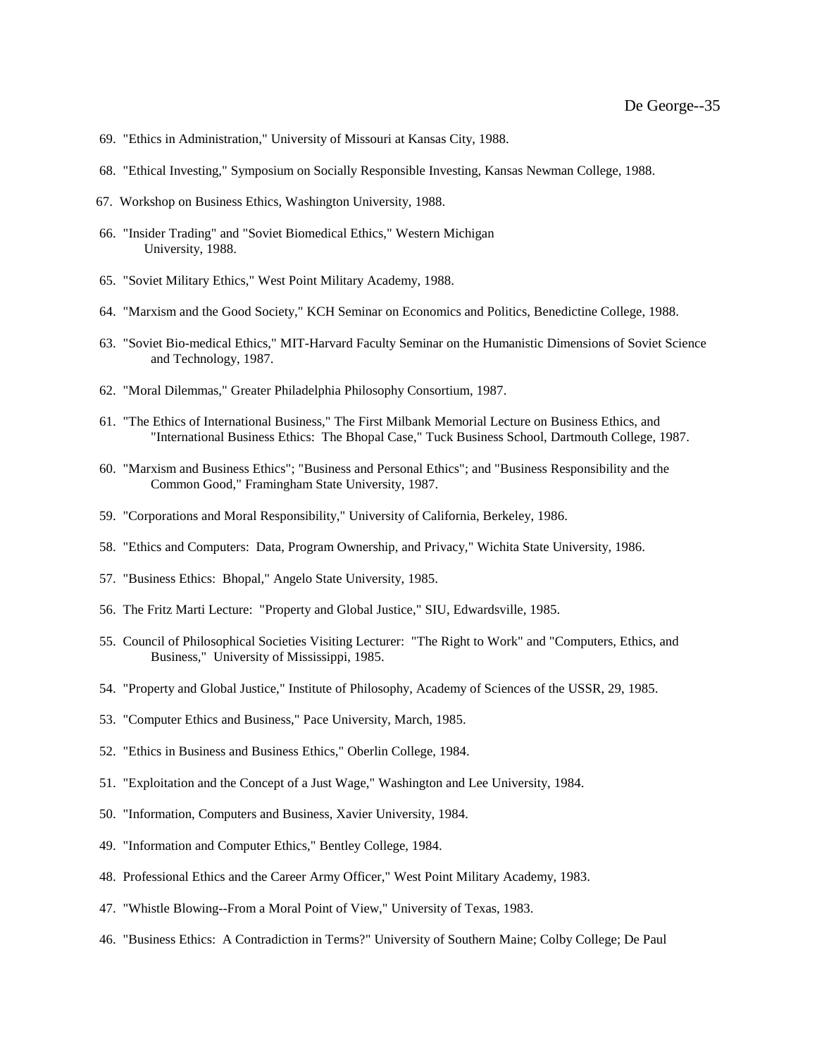69. "Ethics in Administration," University of Missouri at Kansas City, 1988.

68. "Ethical Investing," Symposium on Socially Responsible Investing, Kansas Newman College, 1988.

67. Workshop on Business Ethics, Washington University, 1988.

66. "Insider Trading" and "Soviet Biomedical Ethics," Western Michigan University, 1988.

65. "Soviet Military Ethics," West Point Military Academy, 1988.

64. "Marxism and the Good Society," KCH Seminar on Economics and Politics, Benedictine College, 1988.

63. "Soviet Bio-medical Ethics," MIT-Harvard Faculty Seminar on the Humanistic Dimensions of Soviet Science and Technology, 1987.

62. "Moral Dilemmas," Greater Philadelphia Philosophy Consortium, 1987.

61. "The Ethics of International Business," The First Milbank Memorial Lecture on Business Ethics, and "International Business Ethics: The Bhopal Case," Tuck Business School, Dartmouth College, 1987.

60. "Marxism and Business Ethics"; "Business and Personal Ethics"; and "Business Responsibility and the Common Good," Framingham State University, 1987.

59. "Corporations and Moral Responsibility," University of California, Berkeley, 1986.

58. "Ethics and Computers: Data, Program Ownership, and Privacy," Wichita State University, 1986.

57. "Business Ethics: Bhopal," Angelo State University, 1985.

56. The Fritz Marti Lecture: "Property and Global Justice," SIU, Edwardsville, 1985.

55. Council of Philosophical Societies Visiting Lecturer: "The Right to Work" and "Computers, Ethics, and Business," University of Mississippi, 1985.

54. "Property and Global Justice," Institute of Philosophy, Academy of Sciences of the USSR, 29, 1985.

53. "Computer Ethics and Business," Pace University, March, 1985.

52. "Ethics in Business and Business Ethics," Oberlin College, 1984.

51. "Exploitation and the Concept of a Just Wage," Washington and Lee University, 1984.

50. "Information, Computers and Business, Xavier University, 1984.

49. "Information and Computer Ethics," Bentley College, 1984.

48. Professional Ethics and the Career Army Officer," West Point Military Academy, 1983.

47. "Whistle Blowing--From a Moral Point of View," University of Texas, 1983.

46. "Business Ethics: A Contradiction in Terms?" University of Southern Maine; Colby College; De Paul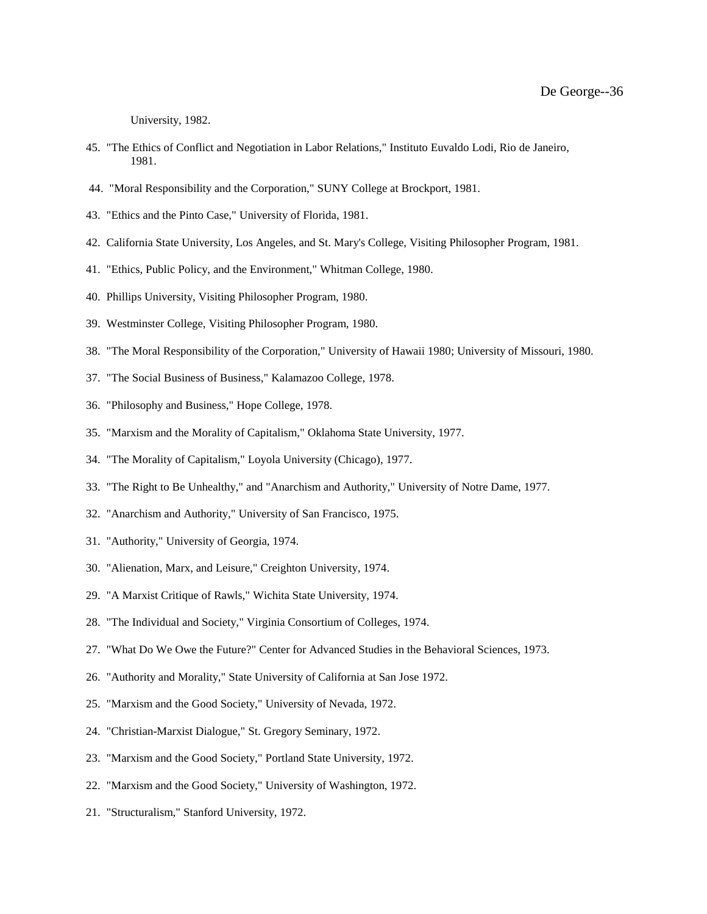University, 1982.

45. "The Ethics of Conflict and Negotiation in Labor Relations," Instituto Euvaldo Lodi, Rio de Janeiro, 1981.

44. "Moral Responsibility and the Corporation," SUNY College at Brockport, 1981.

43. "Ethics and the Pinto Case," University of Florida, 1981.

42. California State University, Los Angeles, and St. Mary's College, Visiting Philosopher Program, 1981.

41. "Ethics, Public Policy, and the Environment," Whitman College, 1980.

40. Phillips University, Visiting Philosopher Program, 1980.

39. Westminster College, Visiting Philosopher Program, 1980.

38. "The Moral Responsibility of the Corporation," University of Hawaii 1980; University of Missouri, 1980.

37. "The Social Business of Business," Kalamazoo College, 1978.

36. "Philosophy and Business," Hope College, 1978.

35. "Marxism and the Morality of Capitalism," Oklahoma State University, 1977.

34. "The Morality of Capitalism," Loyola University (Chicago), 1977.

33. "The Right to Be Unhealthy," and "Anarchism and Authority," University of Notre Dame, 1977.

32. "Anarchism and Authority," University of San Francisco, 1975.

31. "Authority," University of Georgia, 1974.

30. "Alienation, Marx, and Leisure," Creighton University, 1974.

29. "A Marxist Critique of Rawls," Wichita State University, 1974.

28. "The Individual and Society," Virginia Consortium of Colleges, 1974.

27. "What Do We Owe the Future?" Center for Advanced Studies in the Behavioral Sciences, 1973.

26. "Authority and Morality," State University of California at San Jose 1972.

25. "Marxism and the Good Society," University of Nevada, 1972.

24. "Christian-Marxist Dialogue," St. Gregory Seminary, 1972.

23. "Marxism and the Good Society," Portland State University, 1972.

22. "Marxism and the Good Society," University of Washington, 1972.

21. "Structuralism," Stanford University, 1972.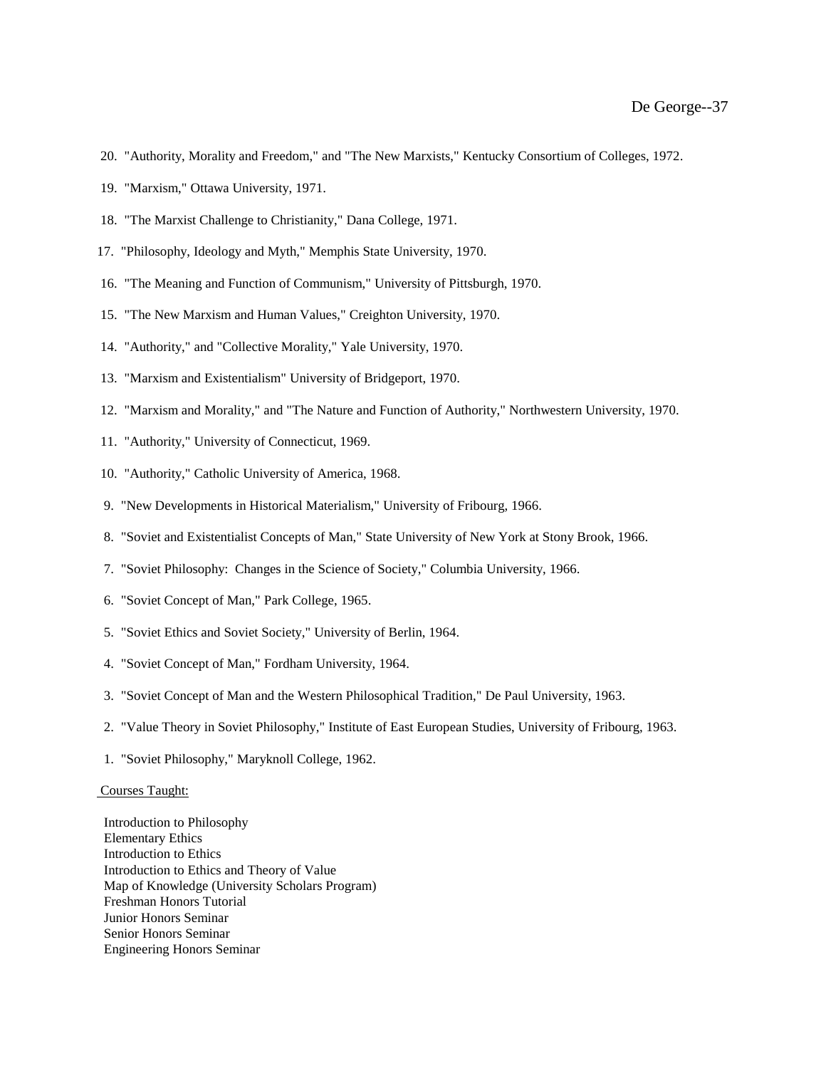20. "Authority, Morality and Freedom," and "The New Marxists," Kentucky Consortium of Colleges, 1972.

19. "Marxism," Ottawa University, 1971.

18. "The Marxist Challenge to Christianity," Dana College, 1971.

17. "Philosophy, Ideology and Myth," Memphis State University, 1970.

16. "The Meaning and Function of Communism," University of Pittsburgh, 1970.

15. "The New Marxism and Human Values," Creighton University, 1970.

14. "Authority," and "Collective Morality," Yale University, 1970.

13. "Marxism and Existentialism" University of Bridgeport, 1970.

12. "Marxism and Morality," and "The Nature and Function of Authority," Northwestern University, 1970.

11. "Authority," University of Connecticut, 1969.

10. "Authority," Catholic University of America, 1968.

9. "New Developments in Historical Materialism," University of Fribourg, 1966.

8. "Soviet and Existentialist Concepts of Man," State University of New York at Stony Brook, 1966.

7. "Soviet Philosophy: Changes in the Science of Society," Columbia University, 1966.

6. "Soviet Concept of Man," Park College, 1965.

5. "Soviet Ethics and Soviet Society," University of Berlin, 1964.

4. "Soviet Concept of Man," Fordham University, 1964.

3. "Soviet Concept of Man and the Western Philosophical Tradition," De Paul University, 1963.

2. "Value Theory in Soviet Philosophy," Institute of East European Studies, University of Fribourg, 1963.

1. "Soviet Philosophy," Maryknoll College, 1962.

Courses Taught:

Introduction to Philosophy
Elementary Ethics
Introduction to Ethics
Introduction to Ethics and Theory of Value
Map of Knowledge (University Scholars Program)
Freshman Honors Tutorial
Junior Honors Seminar
Senior Honors Seminar
Engineering Honors Seminar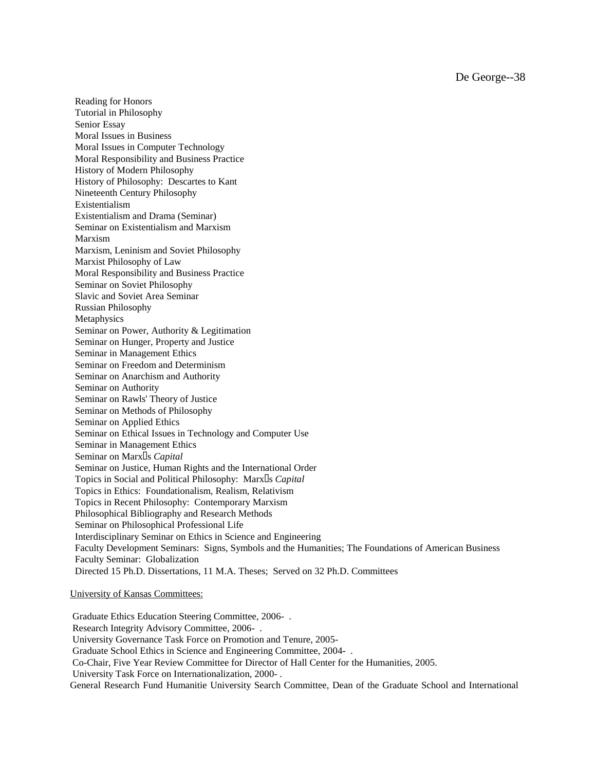Reading for Honors
Tutorial in Philosophy
Senior Essay
Moral Issues in Business
Moral Issues in Computer Technology
Moral Responsibility and Business Practice
History of Modern Philosophy
History of Philosophy: Descartes to Kant
Nineteenth Century Philosophy
Existentialism
Existentialism and Drama (Seminar)
Seminar on Existentialism and Marxism
Marxism
Marxism, Leninism and Soviet Philosophy
Marxist Philosophy of Law
Moral Responsibility and Business Practice
Seminar on Soviet Philosophy
Slavic and Soviet Area Seminar
Russian Philosophy
Metaphysics
Seminar on Power, Authority & Legitimation
Seminar on Hunger, Property and Justice
Seminar in Management Ethics
Seminar on Freedom and Determinism
Seminar on Anarchism and Authority
Seminar on Authority
Seminar on Rawls' Theory of Justice
Seminar on Methods of Philosophy
Seminar on Applied Ethics
Seminar on Ethical Issues in Technology and Computer Use
Seminar in Management Ethics
Seminar on Marx's *Capital*
Seminar on Justice, Human Rights and the International Order
Topics in Social and Political Philosophy: Marx's *Capital*
Topics in Ethics: Foundationalism, Realism, Relativism
Topics in Recent Philosophy: Contemporary Marxism
Philosophical Bibliography and Research Methods
Seminar on Philosophical Professional Life
Interdisciplinary Seminar on Ethics in Science and Engineering
Faculty Development Seminars: Signs, Symbols and the Humanities; The Foundations of American Business
Faculty Seminar: Globalization
Directed 15 Ph.D. Dissertations, 11 M.A. Theses; Served on 32 Ph.D. Committees

<u>University of Kansas Committees:</u>

Graduate Ethics Education Steering Committee, 2006- .
Research Integrity Advisory Committee, 2006- .
University Governance Task Force on Promotion and Tenure, 2005-
Graduate School Ethics in Science and Engineering Committee, 2004- .
Co-Chair, Five Year Review Committee for Director of Hall Center for the Humanities, 2005.
University Task Force on Internationalization, 2000- .
General Research Fund Humanitie University Search Committee, Dean of the Graduate School and International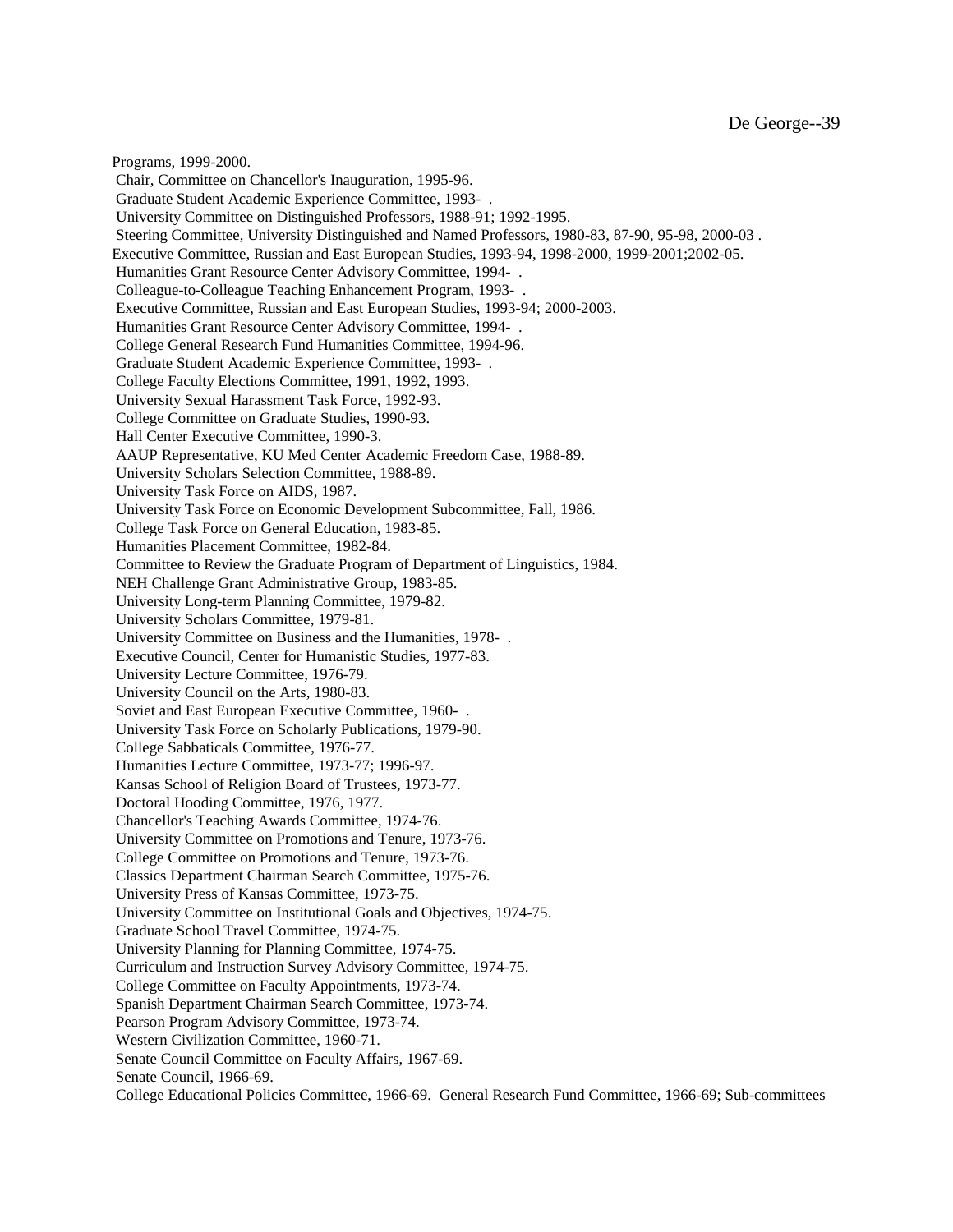Programs, 1999-2000.
Chair, Committee on Chancellor's Inauguration, 1995-96.
Graduate Student Academic Experience Committee, 1993- .
University Committee on Distinguished Professors, 1988-91; 1992-1995.
Steering Committee, University Distinguished and Named Professors, 1980-83, 87-90, 95-98, 2000-03 .
Executive Committee, Russian and East European Studies, 1993-94, 1998-2000, 1999-2001;2002-05.
Humanities Grant Resource Center Advisory Committee, 1994- .
Colleague-to-Colleague Teaching Enhancement Program, 1993- .
Executive Committee, Russian and East European Studies, 1993-94; 2000-2003.
Humanities Grant Resource Center Advisory Committee, 1994- .
College General Research Fund Humanities Committee, 1994-96.
Graduate Student Academic Experience Committee, 1993- .
College Faculty Elections Committee, 1991, 1992, 1993.
University Sexual Harassment Task Force, 1992-93.
College Committee on Graduate Studies, 1990-93.
Hall Center Executive Committee, 1990-3.
AAUP Representative, KU Med Center Academic Freedom Case, 1988-89.
University Scholars Selection Committee, 1988-89.
University Task Force on AIDS, 1987.
University Task Force on Economic Development Subcommittee, Fall, 1986.
College Task Force on General Education, 1983-85.
Humanities Placement Committee, 1982-84.
Committee to Review the Graduate Program of Department of Linguistics, 1984.
NEH Challenge Grant Administrative Group, 1983-85.
University Long-term Planning Committee, 1979-82.
University Scholars Committee, 1979-81.
University Committee on Business and the Humanities, 1978- .
Executive Council, Center for Humanistic Studies, 1977-83.
University Lecture Committee, 1976-79.
University Council on the Arts, 1980-83.
Soviet and East European Executive Committee, 1960- .
University Task Force on Scholarly Publications, 1979-90.
College Sabbaticals Committee, 1976-77.
Humanities Lecture Committee, 1973-77; 1996-97.
Kansas School of Religion Board of Trustees, 1973-77.
Doctoral Hooding Committee, 1976, 1977.
Chancellor's Teaching Awards Committee, 1974-76.
University Committee on Promotions and Tenure, 1973-76.
College Committee on Promotions and Tenure, 1973-76.
Classics Department Chairman Search Committee, 1975-76.
University Press of Kansas Committee, 1973-75.
University Committee on Institutional Goals and Objectives, 1974-75.
Graduate School Travel Committee, 1974-75.
University Planning for Planning Committee, 1974-75.
Curriculum and Instruction Survey Advisory Committee, 1974-75.
College Committee on Faculty Appointments, 1973-74.
Spanish Department Chairman Search Committee, 1973-74.
Pearson Program Advisory Committee, 1973-74.
Western Civilization Committee, 1960-71.
Senate Council Committee on Faculty Affairs, 1967-69.
Senate Council, 1966-69.
College Educational Policies Committee, 1966-69. General Research Fund Committee, 1966-69; Sub-committees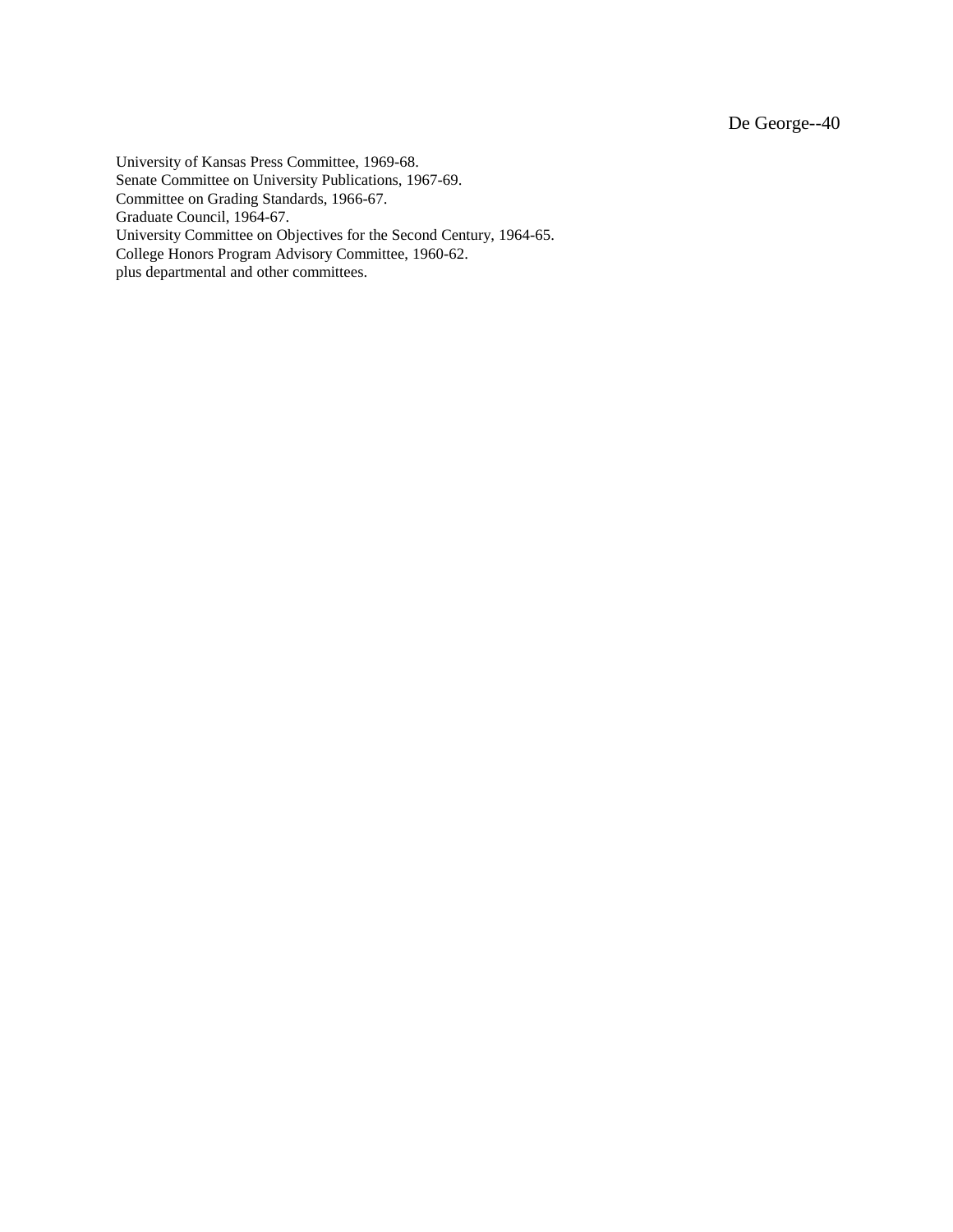University of Kansas Press Committee, 1969-68.
Senate Committee on University Publications, 1967-69.
Committee on Grading Standards, 1966-67.
Graduate Council, 1964-67.
University Committee on Objectives for the Second Century, 1964-65.
College Honors Program Advisory Committee, 1960-62.
plus departmental and other committees.